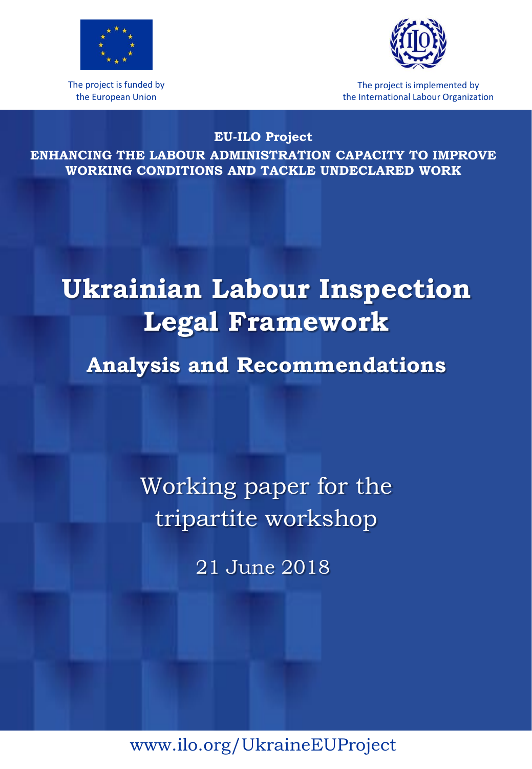The project is funded by the European Union

The project is implemented by the International Labour Organization

**EU-ILO Project**

**ENHANCING THE LABOUR ADMINISTRATION CAPACITY TO IMPROVE WORKING CONDITIONS AND TACKLE UNDECLARED WORK**

# Ukrainian Labour Inspection Legal Framework

## Analysis and Recommendations

Working paper for the tripartite workshop

21 June 2018

www.ilo.org/UkraineEUProject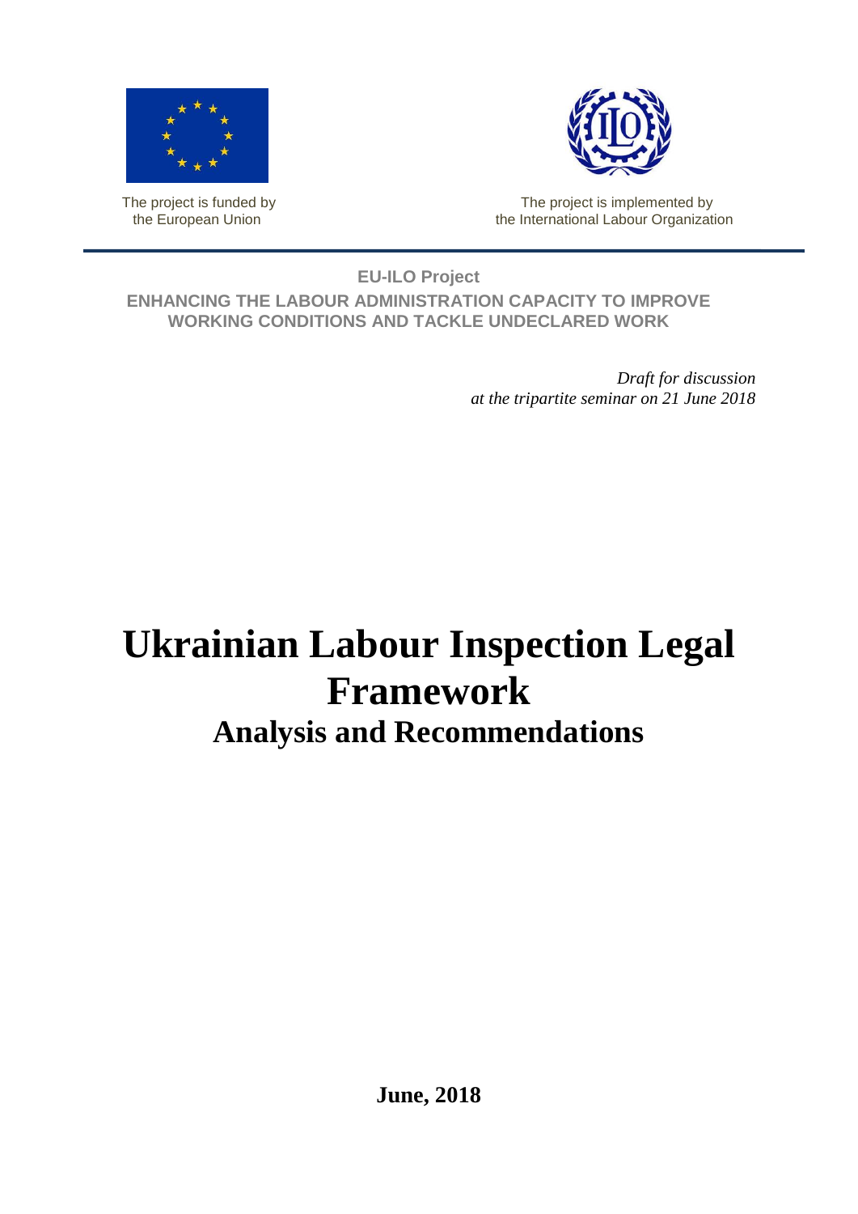The project is funded by
the European Union

The project is implemented by
the International Labour Organization

**EU-ILO Project**

**ENHANCING THE LABOUR ADMINISTRATION CAPACITY TO IMPROVE WORKING CONDITIONS AND TACKLE UNDECLARED WORK**

*Draft for discussion*
*at the tripartite seminar on 21 June 2018*

# Ukrainian Labour Inspection Legal Framework

## Analysis and Recommendations

**June, 2018**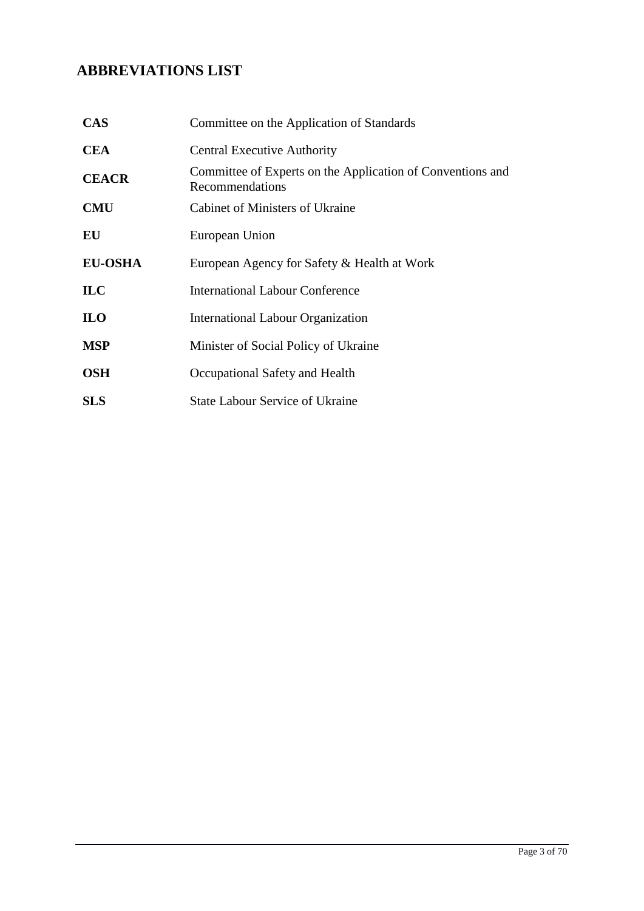## ABBREVIATIONS LIST

| | |
|---|---|
| **CAS** | Committee on the Application of Standards |
| **CEA** | Central Executive Authority |
| **CEACR** | Committee of Experts on the Application of Conventions and Recommendations |
| **CMU** | Cabinet of Ministers of Ukraine |
| **EU** | European Union |
| **EU-OSHA** | European Agency for Safety & Health at Work |
| **ILC** | International Labour Conference |
| **ILO** | International Labour Organization |
| **MSP** | Minister of Social Policy of Ukraine |
| **OSH** | Occupational Safety and Health |
| **SLS** | State Labour Service of Ukraine |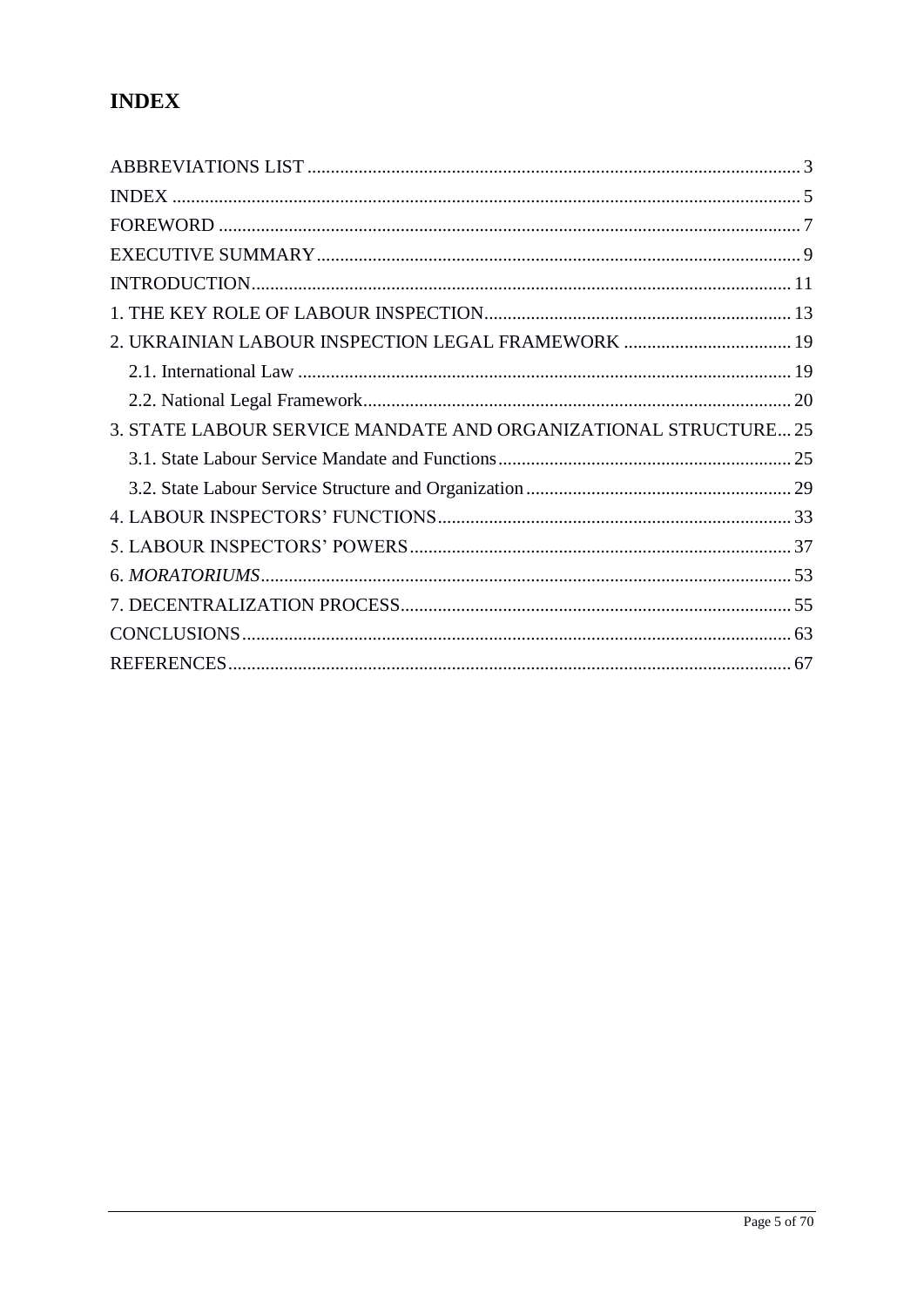# INDEX

ABBREVIATIONS LIST ........................................................................................................ 3

INDEX ..................................................................................................................................... 5

FOREWORD ........................................................................................................................... 7

EXECUTIVE SUMMARY ...................................................................................................... 9

INTRODUCTION .................................................................................................................. 11

1. THE KEY ROLE OF LABOUR INSPECTION ................................................................. 13

2. UKRAINIAN LABOUR INSPECTION LEGAL FRAMEWORK ................................... 19

  2.1. International Law ......................................................................................................... 19

  2.2. National Legal Framework .......................................................................................... 20

3. STATE LABOUR SERVICE MANDATE AND ORGANIZATIONAL STRUCTURE ... 25

  3.1. State Labour Service Mandate and Functions .............................................................. 25

  3.2. State Labour Service Structure and Organization ........................................................ 29

4. LABOUR INSPECTORS' FUNCTIONS ........................................................................... 33

5. LABOUR INSPECTORS' POWERS ................................................................................. 37

6. *MORATORIUMS* ................................................................................................................ 53

7. DECENTRALIZATION PROCESS .................................................................................. 55

CONCLUSIONS .................................................................................................................... 63

REFERENCES ....................................................................................................................... 67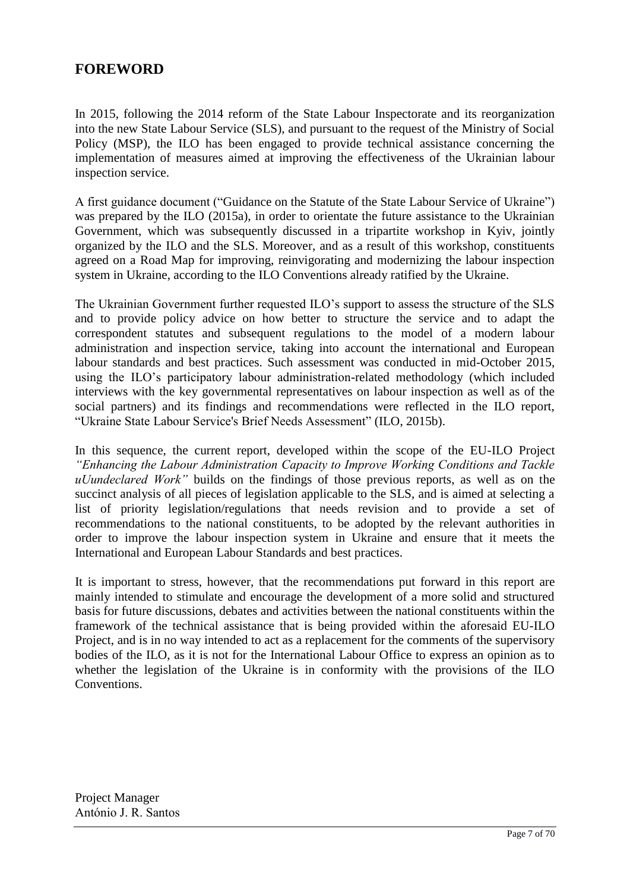## FOREWORD

In 2015, following the 2014 reform of the State Labour Inspectorate and its reorganization into the new State Labour Service (SLS), and pursuant to the request of the Ministry of Social Policy (MSP), the ILO has been engaged to provide technical assistance concerning the implementation of measures aimed at improving the effectiveness of the Ukrainian labour inspection service.

A first guidance document ("Guidance on the Statute of the State Labour Service of Ukraine") was prepared by the ILO (2015a), in order to orientate the future assistance to the Ukrainian Government, which was subsequently discussed in a tripartite workshop in Kyiv, jointly organized by the ILO and the SLS. Moreover, and as a result of this workshop, constituents agreed on a Road Map for improving, reinvigorating and modernizing the labour inspection system in Ukraine, according to the ILO Conventions already ratified by the Ukraine.

The Ukrainian Government further requested ILO's support to assess the structure of the SLS and to provide policy advice on how better to structure the service and to adapt the correspondent statutes and subsequent regulations to the model of a modern labour administration and inspection service, taking into account the international and European labour standards and best practices. Such assessment was conducted in mid-October 2015, using the ILO's participatory labour administration-related methodology (which included interviews with the key governmental representatives on labour inspection as well as of the social partners) and its findings and recommendations were reflected in the ILO report, "Ukraine State Labour Service's Brief Needs Assessment" (ILO, 2015b).

In this sequence, the current report, developed within the scope of the EU-ILO Project *"Enhancing the Labour Administration Capacity to Improve Working Conditions and Tackle uUundeclared Work"* builds on the findings of those previous reports, as well as on the succinct analysis of all pieces of legislation applicable to the SLS, and is aimed at selecting a list of priority legislation/regulations that needs revision and to provide a set of recommendations to the national constituents, to be adopted by the relevant authorities in order to improve the labour inspection system in Ukraine and ensure that it meets the International and European Labour Standards and best practices.

It is important to stress, however, that the recommendations put forward in this report are mainly intended to stimulate and encourage the development of a more solid and structured basis for future discussions, debates and activities between the national constituents within the framework of the technical assistance that is being provided within the aforesaid EU-ILO Project, and is in no way intended to act as a replacement for the comments of the supervisory bodies of the ILO, as it is not for the International Labour Office to express an opinion as to whether the legislation of the Ukraine is in conformity with the provisions of the ILO Conventions.

Project Manager
António J. R. Santos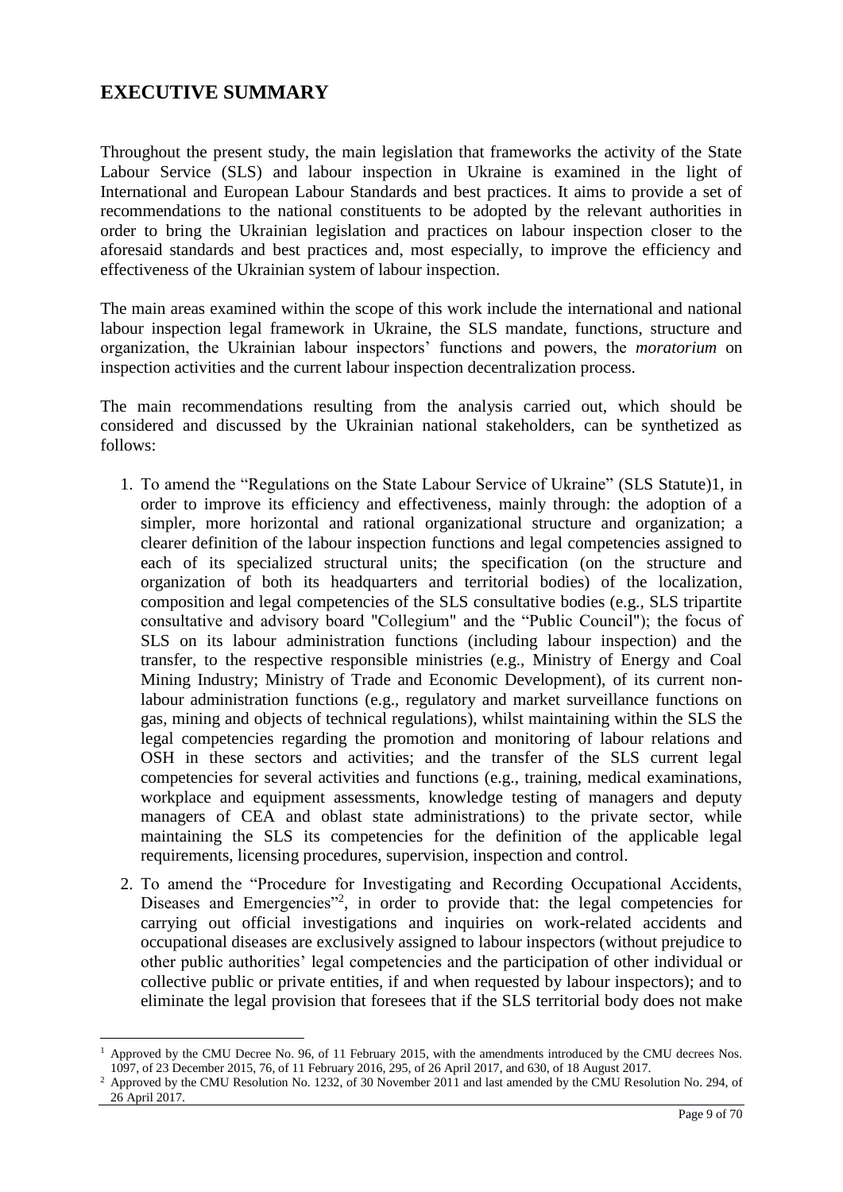## EXECUTIVE SUMMARY

Throughout the present study, the main legislation that frameworks the activity of the State Labour Service (SLS) and labour inspection in Ukraine is examined in the light of International and European Labour Standards and best practices. It aims to provide a set of recommendations to the national constituents to be adopted by the relevant authorities in order to bring the Ukrainian legislation and practices on labour inspection closer to the aforesaid standards and best practices and, most especially, to improve the efficiency and effectiveness of the Ukrainian system of labour inspection.

The main areas examined within the scope of this work include the international and national labour inspection legal framework in Ukraine, the SLS mandate, functions, structure and organization, the Ukrainian labour inspectors' functions and powers, the *moratorium* on inspection activities and the current labour inspection decentralization process.

The main recommendations resulting from the analysis carried out, which should be considered and discussed by the Ukrainian national stakeholders, can be synthetized as follows:

1. To amend the "Regulations on the State Labour Service of Ukraine" (SLS Statute)1, in order to improve its efficiency and effectiveness, mainly through: the adoption of a simpler, more horizontal and rational organizational structure and organization; a clearer definition of the labour inspection functions and legal competencies assigned to each of its specialized structural units; the specification (on the structure and organization of both its headquarters and territorial bodies) of the localization, composition and legal competencies of the SLS consultative bodies (e.g., SLS tripartite consultative and advisory board "Collegium" and the "Public Council"); the focus of SLS on its labour administration functions (including labour inspection) and the transfer, to the respective responsible ministries (e.g., Ministry of Energy and Coal Mining Industry; Ministry of Trade and Economic Development), of its current non-labour administration functions (e.g., regulatory and market surveillance functions on gas, mining and objects of technical regulations), whilst maintaining within the SLS the legal competencies regarding the promotion and monitoring of labour relations and OSH in these sectors and activities; and the transfer of the SLS current legal competencies for several activities and functions (e.g., training, medical examinations, workplace and equipment assessments, knowledge testing of managers and deputy managers of CEA and oblast state administrations) to the private sector, while maintaining the SLS its competencies for the definition of the applicable legal requirements, licensing procedures, supervision, inspection and control.
2. To amend the "Procedure for Investigating and Recording Occupational Accidents, Diseases and Emergencies"[2], in order to provide that: the legal competencies for carrying out official investigations and inquiries on work-related accidents and occupational diseases are exclusively assigned to labour inspectors (without prejudice to other public authorities' legal competencies and the participation of other individual or collective public or private entities, if and when requested by labour inspectors); and to eliminate the legal provision that foresees that if the SLS territorial body does not make

[1] Approved by the CMU Decree No. 96, of 11 February 2015, with the amendments introduced by the CMU decrees Nos. 1097, of 23 December 2015, 76, of 11 February 2016, 295, of 26 April 2017, and 630, of 18 August 2017.

[2] Approved by the CMU Resolution No. 1232, of 30 November 2011 and last amended by the CMU Resolution No. 294, of 26 April 2017.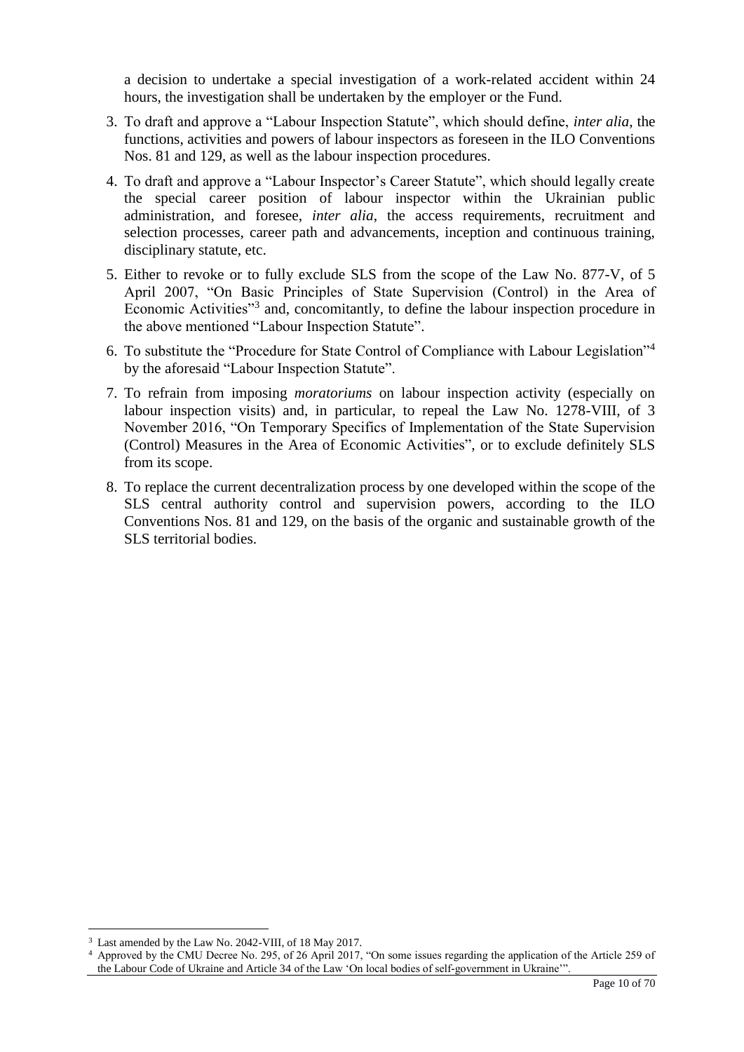a decision to undertake a special investigation of a work-related accident within 24 hours, the investigation shall be undertaken by the employer or the Fund.

3. To draft and approve a "Labour Inspection Statute", which should define, *inter alia*, the functions, activities and powers of labour inspectors as foreseen in the ILO Conventions Nos. 81 and 129, as well as the labour inspection procedures.
4. To draft and approve a "Labour Inspector's Career Statute", which should legally create the special career position of labour inspector within the Ukrainian public administration, and foresee, *inter alia*, the access requirements, recruitment and selection processes, career path and advancements, inception and continuous training, disciplinary statute, etc.
5. Either to revoke or to fully exclude SLS from the scope of the Law No. 877-V, of 5 April 2007, "On Basic Principles of State Supervision (Control) in the Area of Economic Activities"[3] and, concomitantly, to define the labour inspection procedure in the above mentioned "Labour Inspection Statute".
6. To substitute the "Procedure for State Control of Compliance with Labour Legislation"[4] by the aforesaid "Labour Inspection Statute".
7. To refrain from imposing *moratoriums* on labour inspection activity (especially on labour inspection visits) and, in particular, to repeal the Law No. 1278-VIII, of 3 November 2016, "On Temporary Specifics of Implementation of the State Supervision (Control) Measures in the Area of Economic Activities", or to exclude definitely SLS from its scope.
8. To replace the current decentralization process by one developed within the scope of the SLS central authority control and supervision powers, according to the ILO Conventions Nos. 81 and 129, on the basis of the organic and sustainable growth of the SLS territorial bodies.

[3] Last amended by the Law No. 2042-VIII, of 18 May 2017.

[4] Approved by the CMU Decree No. 295, of 26 April 2017, "On some issues regarding the application of the Article 259 of the Labour Code of Ukraine and Article 34 of the Law 'On local bodies of self-government in Ukraine'".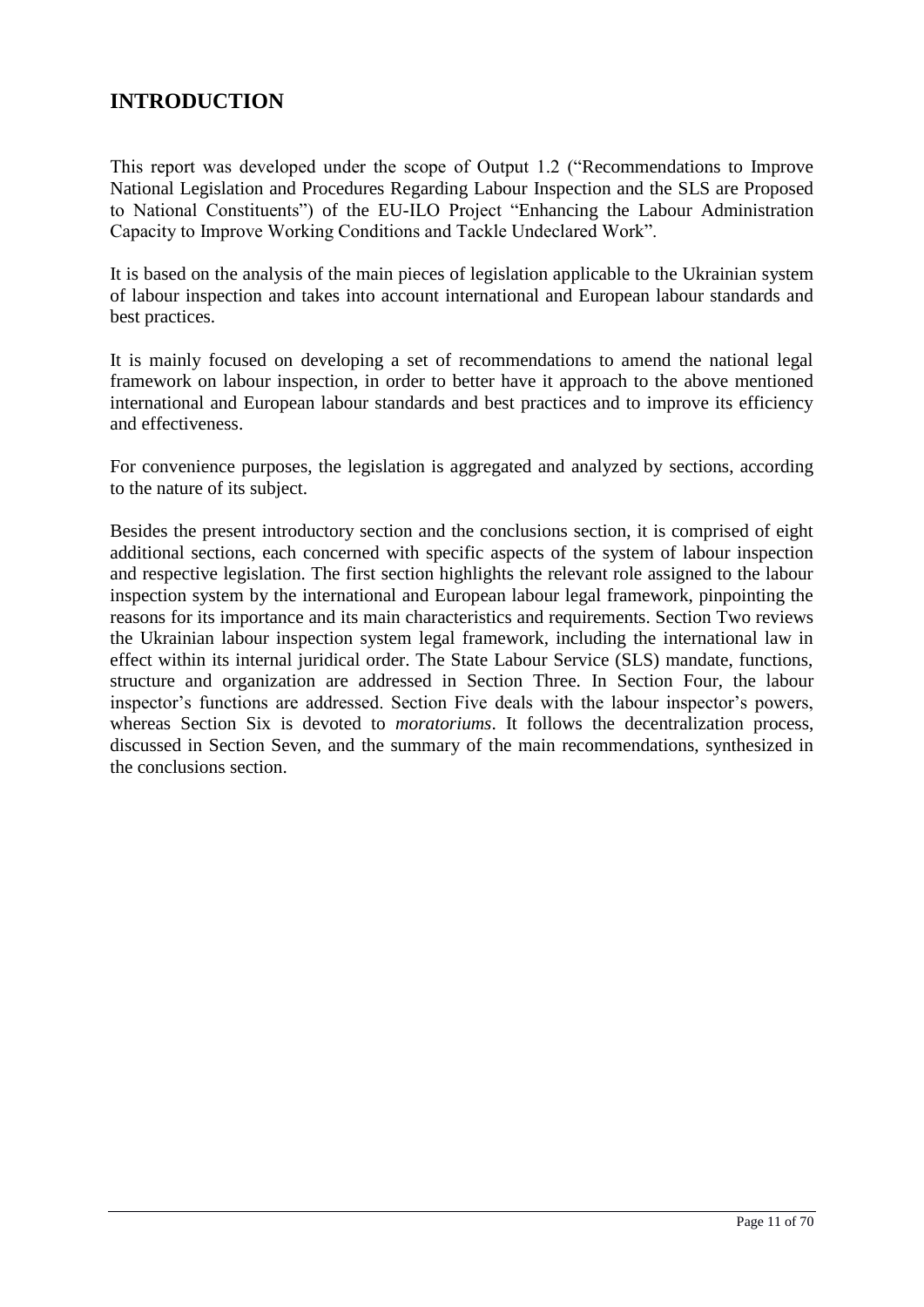# INTRODUCTION

This report was developed under the scope of Output 1.2 ("Recommendations to Improve National Legislation and Procedures Regarding Labour Inspection and the SLS are Proposed to National Constituents") of the EU-ILO Project "Enhancing the Labour Administration Capacity to Improve Working Conditions and Tackle Undeclared Work".

It is based on the analysis of the main pieces of legislation applicable to the Ukrainian system of labour inspection and takes into account international and European labour standards and best practices.

It is mainly focused on developing a set of recommendations to amend the national legal framework on labour inspection, in order to better have it approach to the above mentioned international and European labour standards and best practices and to improve its efficiency and effectiveness.

For convenience purposes, the legislation is aggregated and analyzed by sections, according to the nature of its subject.

Besides the present introductory section and the conclusions section, it is comprised of eight additional sections, each concerned with specific aspects of the system of labour inspection and respective legislation. The first section highlights the relevant role assigned to the labour inspection system by the international and European labour legal framework, pinpointing the reasons for its importance and its main characteristics and requirements. Section Two reviews the Ukrainian labour inspection system legal framework, including the international law in effect within its internal juridical order. The State Labour Service (SLS) mandate, functions, structure and organization are addressed in Section Three. In Section Four, the labour inspector's functions are addressed. Section Five deals with the labour inspector's powers, whereas Section Six is devoted to *moratoriums*. It follows the decentralization process, discussed in Section Seven, and the summary of the main recommendations, synthesized in the conclusions section.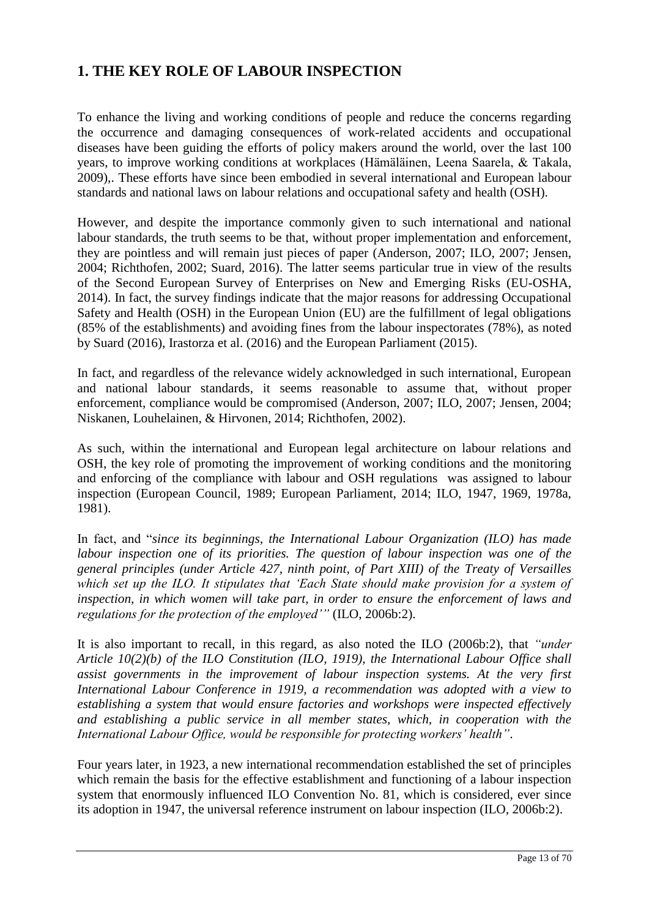# 1. THE KEY ROLE OF LABOUR INSPECTION

To enhance the living and working conditions of people and reduce the concerns regarding the occurrence and damaging consequences of work-related accidents and occupational diseases have been guiding the efforts of policy makers around the world, over the last 100 years, to improve working conditions at workplaces (Hämäläinen, Leena Saarela, & Takala, 2009),. These efforts have since been embodied in several international and European labour standards and national laws on labour relations and occupational safety and health (OSH).

However, and despite the importance commonly given to such international and national labour standards, the truth seems to be that, without proper implementation and enforcement, they are pointless and will remain just pieces of paper (Anderson, 2007; ILO, 2007; Jensen, 2004; Richthofen, 2002; Suard, 2016). The latter seems particular true in view of the results of the Second European Survey of Enterprises on New and Emerging Risks (EU-OSHA, 2014). In fact, the survey findings indicate that the major reasons for addressing Occupational Safety and Health (OSH) in the European Union (EU) are the fulfillment of legal obligations (85% of the establishments) and avoiding fines from the labour inspectorates (78%), as noted by Suard (2016), Irastorza et al. (2016) and the European Parliament (2015).

In fact, and regardless of the relevance widely acknowledged in such international, European and national labour standards, it seems reasonable to assume that, without proper enforcement, compliance would be compromised (Anderson, 2007; ILO, 2007; Jensen, 2004; Niskanen, Louhelainen, & Hirvonen, 2014; Richthofen, 2002).

As such, within the international and European legal architecture on labour relations and OSH, the key role of promoting the improvement of working conditions and the monitoring and enforcing of the compliance with labour and OSH regulations was assigned to labour inspection (European Council, 1989; European Parliament, 2014; ILO, 1947, 1969, 1978a, 1981).

In fact, and "*since its beginnings, the International Labour Organization (ILO) has made labour inspection one of its priorities. The question of labour inspection was one of the general principles (under Article 427, ninth point, of Part XIII) of the Treaty of Versailles which set up the ILO. It stipulates that 'Each State should make provision for a system of inspection, in which women will take part, in order to ensure the enforcement of laws and regulations for the protection of the employed'"* (ILO, 2006b:2).

It is also important to recall, in this regard, as also noted the ILO (2006b:2), that *"under Article 10(2)(b) of the ILO Constitution (ILO, 1919), the International Labour Office shall assist governments in the improvement of labour inspection systems. At the very first International Labour Conference in 1919, a recommendation was adopted with a view to establishing a system that would ensure factories and workshops were inspected effectively and establishing a public service in all member states, which, in cooperation with the International Labour Office, would be responsible for protecting workers' health"*.

Four years later, in 1923, a new international recommendation established the set of principles which remain the basis for the effective establishment and functioning of a labour inspection system that enormously influenced ILO Convention No. 81, which is considered, ever since its adoption in 1947, the universal reference instrument on labour inspection (ILO, 2006b:2).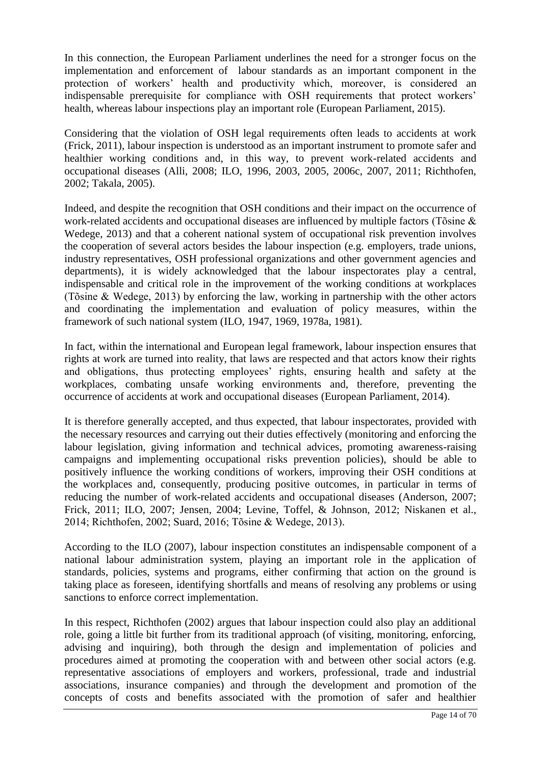In this connection, the European Parliament underlines the need for a stronger focus on the implementation and enforcement of labour standards as an important component in the protection of workers' health and productivity which, moreover, is considered an indispensable prerequisite for compliance with OSH requirements that protect workers' health, whereas labour inspections play an important role (European Parliament, 2015).

Considering that the violation of OSH legal requirements often leads to accidents at work (Frick, 2011), labour inspection is understood as an important instrument to promote safer and healthier working conditions and, in this way, to prevent work-related accidents and occupational diseases (Alli, 2008; ILO, 1996, 2003, 2005, 2006c, 2007, 2011; Richthofen, 2002; Takala, 2005).

Indeed, and despite the recognition that OSH conditions and their impact on the occurrence of work-related accidents and occupational diseases are influenced by multiple factors (Tõsine & Wedege, 2013) and that a coherent national system of occupational risk prevention involves the cooperation of several actors besides the labour inspection (e.g. employers, trade unions, industry representatives, OSH professional organizations and other government agencies and departments), it is widely acknowledged that the labour inspectorates play a central, indispensable and critical role in the improvement of the working conditions at workplaces (Tõsine & Wedege, 2013) by enforcing the law, working in partnership with the other actors and coordinating the implementation and evaluation of policy measures, within the framework of such national system (ILO, 1947, 1969, 1978a, 1981).

In fact, within the international and European legal framework, labour inspection ensures that rights at work are turned into reality, that laws are respected and that actors know their rights and obligations, thus protecting employees' rights, ensuring health and safety at the workplaces, combating unsafe working environments and, therefore, preventing the occurrence of accidents at work and occupational diseases (European Parliament, 2014).

It is therefore generally accepted, and thus expected, that labour inspectorates, provided with the necessary resources and carrying out their duties effectively (monitoring and enforcing the labour legislation, giving information and technical advices, promoting awareness-raising campaigns and implementing occupational risks prevention policies), should be able to positively influence the working conditions of workers, improving their OSH conditions at the workplaces and, consequently, producing positive outcomes, in particular in terms of reducing the number of work-related accidents and occupational diseases (Anderson, 2007; Frick, 2011; ILO, 2007; Jensen, 2004; Levine, Toffel, & Johnson, 2012; Niskanen et al., 2014; Richthofen, 2002; Suard, 2016; Tõsine & Wedege, 2013).

According to the ILO (2007), labour inspection constitutes an indispensable component of a national labour administration system, playing an important role in the application of standards, policies, systems and programs, either confirming that action on the ground is taking place as foreseen, identifying shortfalls and means of resolving any problems or using sanctions to enforce correct implementation.

In this respect, Richthofen (2002) argues that labour inspection could also play an additional role, going a little bit further from its traditional approach (of visiting, monitoring, enforcing, advising and inquiring), both through the design and implementation of policies and procedures aimed at promoting the cooperation with and between other social actors (e.g. representative associations of employers and workers, professional, trade and industrial associations, insurance companies) and through the development and promotion of the concepts of costs and benefits associated with the promotion of safer and healthier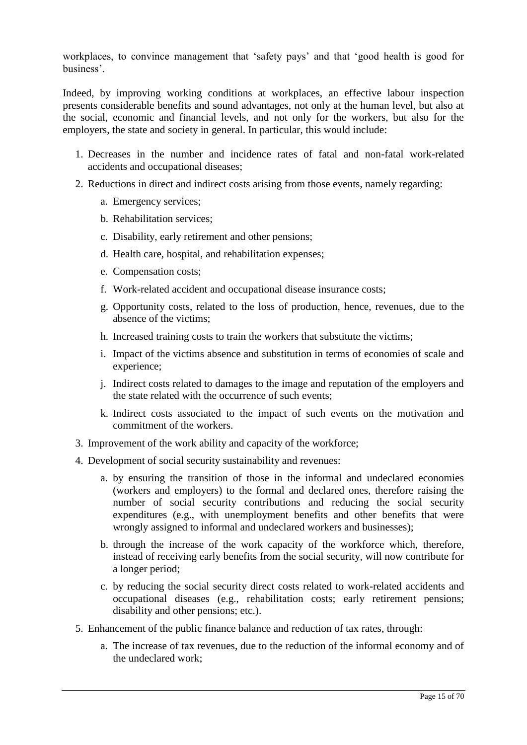workplaces, to convince management that 'safety pays' and that 'good health is good for business'.

Indeed, by improving working conditions at workplaces, an effective labour inspection presents considerable benefits and sound advantages, not only at the human level, but also at the social, economic and financial levels, and not only for the workers, but also for the employers, the state and society in general. In particular, this would include:

1. Decreases in the number and incidence rates of fatal and non-fatal work-related accidents and occupational diseases;
2. Reductions in direct and indirect costs arising from those events, namely regarding:
   a. Emergency services;
   b. Rehabilitation services;
   c. Disability, early retirement and other pensions;
   d. Health care, hospital, and rehabilitation expenses;
   e. Compensation costs;
   f. Work-related accident and occupational disease insurance costs;
   g. Opportunity costs, related to the loss of production, hence, revenues, due to the absence of the victims;
   h. Increased training costs to train the workers that substitute the victims;
   i. Impact of the victims absence and substitution in terms of economies of scale and experience;
   j. Indirect costs related to damages to the image and reputation of the employers and the state related with the occurrence of such events;
   k. Indirect costs associated to the impact of such events on the motivation and commitment of the workers.
3. Improvement of the work ability and capacity of the workforce;
4. Development of social security sustainability and revenues:
   a. by ensuring the transition of those in the informal and undeclared economies (workers and employers) to the formal and declared ones, therefore raising the number of social security contributions and reducing the social security expenditures (e.g., with unemployment benefits and other benefits that were wrongly assigned to informal and undeclared workers and businesses);
   b. through the increase of the work capacity of the workforce which, therefore, instead of receiving early benefits from the social security, will now contribute for a longer period;
   c. by reducing the social security direct costs related to work-related accidents and occupational diseases (e.g., rehabilitation costs; early retirement pensions; disability and other pensions; etc.).
5. Enhancement of the public finance balance and reduction of tax rates, through:
   a. The increase of tax revenues, due to the reduction of the informal economy and of the undeclared work;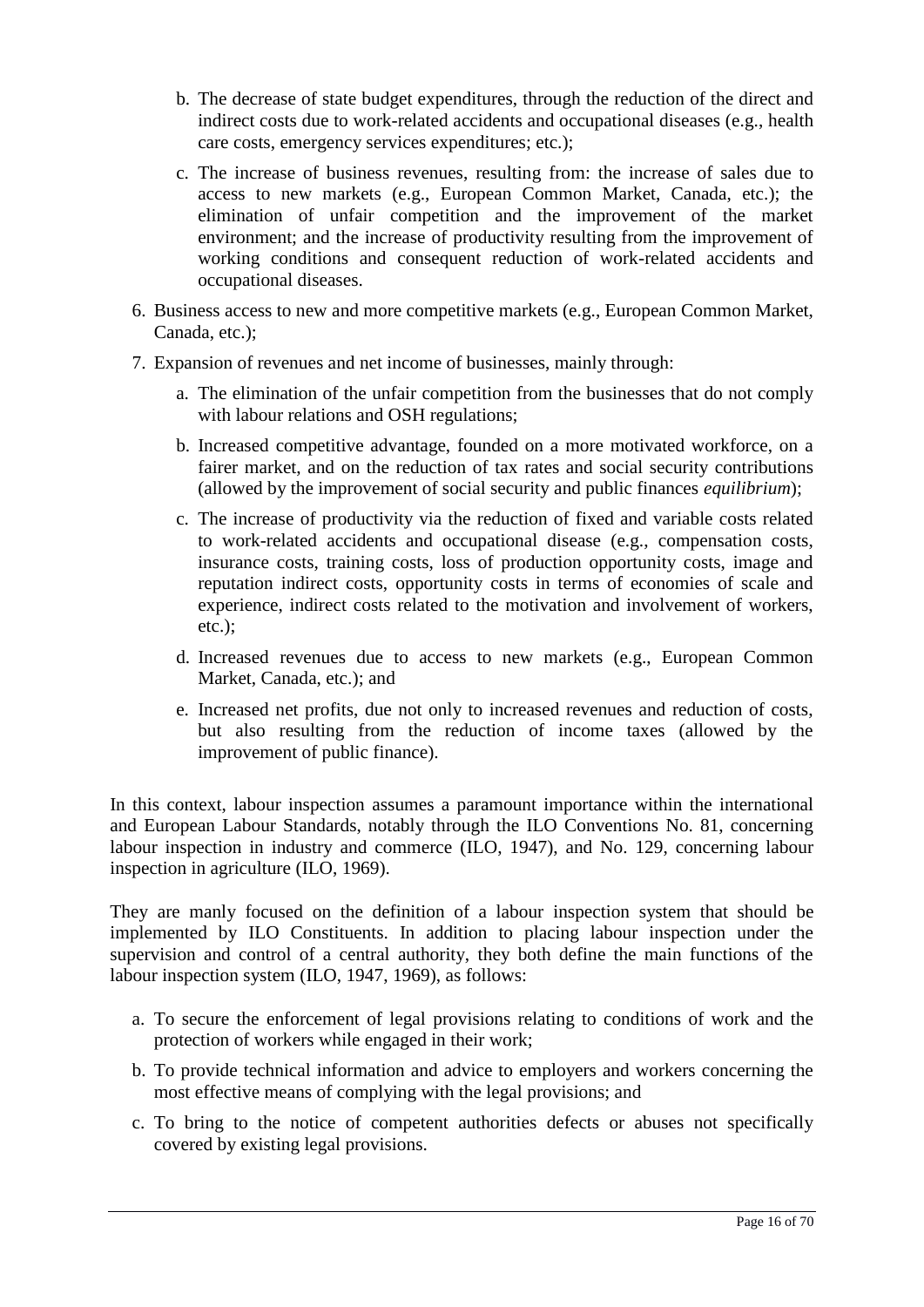b. The decrease of state budget expenditures, through the reduction of the direct and indirect costs due to work-related accidents and occupational diseases (e.g., health care costs, emergency services expenditures; etc.);

   c. The increase of business revenues, resulting from: the increase of sales due to access to new markets (e.g., European Common Market, Canada, etc.); the elimination of unfair competition and the improvement of the market environment; and the increase of productivity resulting from the improvement of working conditions and consequent reduction of work-related accidents and occupational diseases.

6. Business access to new and more competitive markets (e.g., European Common Market, Canada, etc.);

7. Expansion of revenues and net income of businesses, mainly through:

   a. The elimination of the unfair competition from the businesses that do not comply with labour relations and OSH regulations;

   b. Increased competitive advantage, founded on a more motivated workforce, on a fairer market, and on the reduction of tax rates and social security contributions (allowed by the improvement of social security and public finances *equilibrium*);

   c. The increase of productivity via the reduction of fixed and variable costs related to work-related accidents and occupational disease (e.g., compensation costs, insurance costs, training costs, loss of production opportunity costs, image and reputation indirect costs, opportunity costs in terms of economies of scale and experience, indirect costs related to the motivation and involvement of workers, etc.);

   d. Increased revenues due to access to new markets (e.g., European Common Market, Canada, etc.); and

   e. Increased net profits, due not only to increased revenues and reduction of costs, but also resulting from the reduction of income taxes (allowed by the improvement of public finance).

In this context, labour inspection assumes a paramount importance within the international and European Labour Standards, notably through the ILO Conventions No. 81, concerning labour inspection in industry and commerce (ILO, 1947), and No. 129, concerning labour inspection in agriculture (ILO, 1969).

They are manly focused on the definition of a labour inspection system that should be implemented by ILO Constituents. In addition to placing labour inspection under the supervision and control of a central authority, they both define the main functions of the labour inspection system (ILO, 1947, 1969), as follows:

a. To secure the enforcement of legal provisions relating to conditions of work and the protection of workers while engaged in their work;

b. To provide technical information and advice to employers and workers concerning the most effective means of complying with the legal provisions; and

c. To bring to the notice of competent authorities defects or abuses not specifically covered by existing legal provisions.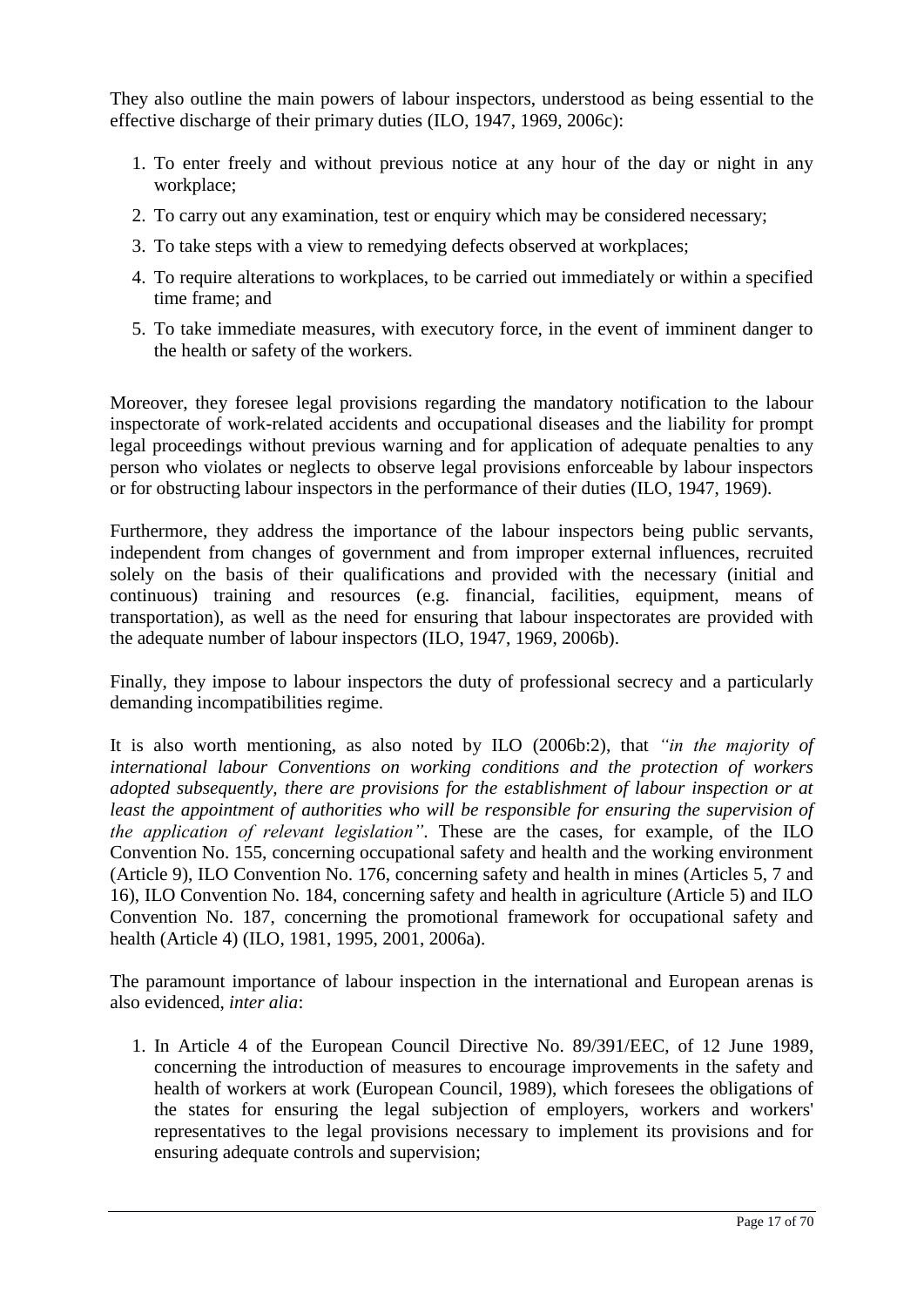They also outline the main powers of labour inspectors, understood as being essential to the effective discharge of their primary duties (ILO, 1947, 1969, 2006c):

1. To enter freely and without previous notice at any hour of the day or night in any workplace;
2. To carry out any examination, test or enquiry which may be considered necessary;
3. To take steps with a view to remedying defects observed at workplaces;
4. To require alterations to workplaces, to be carried out immediately or within a specified time frame; and
5. To take immediate measures, with executory force, in the event of imminent danger to the health or safety of the workers.

Moreover, they foresee legal provisions regarding the mandatory notification to the labour inspectorate of work-related accidents and occupational diseases and the liability for prompt legal proceedings without previous warning and for application of adequate penalties to any person who violates or neglects to observe legal provisions enforceable by labour inspectors or for obstructing labour inspectors in the performance of their duties (ILO, 1947, 1969).

Furthermore, they address the importance of the labour inspectors being public servants, independent from changes of government and from improper external influences, recruited solely on the basis of their qualifications and provided with the necessary (initial and continuous) training and resources (e.g. financial, facilities, equipment, means of transportation), as well as the need for ensuring that labour inspectorates are provided with the adequate number of labour inspectors (ILO, 1947, 1969, 2006b).

Finally, they impose to labour inspectors the duty of professional secrecy and a particularly demanding incompatibilities regime.

It is also worth mentioning, as also noted by ILO (2006b:2), that *"in the majority of international labour Conventions on working conditions and the protection of workers adopted subsequently, there are provisions for the establishment of labour inspection or at least the appointment of authorities who will be responsible for ensuring the supervision of the application of relevant legislation"*. These are the cases, for example, of the ILO Convention No. 155, concerning occupational safety and health and the working environment (Article 9), ILO Convention No. 176, concerning safety and health in mines (Articles 5, 7 and 16), ILO Convention No. 184, concerning safety and health in agriculture (Article 5) and ILO Convention No. 187, concerning the promotional framework for occupational safety and health (Article 4) (ILO, 1981, 1995, 2001, 2006a).

The paramount importance of labour inspection in the international and European arenas is also evidenced, *inter alia*:

1. In Article 4 of the European Council Directive No. 89/391/EEC, of 12 June 1989, concerning the introduction of measures to encourage improvements in the safety and health of workers at work (European Council, 1989), which foresees the obligations of the states for ensuring the legal subjection of employers, workers and workers' representatives to the legal provisions necessary to implement its provisions and for ensuring adequate controls and supervision;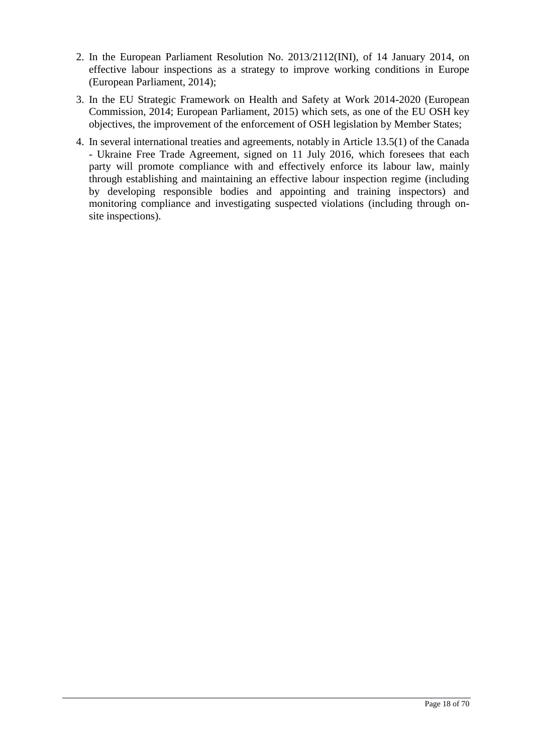2. In the European Parliament Resolution No. 2013/2112(INI), of 14 January 2014, on effective labour inspections as a strategy to improve working conditions in Europe (European Parliament, 2014);
3. In the EU Strategic Framework on Health and Safety at Work 2014-2020 (European Commission, 2014; European Parliament, 2015) which sets, as one of the EU OSH key objectives, the improvement of the enforcement of OSH legislation by Member States;
4. In several international treaties and agreements, notably in Article 13.5(1) of the Canada - Ukraine Free Trade Agreement, signed on 11 July 2016, which foresees that each party will promote compliance with and effectively enforce its labour law, mainly through establishing and maintaining an effective labour inspection regime (including by developing responsible bodies and appointing and training inspectors) and monitoring compliance and investigating suspected violations (including through on-site inspections).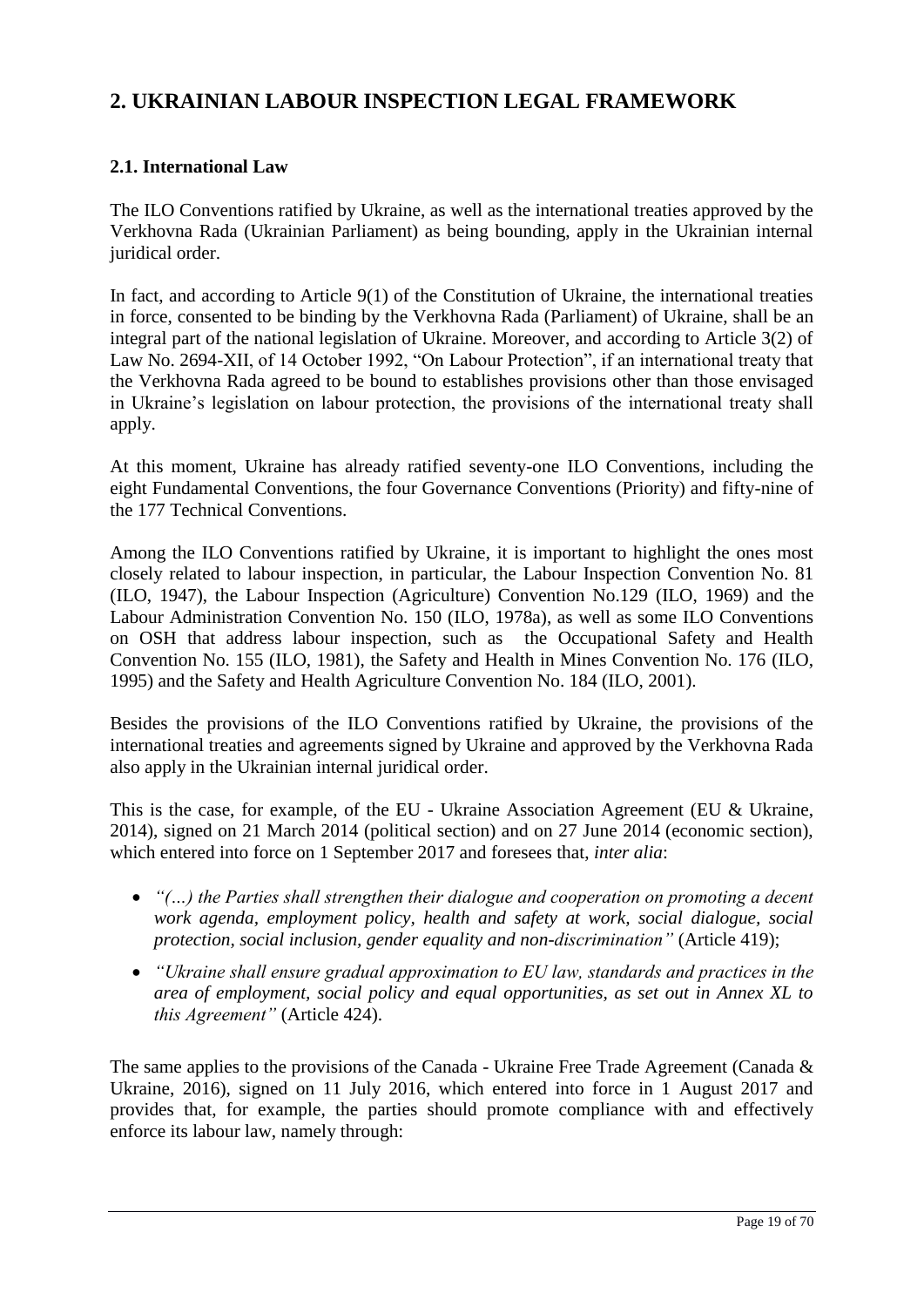# 2. UKRAINIAN LABOUR INSPECTION LEGAL FRAMEWORK

## 2.1. International Law

The ILO Conventions ratified by Ukraine, as well as the international treaties approved by the Verkhovna Rada (Ukrainian Parliament) as being bounding, apply in the Ukrainian internal juridical order.

In fact, and according to Article 9(1) of the Constitution of Ukraine, the international treaties in force, consented to be binding by the Verkhovna Rada (Parliament) of Ukraine, shall be an integral part of the national legislation of Ukraine. Moreover, and according to Article 3(2) of Law No. 2694-XII, of 14 October 1992, "On Labour Protection", if an international treaty that the Verkhovna Rada agreed to be bound to establishes provisions other than those envisaged in Ukraine's legislation on labour protection, the provisions of the international treaty shall apply.

At this moment, Ukraine has already ratified seventy-one ILO Conventions, including the eight Fundamental Conventions, the four Governance Conventions (Priority) and fifty-nine of the 177 Technical Conventions.

Among the ILO Conventions ratified by Ukraine, it is important to highlight the ones most closely related to labour inspection, in particular, the Labour Inspection Convention No. 81 (ILO, 1947), the Labour Inspection (Agriculture) Convention No.129 (ILO, 1969) and the Labour Administration Convention No. 150 (ILO, 1978a), as well as some ILO Conventions on OSH that address labour inspection, such as the Occupational Safety and Health Convention No. 155 (ILO, 1981), the Safety and Health in Mines Convention No. 176 (ILO, 1995) and the Safety and Health Agriculture Convention No. 184 (ILO, 2001).

Besides the provisions of the ILO Conventions ratified by Ukraine, the provisions of the international treaties and agreements signed by Ukraine and approved by the Verkhovna Rada also apply in the Ukrainian internal juridical order.

This is the case, for example, of the EU - Ukraine Association Agreement (EU & Ukraine, 2014), signed on 21 March 2014 (political section) and on 27 June 2014 (economic section), which entered into force on 1 September 2017 and foresees that, *inter alia*:

- *"(…) the Parties shall strengthen their dialogue and cooperation on promoting a decent work agenda, employment policy, health and safety at work, social dialogue, social protection, social inclusion, gender equality and non-discrimination"* (Article 419);
- *"Ukraine shall ensure gradual approximation to EU law, standards and practices in the area of employment, social policy and equal opportunities, as set out in Annex XL to this Agreement"* (Article 424).

The same applies to the provisions of the Canada - Ukraine Free Trade Agreement (Canada & Ukraine, 2016), signed on 11 July 2016, which entered into force in 1 August 2017 and provides that, for example, the parties should promote compliance with and effectively enforce its labour law, namely through: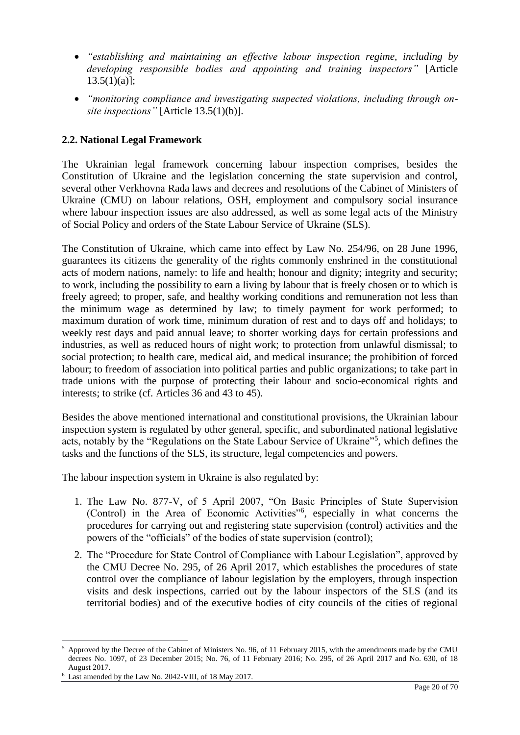- *"establishing and maintaining an effective labour inspection regime, including by developing responsible bodies and appointing and training inspectors"* [Article 13.5(1)(a)];
- *"monitoring compliance and investigating suspected violations, including through on-site inspections"* [Article 13.5(1)(b)].

### 2.2. National Legal Framework

The Ukrainian legal framework concerning labour inspection comprises, besides the Constitution of Ukraine and the legislation concerning the state supervision and control, several other Verkhovna Rada laws and decrees and resolutions of the Cabinet of Ministers of Ukraine (CMU) on labour relations, OSH, employment and compulsory social insurance where labour inspection issues are also addressed, as well as some legal acts of the Ministry of Social Policy and orders of the State Labour Service of Ukraine (SLS).

The Constitution of Ukraine, which came into effect by Law No. 254/96, on 28 June 1996, guarantees its citizens the generality of the rights commonly enshrined in the constitutional acts of modern nations, namely: to life and health; honour and dignity; integrity and security; to work, including the possibility to earn a living by labour that is freely chosen or to which is freely agreed; to proper, safe, and healthy working conditions and remuneration not less than the minimum wage as determined by law; to timely payment for work performed; to maximum duration of work time, minimum duration of rest and to days off and holidays; to weekly rest days and paid annual leave; to shorter working days for certain professions and industries, as well as reduced hours of night work; to protection from unlawful dismissal; to social protection; to health care, medical aid, and medical insurance; the prohibition of forced labour; to freedom of association into political parties and public organizations; to take part in trade unions with the purpose of protecting their labour and socio-economical rights and interests; to strike (cf. Articles 36 and 43 to 45).

Besides the above mentioned international and constitutional provisions, the Ukrainian labour inspection system is regulated by other general, specific, and subordinated national legislative acts, notably by the "Regulations on the State Labour Service of Ukraine"[5], which defines the tasks and the functions of the SLS, its structure, legal competencies and powers.

The labour inspection system in Ukraine is also regulated by:

1. The Law No. 877-V, of 5 April 2007, "On Basic Principles of State Supervision (Control) in the Area of Economic Activities"[6], especially in what concerns the procedures for carrying out and registering state supervision (control) activities and the powers of the "officials" of the bodies of state supervision (control);
2. The "Procedure for State Control of Compliance with Labour Legislation", approved by the CMU Decree No. 295, of 26 April 2017, which establishes the procedures of state control over the compliance of labour legislation by the employers, through inspection visits and desk inspections, carried out by the labour inspectors of the SLS (and its territorial bodies) and of the executive bodies of city councils of the cities of regional

---

[5] Approved by the Decree of the Cabinet of Ministers No. 96, of 11 February 2015, with the amendments made by the CMU decrees No. 1097, of 23 December 2015; No. 76, of 11 February 2016; No. 295, of 26 April 2017 and No. 630, of 18 August 2017.

[6] Last amended by the Law No. 2042-VIII, of 18 May 2017.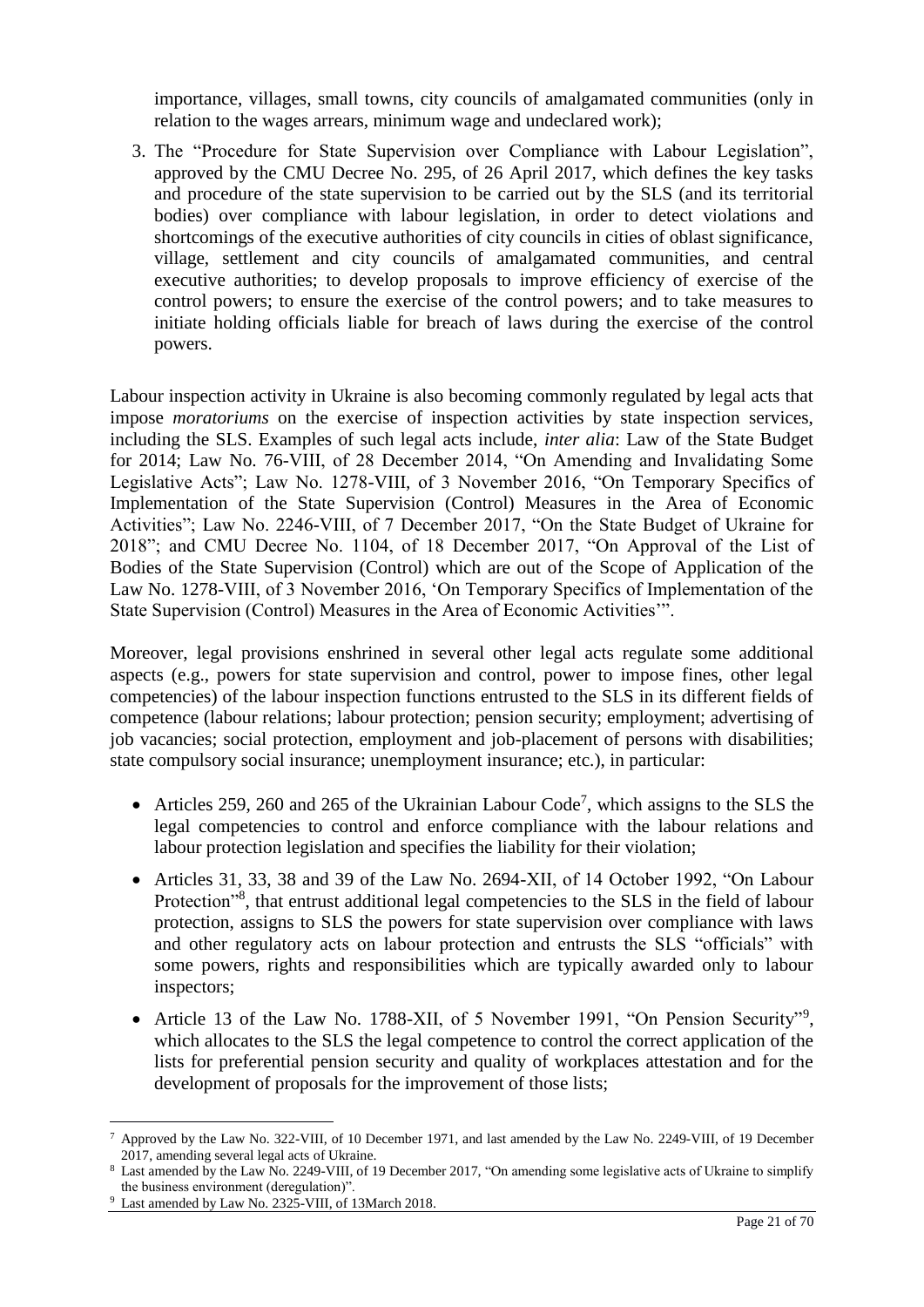importance, villages, small towns, city councils of amalgamated communities (only in relation to the wages arrears, minimum wage and undeclared work);

3. The "Procedure for State Supervision over Compliance with Labour Legislation", approved by the CMU Decree No. 295, of 26 April 2017, which defines the key tasks and procedure of the state supervision to be carried out by the SLS (and its territorial bodies) over compliance with labour legislation, in order to detect violations and shortcomings of the executive authorities of city councils in cities of oblast significance, village, settlement and city councils of amalgamated communities, and central executive authorities; to develop proposals to improve efficiency of exercise of the control powers; to ensure the exercise of the control powers; and to take measures to initiate holding officials liable for breach of laws during the exercise of the control powers.

Labour inspection activity in Ukraine is also becoming commonly regulated by legal acts that impose *moratoriums* on the exercise of inspection activities by state inspection services, including the SLS. Examples of such legal acts include, *inter alia*: Law of the State Budget for 2014; Law No. 76-VIII, of 28 December 2014, "On Amending and Invalidating Some Legislative Acts"; Law No. 1278-VIII, of 3 November 2016, "On Temporary Specifics of Implementation of the State Supervision (Control) Measures in the Area of Economic Activities"; Law No. 2246-VIII, of 7 December 2017, "On the State Budget of Ukraine for 2018"; and CMU Decree No. 1104, of 18 December 2017, "On Approval of the List of Bodies of the State Supervision (Control) which are out of the Scope of Application of the Law No. 1278-VIII, of 3 November 2016, 'On Temporary Specifics of Implementation of the State Supervision (Control) Measures in the Area of Economic Activities'".

Moreover, legal provisions enshrined in several other legal acts regulate some additional aspects (e.g., powers for state supervision and control, power to impose fines, other legal competencies) of the labour inspection functions entrusted to the SLS in its different fields of competence (labour relations; labour protection; pension security; employment; advertising of job vacancies; social protection, employment and job-placement of persons with disabilities; state compulsory social insurance; unemployment insurance; etc.), in particular:

- Articles 259, 260 and 265 of the Ukrainian Labour Code[7], which assigns to the SLS the legal competencies to control and enforce compliance with the labour relations and labour protection legislation and specifies the liability for their violation;
- Articles 31, 33, 38 and 39 of the Law No. 2694-XII, of 14 October 1992, "On Labour Protection"[8], that entrust additional legal competencies to the SLS in the field of labour protection, assigns to SLS the powers for state supervision over compliance with laws and other regulatory acts on labour protection and entrusts the SLS "officials" with some powers, rights and responsibilities which are typically awarded only to labour inspectors;
- Article 13 of the Law No. 1788-XII, of 5 November 1991, "On Pension Security"[9], which allocates to the SLS the legal competence to control the correct application of the lists for preferential pension security and quality of workplaces attestation and for the development of proposals for the improvement of those lists;

---

[7] Approved by the Law No. 322-VIII, of 10 December 1971, and last amended by the Law No. 2249-VIII, of 19 December 2017, amending several legal acts of Ukraine.

[8] Last amended by the Law No. 2249-VIII, of 19 December 2017, "On amending some legislative acts of Ukraine to simplify the business environment (deregulation)".

[9] Last amended by Law No. 2325-VIII, of 13March 2018.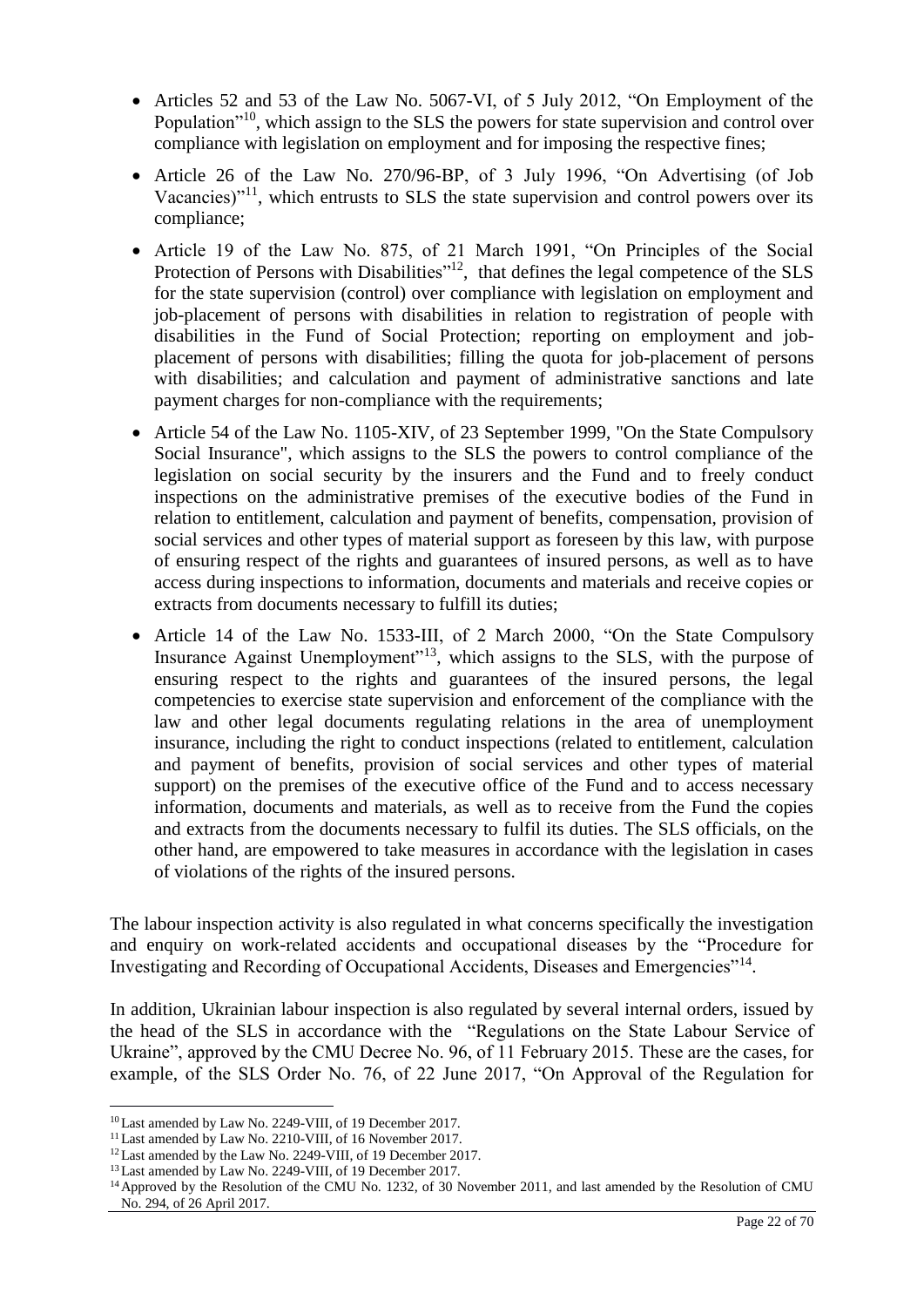- Articles 52 and 53 of the Law No. 5067-VI, of 5 July 2012, "On Employment of the Population"[10], which assign to the SLS the powers for state supervision and control over compliance with legislation on employment and for imposing the respective fines;

- Article 26 of the Law No. 270/96-BP, of 3 July 1996, "On Advertising (of Job Vacancies)"[11], which entrusts to SLS the state supervision and control powers over its compliance;

- Article 19 of the Law No. 875, of 21 March 1991, "On Principles of the Social Protection of Persons with Disabilities"[12], that defines the legal competence of the SLS for the state supervision (control) over compliance with legislation on employment and job-placement of persons with disabilities in relation to registration of people with disabilities in the Fund of Social Protection; reporting on employment and job-placement of persons with disabilities; filling the quota for job-placement of persons with disabilities; and calculation and payment of administrative sanctions and late payment charges for non-compliance with the requirements;

- Article 54 of the Law No. 1105-XIV, of 23 September 1999, "On the State Compulsory Social Insurance", which assigns to the SLS the powers to control compliance of the legislation on social security by the insurers and the Fund and to freely conduct inspections on the administrative premises of the executive bodies of the Fund in relation to entitlement, calculation and payment of benefits, compensation, provision of social services and other types of material support as foreseen by this law, with purpose of ensuring respect of the rights and guarantees of insured persons, as well as to have access during inspections to information, documents and materials and receive copies or extracts from documents necessary to fulfill its duties;

- Article 14 of the Law No. 1533-III, of 2 March 2000, "On the State Compulsory Insurance Against Unemployment"[13], which assigns to the SLS, with the purpose of ensuring respect to the rights and guarantees of the insured persons, the legal competencies to exercise state supervision and enforcement of the compliance with the law and other legal documents regulating relations in the area of unemployment insurance, including the right to conduct inspections (related to entitlement, calculation and payment of benefits, provision of social services and other types of material support) on the premises of the executive office of the Fund and to access necessary information, documents and materials, as well as to receive from the Fund the copies and extracts from the documents necessary to fulfil its duties. The SLS officials, on the other hand, are empowered to take measures in accordance with the legislation in cases of violations of the rights of the insured persons.

The labour inspection activity is also regulated in what concerns specifically the investigation and enquiry on work-related accidents and occupational diseases by the "Procedure for Investigating and Recording of Occupational Accidents, Diseases and Emergencies"[14].

In addition, Ukrainian labour inspection is also regulated by several internal orders, issued by the head of the SLS in accordance with the "Regulations on the State Labour Service of Ukraine", approved by the CMU Decree No. 96, of 11 February 2015. These are the cases, for example, of the SLS Order No. 76, of 22 June 2017, "On Approval of the Regulation for

---

[10] Last amended by Law No. 2249-VIII, of 19 December 2017.

[11] Last amended by Law No. 2210-VIII, of 16 November 2017.

[12] Last amended by the Law No. 2249-VIII, of 19 December 2017.

[13] Last amended by Law No. 2249-VIII, of 19 December 2017.

[14] Approved by the Resolution of the CMU No. 1232, of 30 November 2011, and last amended by the Resolution of CMU No. 294, of 26 April 2017.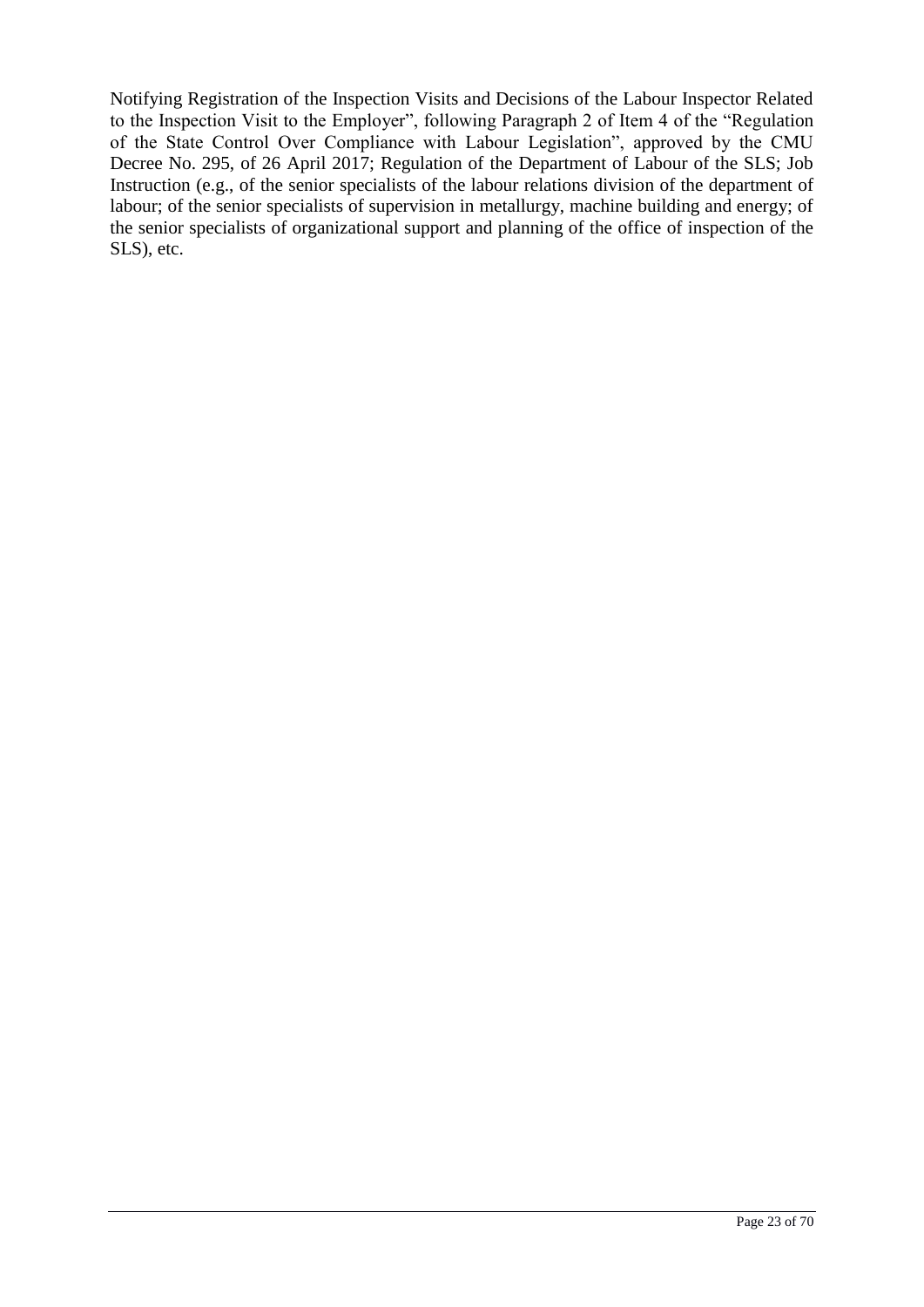Notifying Registration of the Inspection Visits and Decisions of the Labour Inspector Related to the Inspection Visit to the Employer", following Paragraph 2 of Item 4 of the "Regulation of the State Control Over Compliance with Labour Legislation", approved by the CMU Decree No. 295, of 26 April 2017; Regulation of the Department of Labour of the SLS; Job Instruction (e.g., of the senior specialists of the labour relations division of the department of labour; of the senior specialists of supervision in metallurgy, machine building and energy; of the senior specialists of organizational support and planning of the office of inspection of the SLS), etc.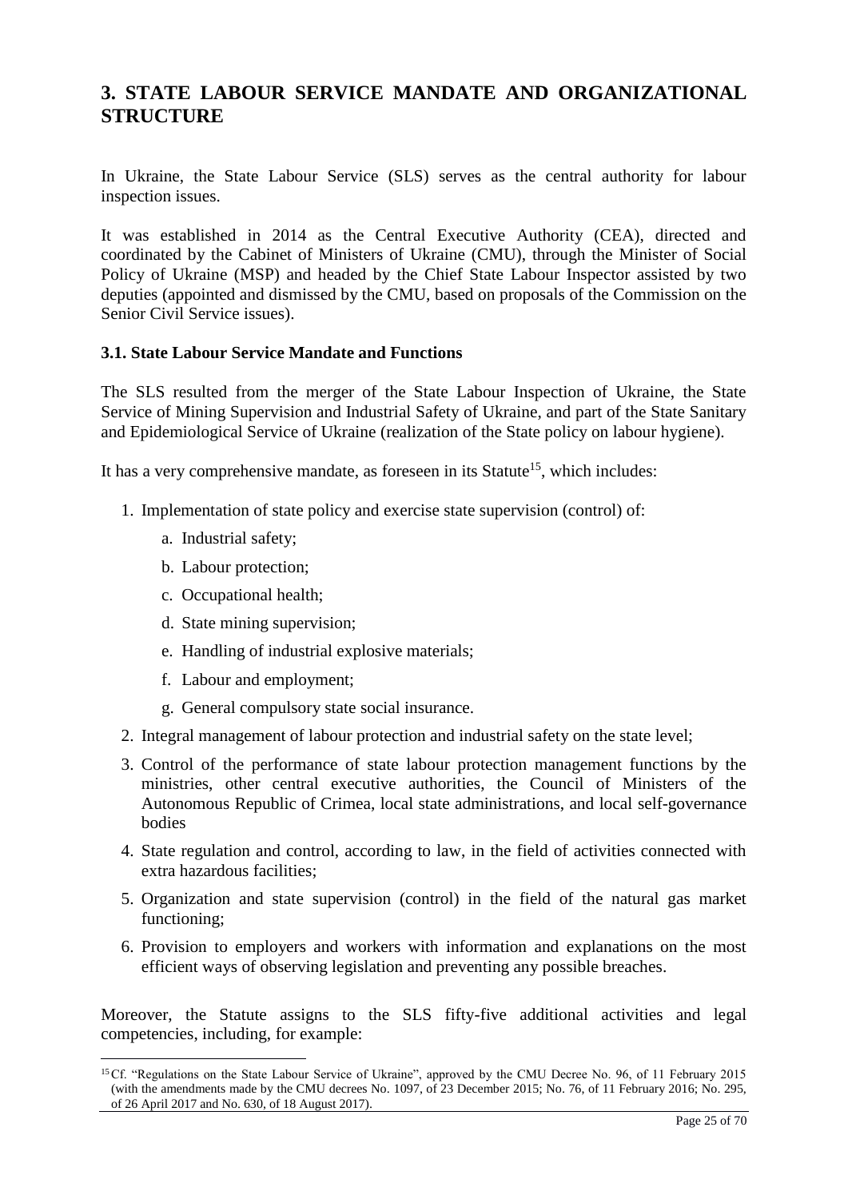# 3. STATE LABOUR SERVICE MANDATE AND ORGANIZATIONAL STRUCTURE

In Ukraine, the State Labour Service (SLS) serves as the central authority for labour inspection issues.

It was established in 2014 as the Central Executive Authority (CEA), directed and coordinated by the Cabinet of Ministers of Ukraine (CMU), through the Minister of Social Policy of Ukraine (MSP) and headed by the Chief State Labour Inspector assisted by two deputies (appointed and dismissed by the CMU, based on proposals of the Commission on the Senior Civil Service issues).

### 3.1. State Labour Service Mandate and Functions

The SLS resulted from the merger of the State Labour Inspection of Ukraine, the State Service of Mining Supervision and Industrial Safety of Ukraine, and part of the State Sanitary and Epidemiological Service of Ukraine (realization of the State policy on labour hygiene).

It has a very comprehensive mandate, as foreseen in its Statute[15], which includes:

1. Implementation of state policy and exercise state supervision (control) of:
   a. Industrial safety;
   b. Labour protection;
   c. Occupational health;
   d. State mining supervision;
   e. Handling of industrial explosive materials;
   f. Labour and employment;
   g. General compulsory state social insurance.
2. Integral management of labour protection and industrial safety on the state level;
3. Control of the performance of state labour protection management functions by the ministries, other central executive authorities, the Council of Ministers of the Autonomous Republic of Crimea, local state administrations, and local self-governance bodies
4. State regulation and control, according to law, in the field of activities connected with extra hazardous facilities;
5. Organization and state supervision (control) in the field of the natural gas market functioning;
6. Provision to employers and workers with information and explanations on the most efficient ways of observing legislation and preventing any possible breaches.

Moreover, the Statute assigns to the SLS fifty-five additional activities and legal competencies, including, for example:

[15] Cf. "Regulations on the State Labour Service of Ukraine", approved by the CMU Decree No. 96, of 11 February 2015 (with the amendments made by the CMU decrees No. 1097, of 23 December 2015; No. 76, of 11 February 2016; No. 295, of 26 April 2017 and No. 630, of 18 August 2017).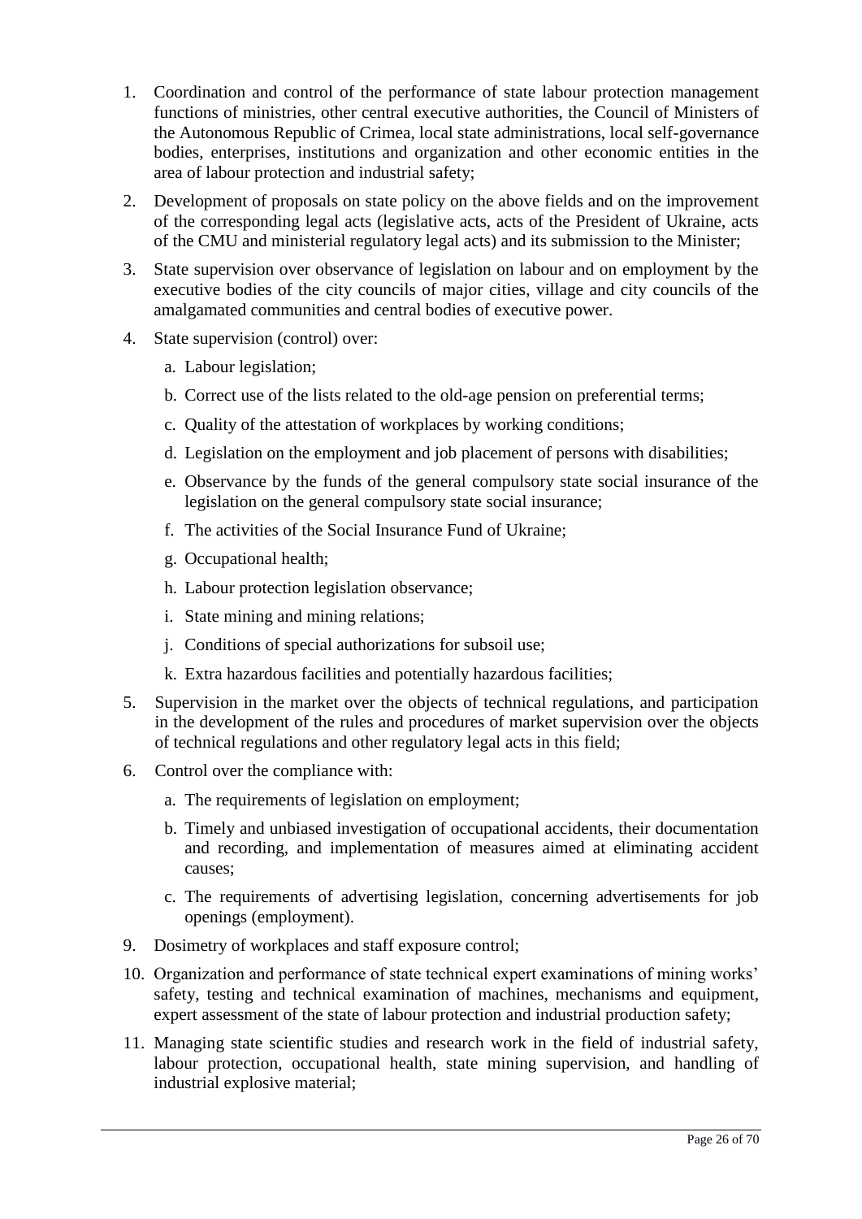1. Coordination and control of the performance of state labour protection management functions of ministries, other central executive authorities, the Council of Ministers of the Autonomous Republic of Crimea, local state administrations, local self-governance bodies, enterprises, institutions and organization and other economic entities in the area of labour protection and industrial safety;
2. Development of proposals on state policy on the above fields and on the improvement of the corresponding legal acts (legislative acts, acts of the President of Ukraine, acts of the CMU and ministerial regulatory legal acts) and its submission to the Minister;
3. State supervision over observance of legislation on labour and on employment by the executive bodies of the city councils of major cities, village and city councils of the amalgamated communities and central bodies of executive power.
4. State supervision (control) over:
   a. Labour legislation;
   b. Correct use of the lists related to the old-age pension on preferential terms;
   c. Quality of the attestation of workplaces by working conditions;
   d. Legislation on the employment and job placement of persons with disabilities;
   e. Observance by the funds of the general compulsory state social insurance of the legislation on the general compulsory state social insurance;
   f. The activities of the Social Insurance Fund of Ukraine;
   g. Occupational health;
   h. Labour protection legislation observance;
   i. State mining and mining relations;
   j. Conditions of special authorizations for subsoil use;
   k. Extra hazardous facilities and potentially hazardous facilities;
5. Supervision in the market over the objects of technical regulations, and participation in the development of the rules and procedures of market supervision over the objects of technical regulations and other regulatory legal acts in this field;
6. Control over the compliance with:
   a. The requirements of legislation on employment;
   b. Timely and unbiased investigation of occupational accidents, their documentation and recording, and implementation of measures aimed at eliminating accident causes;
   c. The requirements of advertising legislation, concerning advertisements for job openings (employment).

9. Dosimetry of workplaces and staff exposure control;
10. Organization and performance of state technical expert examinations of mining works' safety, testing and technical examination of machines, mechanisms and equipment, expert assessment of the state of labour protection and industrial production safety;
11. Managing state scientific studies and research work in the field of industrial safety, labour protection, occupational health, state mining supervision, and handling of industrial explosive material;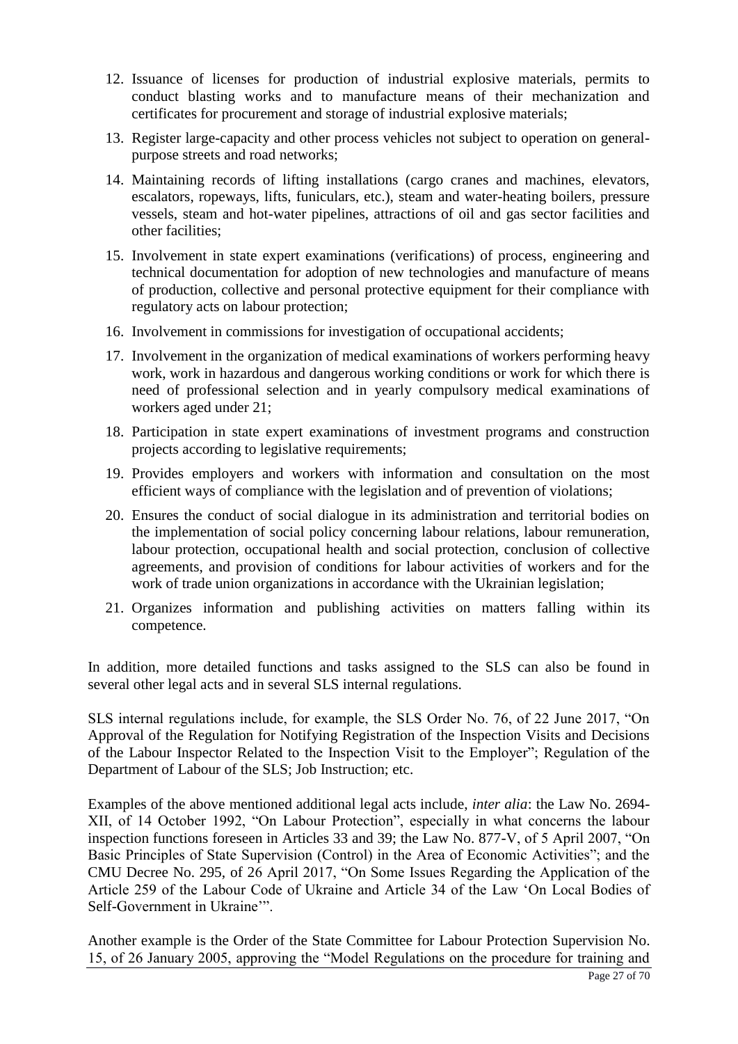12. Issuance of licenses for production of industrial explosive materials, permits to conduct blasting works and to manufacture means of their mechanization and certificates for procurement and storage of industrial explosive materials;
13. Register large-capacity and other process vehicles not subject to operation on general-purpose streets and road networks;
14. Maintaining records of lifting installations (cargo cranes and machines, elevators, escalators, ropeways, lifts, funiculars, etc.), steam and water-heating boilers, pressure vessels, steam and hot-water pipelines, attractions of oil and gas sector facilities and other facilities;
15. Involvement in state expert examinations (verifications) of process, engineering and technical documentation for adoption of new technologies and manufacture of means of production, collective and personal protective equipment for their compliance with regulatory acts on labour protection;
16. Involvement in commissions for investigation of occupational accidents;
17. Involvement in the organization of medical examinations of workers performing heavy work, work in hazardous and dangerous working conditions or work for which there is need of professional selection and in yearly compulsory medical examinations of workers aged under 21;
18. Participation in state expert examinations of investment programs and construction projects according to legislative requirements;
19. Provides employers and workers with information and consultation on the most efficient ways of compliance with the legislation and of prevention of violations;
20. Ensures the conduct of social dialogue in its administration and territorial bodies on the implementation of social policy concerning labour relations, labour remuneration, labour protection, occupational health and social protection, conclusion of collective agreements, and provision of conditions for labour activities of workers and for the work of trade union organizations in accordance with the Ukrainian legislation;
21. Organizes information and publishing activities on matters falling within its competence.

In addition, more detailed functions and tasks assigned to the SLS can also be found in several other legal acts and in several SLS internal regulations.

SLS internal regulations include, for example, the SLS Order No. 76, of 22 June 2017, "On Approval of the Regulation for Notifying Registration of the Inspection Visits and Decisions of the Labour Inspector Related to the Inspection Visit to the Employer"; Regulation of the Department of Labour of the SLS; Job Instruction; etc.

Examples of the above mentioned additional legal acts include, *inter alia*: the Law No. 2694-XII, of 14 October 1992, "On Labour Protection", especially in what concerns the labour inspection functions foreseen in Articles 33 and 39; the Law No. 877-V, of 5 April 2007, "On Basic Principles of State Supervision (Control) in the Area of Economic Activities"; and the CMU Decree No. 295, of 26 April 2017, "On Some Issues Regarding the Application of the Article 259 of the Labour Code of Ukraine and Article 34 of the Law 'On Local Bodies of Self-Government in Ukraine'".

Another example is the Order of the State Committee for Labour Protection Supervision No. 15, of 26 January 2005, approving the "Model Regulations on the procedure for training and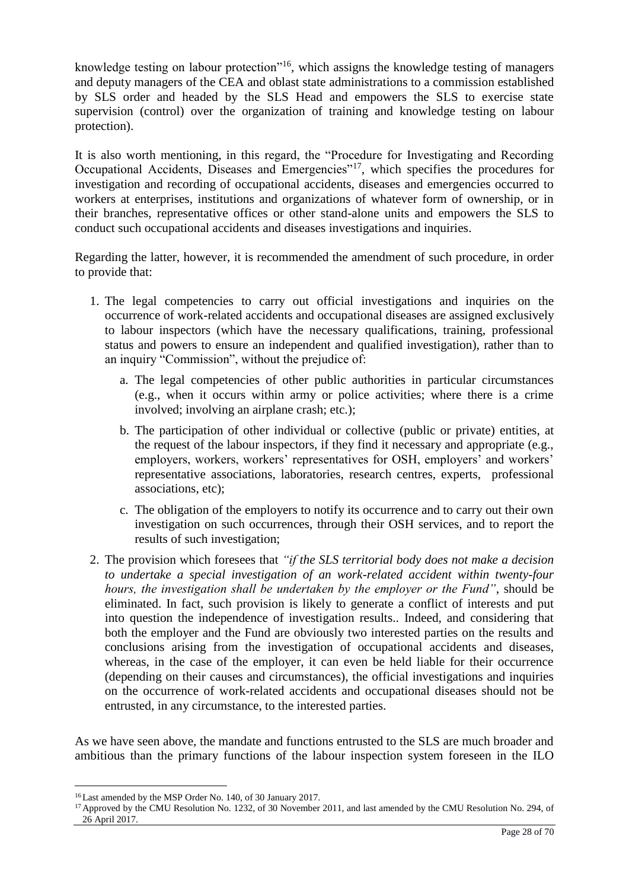knowledge testing on labour protection"[16], which assigns the knowledge testing of managers and deputy managers of the CEA and oblast state administrations to a commission established by SLS order and headed by the SLS Head and empowers the SLS to exercise state supervision (control) over the organization of training and knowledge testing on labour protection).

It is also worth mentioning, in this regard, the "Procedure for Investigating and Recording Occupational Accidents, Diseases and Emergencies"[17], which specifies the procedures for investigation and recording of occupational accidents, diseases and emergencies occurred to workers at enterprises, institutions and organizations of whatever form of ownership, or in their branches, representative offices or other stand-alone units and empowers the SLS to conduct such occupational accidents and diseases investigations and inquiries.

Regarding the latter, however, it is recommended the amendment of such procedure, in order to provide that:

1. The legal competencies to carry out official investigations and inquiries on the occurrence of work-related accidents and occupational diseases are assigned exclusively to labour inspectors (which have the necessary qualifications, training, professional status and powers to ensure an independent and qualified investigation), rather than to an inquiry "Commission", without the prejudice of:
    a. The legal competencies of other public authorities in particular circumstances (e.g., when it occurs within army or police activities; where there is a crime involved; involving an airplane crash; etc.);
    b. The participation of other individual or collective (public or private) entities, at the request of the labour inspectors, if they find it necessary and appropriate (e.g., employers, workers, workers' representatives for OSH, employers' and workers' representative associations, laboratories, research centres, experts, professional associations, etc);
    c. The obligation of the employers to notify its occurrence and to carry out their own investigation on such occurrences, through their OSH services, and to report the results of such investigation;
2. The provision which foresees that *"if the SLS territorial body does not make a decision to undertake a special investigation of an work-related accident within twenty-four hours, the investigation shall be undertaken by the employer or the Fund"*, should be eliminated. In fact, such provision is likely to generate a conflict of interests and put into question the independence of investigation results.. Indeed, and considering that both the employer and the Fund are obviously two interested parties on the results and conclusions arising from the investigation of occupational accidents and diseases, whereas, in the case of the employer, it can even be held liable for their occurrence (depending on their causes and circumstances), the official investigations and inquiries on the occurrence of work-related accidents and occupational diseases should not be entrusted, in any circumstance, to the interested parties.

As we have seen above, the mandate and functions entrusted to the SLS are much broader and ambitious than the primary functions of the labour inspection system foreseen in the ILO

[16] Last amended by the MSP Order No. 140, of 30 January 2017.

[17] Approved by the CMU Resolution No. 1232, of 30 November 2011, and last amended by the CMU Resolution No. 294, of 26 April 2017.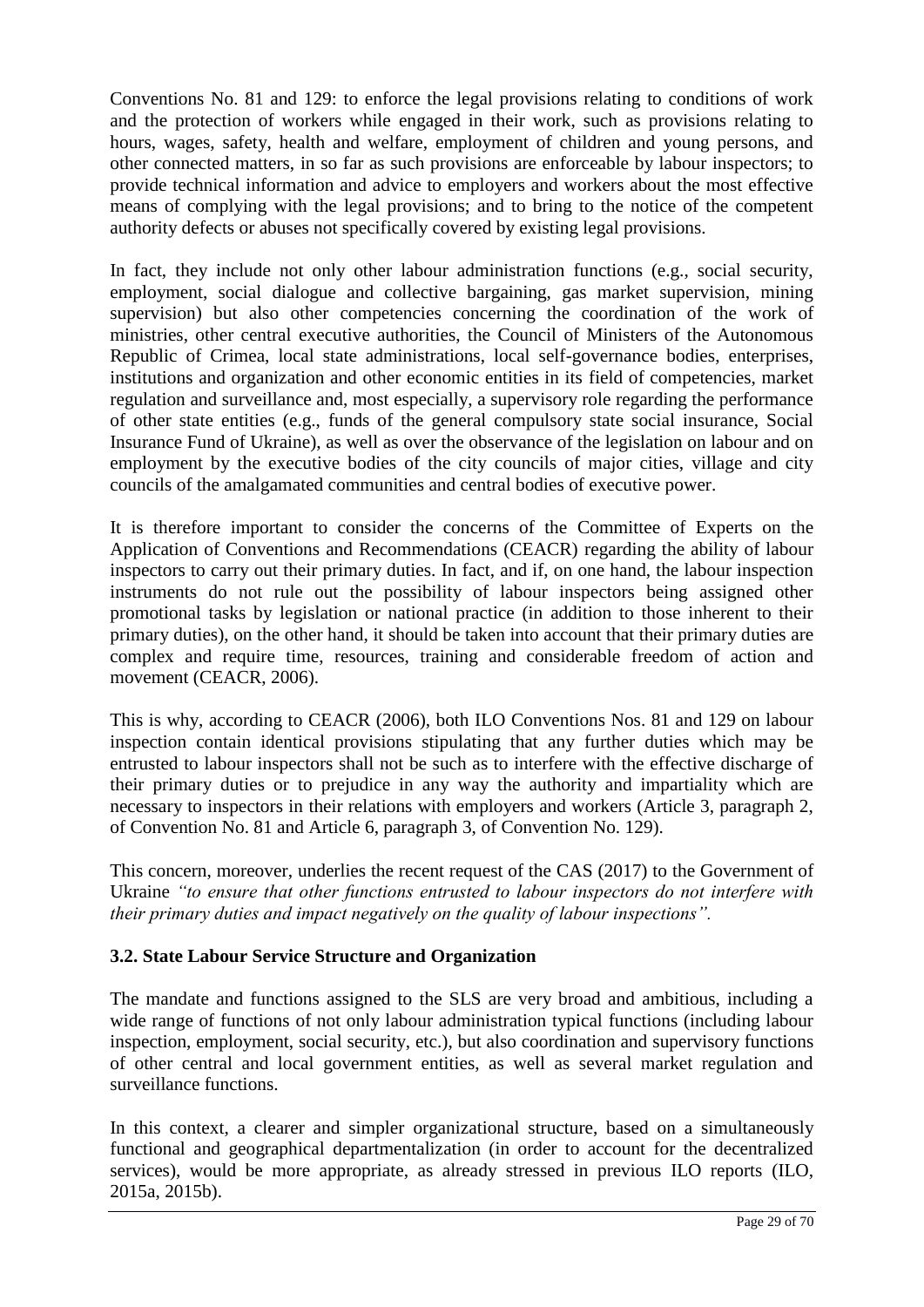Conventions No. 81 and 129: to enforce the legal provisions relating to conditions of work and the protection of workers while engaged in their work, such as provisions relating to hours, wages, safety, health and welfare, employment of children and young persons, and other connected matters, in so far as such provisions are enforceable by labour inspectors; to provide technical information and advice to employers and workers about the most effective means of complying with the legal provisions; and to bring to the notice of the competent authority defects or abuses not specifically covered by existing legal provisions.

In fact, they include not only other labour administration functions (e.g., social security, employment, social dialogue and collective bargaining, gas market supervision, mining supervision) but also other competencies concerning the coordination of the work of ministries, other central executive authorities, the Council of Ministers of the Autonomous Republic of Crimea, local state administrations, local self-governance bodies, enterprises, institutions and organization and other economic entities in its field of competencies, market regulation and surveillance and, most especially, a supervisory role regarding the performance of other state entities (e.g., funds of the general compulsory state social insurance, Social Insurance Fund of Ukraine), as well as over the observance of the legislation on labour and on employment by the executive bodies of the city councils of major cities, village and city councils of the amalgamated communities and central bodies of executive power.

It is therefore important to consider the concerns of the Committee of Experts on the Application of Conventions and Recommendations (CEACR) regarding the ability of labour inspectors to carry out their primary duties. In fact, and if, on one hand, the labour inspection instruments do not rule out the possibility of labour inspectors being assigned other promotional tasks by legislation or national practice (in addition to those inherent to their primary duties), on the other hand, it should be taken into account that their primary duties are complex and require time, resources, training and considerable freedom of action and movement (CEACR, 2006).

This is why, according to CEACR (2006), both ILO Conventions Nos. 81 and 129 on labour inspection contain identical provisions stipulating that any further duties which may be entrusted to labour inspectors shall not be such as to interfere with the effective discharge of their primary duties or to prejudice in any way the authority and impartiality which are necessary to inspectors in their relations with employers and workers (Article 3, paragraph 2, of Convention No. 81 and Article 6, paragraph 3, of Convention No. 129).

This concern, moreover, underlies the recent request of the CAS (2017) to the Government of Ukraine *"to ensure that other functions entrusted to labour inspectors do not interfere with their primary duties and impact negatively on the quality of labour inspections".*

### 3.2. State Labour Service Structure and Organization

The mandate and functions assigned to the SLS are very broad and ambitious, including a wide range of functions of not only labour administration typical functions (including labour inspection, employment, social security, etc.), but also coordination and supervisory functions of other central and local government entities, as well as several market regulation and surveillance functions.

In this context, a clearer and simpler organizational structure, based on a simultaneously functional and geographical departmentalization (in order to account for the decentralized services), would be more appropriate, as already stressed in previous ILO reports (ILO, 2015a, 2015b).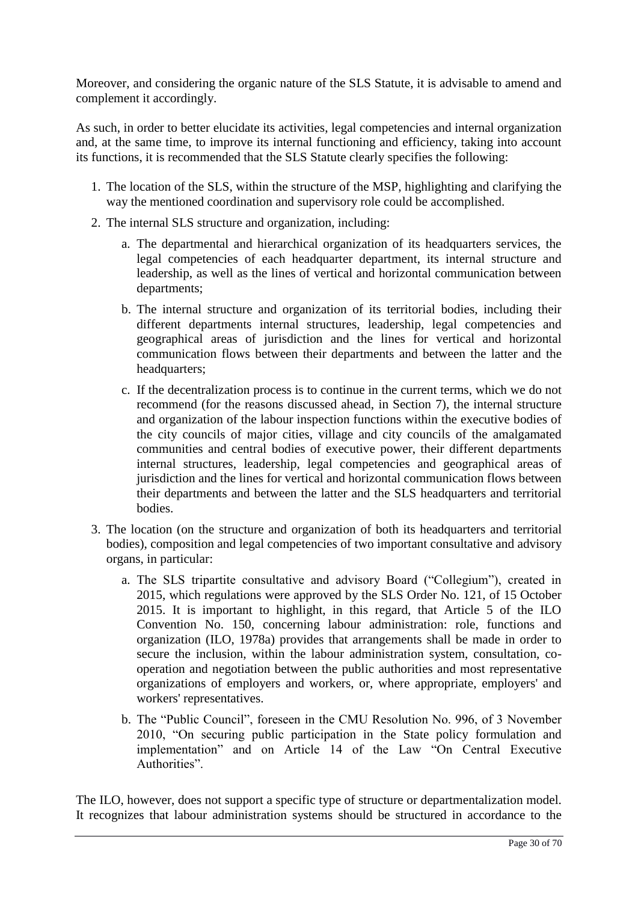Moreover, and considering the organic nature of the SLS Statute, it is advisable to amend and complement it accordingly.

As such, in order to better elucidate its activities, legal competencies and internal organization and, at the same time, to improve its internal functioning and efficiency, taking into account its functions, it is recommended that the SLS Statute clearly specifies the following:

1. The location of the SLS, within the structure of the MSP, highlighting and clarifying the way the mentioned coordination and supervisory role could be accomplished.
2. The internal SLS structure and organization, including:
   a. The departmental and hierarchical organization of its headquarters services, the legal competencies of each headquarter department, its internal structure and leadership, as well as the lines of vertical and horizontal communication between departments;
   b. The internal structure and organization of its territorial bodies, including their different departments internal structures, leadership, legal competencies and geographical areas of jurisdiction and the lines for vertical and horizontal communication flows between their departments and between the latter and the headquarters;
   c. If the decentralization process is to continue in the current terms, which we do not recommend (for the reasons discussed ahead, in Section 7), the internal structure and organization of the labour inspection functions within the executive bodies of the city councils of major cities, village and city councils of the amalgamated communities and central bodies of executive power, their different departments internal structures, leadership, legal competencies and geographical areas of jurisdiction and the lines for vertical and horizontal communication flows between their departments and between the latter and the SLS headquarters and territorial bodies.
3. The location (on the structure and organization of both its headquarters and territorial bodies), composition and legal competencies of two important consultative and advisory organs, in particular:
   a. The SLS tripartite consultative and advisory Board ("Collegium"), created in 2015, which regulations were approved by the SLS Order No. 121, of 15 October 2015. It is important to highlight, in this regard, that Article 5 of the ILO Convention No. 150, concerning labour administration: role, functions and organization (ILO, 1978a) provides that arrangements shall be made in order to secure the inclusion, within the labour administration system, consultation, co-operation and negotiation between the public authorities and most representative organizations of employers and workers, or, where appropriate, employers' and workers' representatives.
   b. The "Public Council", foreseen in the CMU Resolution No. 996, of 3 November 2010, "On securing public participation in the State policy formulation and implementation" and on Article 14 of the Law "On Central Executive Authorities".

The ILO, however, does not support a specific type of structure or departmentalization model. It recognizes that labour administration systems should be structured in accordance to the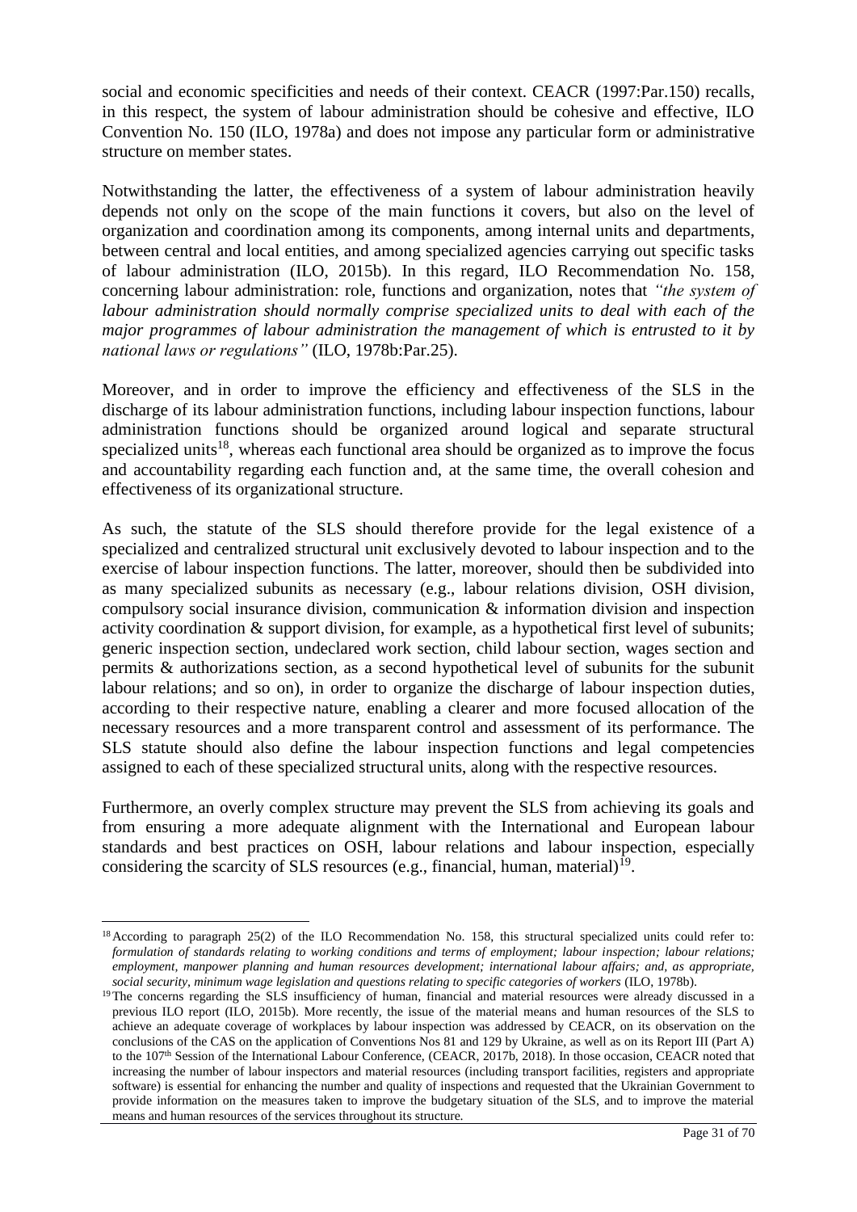social and economic specificities and needs of their context. CEACR (1997:Par.150) recalls, in this respect, the system of labour administration should be cohesive and effective, ILO Convention No. 150 (ILO, 1978a) and does not impose any particular form or administrative structure on member states.

Notwithstanding the latter, the effectiveness of a system of labour administration heavily depends not only on the scope of the main functions it covers, but also on the level of organization and coordination among its components, among internal units and departments, between central and local entities, and among specialized agencies carrying out specific tasks of labour administration (ILO, 2015b). In this regard, ILO Recommendation No. 158, concerning labour administration: role, functions and organization, notes that *"the system of labour administration should normally comprise specialized units to deal with each of the major programmes of labour administration the management of which is entrusted to it by national laws or regulations"* (ILO, 1978b:Par.25).

Moreover, and in order to improve the efficiency and effectiveness of the SLS in the discharge of its labour administration functions, including labour inspection functions, labour administration functions should be organized around logical and separate structural specialized units[18], whereas each functional area should be organized as to improve the focus and accountability regarding each function and, at the same time, the overall cohesion and effectiveness of its organizational structure.

As such, the statute of the SLS should therefore provide for the legal existence of a specialized and centralized structural unit exclusively devoted to labour inspection and to the exercise of labour inspection functions. The latter, moreover, should then be subdivided into as many specialized subunits as necessary (e.g., labour relations division, OSH division, compulsory social insurance division, communication & information division and inspection activity coordination & support division, for example, as a hypothetical first level of subunits; generic inspection section, undeclared work section, child labour section, wages section and permits & authorizations section, as a second hypothetical level of subunits for the subunit labour relations; and so on), in order to organize the discharge of labour inspection duties, according to their respective nature, enabling a clearer and more focused allocation of the necessary resources and a more transparent control and assessment of its performance. The SLS statute should also define the labour inspection functions and legal competencies assigned to each of these specialized structural units, along with the respective resources.

Furthermore, an overly complex structure may prevent the SLS from achieving its goals and from ensuring a more adequate alignment with the International and European labour standards and best practices on OSH, labour relations and labour inspection, especially considering the scarcity of SLS resources (e.g., financial, human, material)[19].

---

[18] According to paragraph 25(2) of the ILO Recommendation No. 158, this structural specialized units could refer to: *formulation of standards relating to working conditions and terms of employment; labour inspection; labour relations; employment, manpower planning and human resources development; international labour affairs; and, as appropriate, social security, minimum wage legislation and questions relating to specific categories of workers* (ILO, 1978b).

[19] The concerns regarding the SLS insufficiency of human, financial and material resources were already discussed in a previous ILO report (ILO, 2015b). More recently, the issue of the material means and human resources of the SLS to achieve an adequate coverage of workplaces by labour inspection was addressed by CEACR, on its observation on the conclusions of the CAS on the application of Conventions Nos 81 and 129 by Ukraine, as well as on its Report III (Part A) to the 107th Session of the International Labour Conference, (CEACR, 2017b, 2018). In those occasion, CEACR noted that increasing the number of labour inspectors and material resources (including transport facilities, registers and appropriate software) is essential for enhancing the number and quality of inspections and requested that the Ukrainian Government to provide information on the measures taken to improve the budgetary situation of the SLS, and to improve the material means and human resources of the services throughout its structure.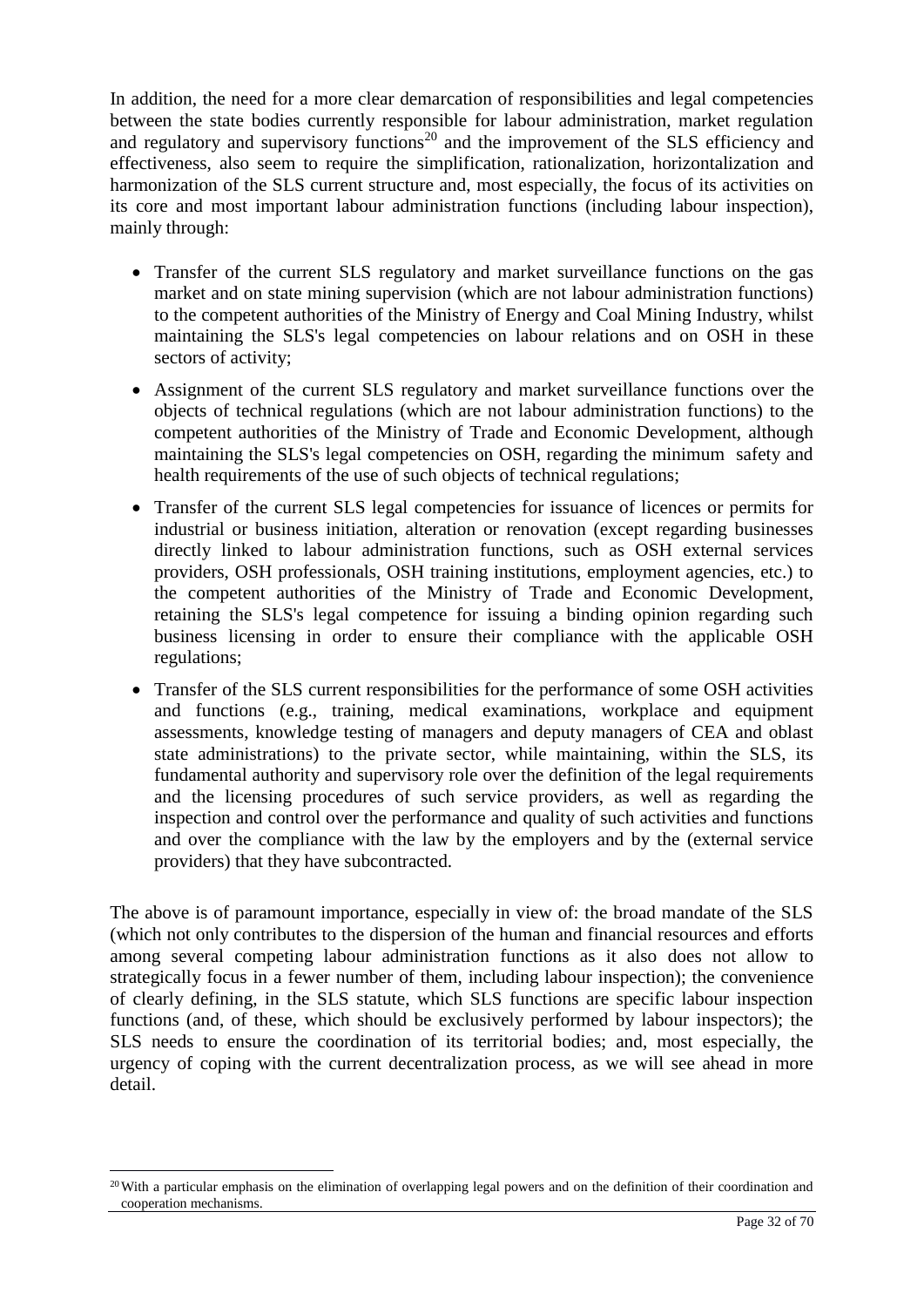In addition, the need for a more clear demarcation of responsibilities and legal competencies between the state bodies currently responsible for labour administration, market regulation and regulatory and supervisory functions[20] and the improvement of the SLS efficiency and effectiveness, also seem to require the simplification, rationalization, horizontalization and harmonization of the SLS current structure and, most especially, the focus of its activities on its core and most important labour administration functions (including labour inspection), mainly through:

- Transfer of the current SLS regulatory and market surveillance functions on the gas market and on state mining supervision (which are not labour administration functions) to the competent authorities of the Ministry of Energy and Coal Mining Industry, whilst maintaining the SLS's legal competencies on labour relations and on OSH in these sectors of activity;
- Assignment of the current SLS regulatory and market surveillance functions over the objects of technical regulations (which are not labour administration functions) to the competent authorities of the Ministry of Trade and Economic Development, although maintaining the SLS's legal competencies on OSH, regarding the minimum safety and health requirements of the use of such objects of technical regulations;
- Transfer of the current SLS legal competencies for issuance of licences or permits for industrial or business initiation, alteration or renovation (except regarding businesses directly linked to labour administration functions, such as OSH external services providers, OSH professionals, OSH training institutions, employment agencies, etc.) to the competent authorities of the Ministry of Trade and Economic Development, retaining the SLS's legal competence for issuing a binding opinion regarding such business licensing in order to ensure their compliance with the applicable OSH regulations;
- Transfer of the SLS current responsibilities for the performance of some OSH activities and functions (e.g., training, medical examinations, workplace and equipment assessments, knowledge testing of managers and deputy managers of CEA and oblast state administrations) to the private sector, while maintaining, within the SLS, its fundamental authority and supervisory role over the definition of the legal requirements and the licensing procedures of such service providers, as well as regarding the inspection and control over the performance and quality of such activities and functions and over the compliance with the law by the employers and by the (external service providers) that they have subcontracted.

The above is of paramount importance, especially in view of: the broad mandate of the SLS (which not only contributes to the dispersion of the human and financial resources and efforts among several competing labour administration functions as it also does not allow to strategically focus in a fewer number of them, including labour inspection); the convenience of clearly defining, in the SLS statute, which SLS functions are specific labour inspection functions (and, of these, which should be exclusively performed by labour inspectors); the SLS needs to ensure the coordination of its territorial bodies; and, most especially, the urgency of coping with the current decentralization process, as we will see ahead in more detail.

[20] With a particular emphasis on the elimination of overlapping legal powers and on the definition of their coordination and cooperation mechanisms.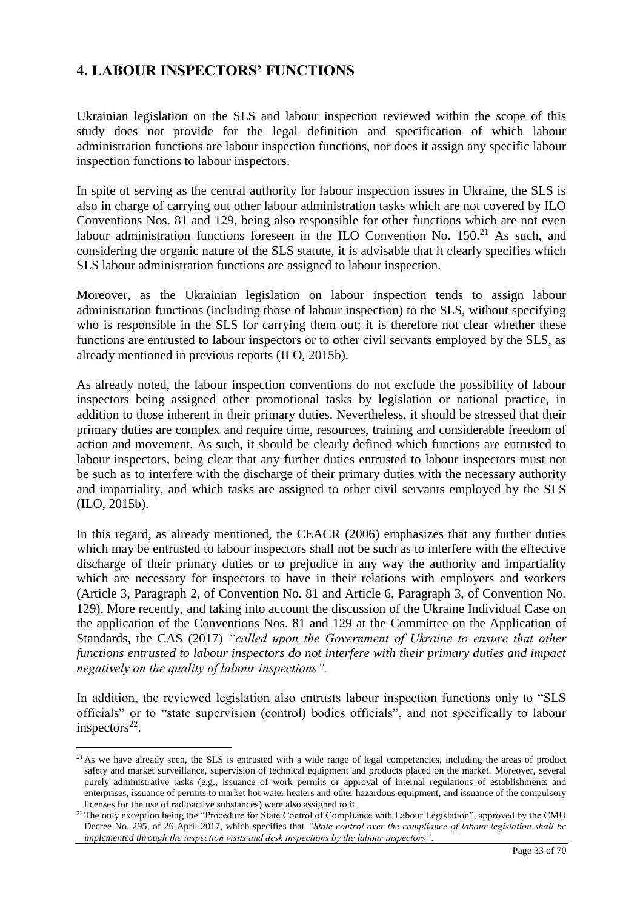## 4. LABOUR INSPECTORS' FUNCTIONS

Ukrainian legislation on the SLS and labour inspection reviewed within the scope of this study does not provide for the legal definition and specification of which labour administration functions are labour inspection functions, nor does it assign any specific labour inspection functions to labour inspectors.

In spite of serving as the central authority for labour inspection issues in Ukraine, the SLS is also in charge of carrying out other labour administration tasks which are not covered by ILO Conventions Nos. 81 and 129, being also responsible for other functions which are not even labour administration functions foreseen in the ILO Convention No. 150.[21] As such, and considering the organic nature of the SLS statute, it is advisable that it clearly specifies which SLS labour administration functions are assigned to labour inspection.

Moreover, as the Ukrainian legislation on labour inspection tends to assign labour administration functions (including those of labour inspection) to the SLS, without specifying who is responsible in the SLS for carrying them out; it is therefore not clear whether these functions are entrusted to labour inspectors or to other civil servants employed by the SLS, as already mentioned in previous reports (ILO, 2015b).

As already noted, the labour inspection conventions do not exclude the possibility of labour inspectors being assigned other promotional tasks by legislation or national practice, in addition to those inherent in their primary duties. Nevertheless, it should be stressed that their primary duties are complex and require time, resources, training and considerable freedom of action and movement. As such, it should be clearly defined which functions are entrusted to labour inspectors, being clear that any further duties entrusted to labour inspectors must not be such as to interfere with the discharge of their primary duties with the necessary authority and impartiality, and which tasks are assigned to other civil servants employed by the SLS (ILO, 2015b).

In this regard, as already mentioned, the CEACR (2006) emphasizes that any further duties which may be entrusted to labour inspectors shall not be such as to interfere with the effective discharge of their primary duties or to prejudice in any way the authority and impartiality which are necessary for inspectors to have in their relations with employers and workers (Article 3, Paragraph 2, of Convention No. 81 and Article 6, Paragraph 3, of Convention No. 129). More recently, and taking into account the discussion of the Ukraine Individual Case on the application of the Conventions Nos. 81 and 129 at the Committee on the Application of Standards, the CAS (2017) *"called upon the Government of Ukraine to ensure that other functions entrusted to labour inspectors do not interfere with their primary duties and impact negatively on the quality of labour inspections".*

In addition, the reviewed legislation also entrusts labour inspection functions only to "SLS officials" or to "state supervision (control) bodies officials", and not specifically to labour inspectors[22].

---

[21] As we have already seen, the SLS is entrusted with a wide range of legal competencies, including the areas of product safety and market surveillance, supervision of technical equipment and products placed on the market. Moreover, several purely administrative tasks (e.g., issuance of work permits or approval of internal regulations of establishments and enterprises, issuance of permits to market hot water heaters and other hazardous equipment, and issuance of the compulsory licenses for the use of radioactive substances) were also assigned to it.

[22] The only exception being the "Procedure for State Control of Compliance with Labour Legislation", approved by the CMU Decree No. 295, of 26 April 2017, which specifies that *"State control over the compliance of labour legislation shall be implemented through the inspection visits and desk inspections by the labour inspectors"*.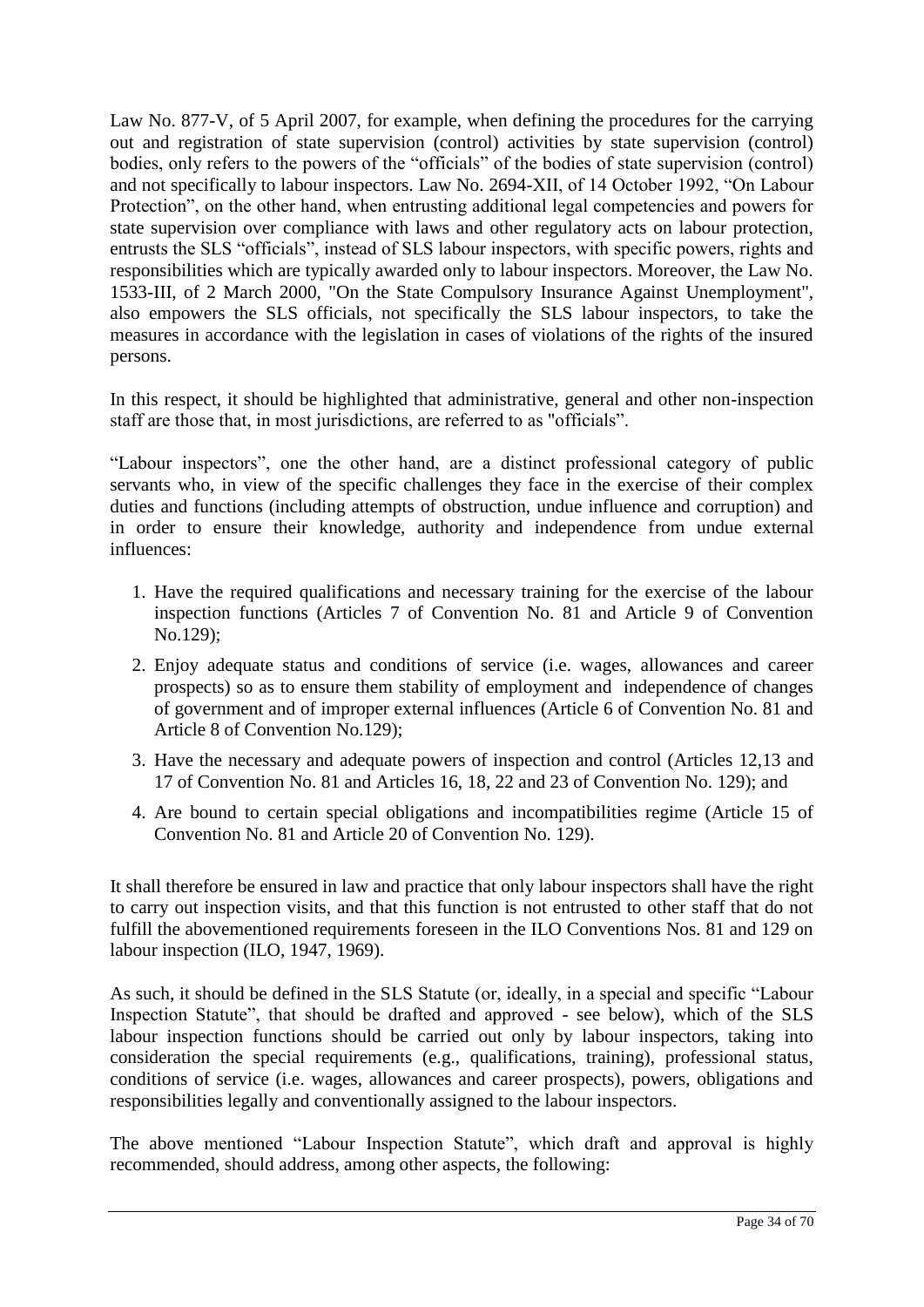Law No. 877-V, of 5 April 2007, for example, when defining the procedures for the carrying out and registration of state supervision (control) activities by state supervision (control) bodies, only refers to the powers of the "officials" of the bodies of state supervision (control) and not specifically to labour inspectors. Law No. 2694-XII, of 14 October 1992, "On Labour Protection", on the other hand, when entrusting additional legal competencies and powers for state supervision over compliance with laws and other regulatory acts on labour protection, entrusts the SLS "officials", instead of SLS labour inspectors, with specific powers, rights and responsibilities which are typically awarded only to labour inspectors. Moreover, the Law No. 1533-III, of 2 March 2000, "On the State Compulsory Insurance Against Unemployment", also empowers the SLS officials, not specifically the SLS labour inspectors, to take the measures in accordance with the legislation in cases of violations of the rights of the insured persons.

In this respect, it should be highlighted that administrative, general and other non-inspection staff are those that, in most jurisdictions, are referred to as "officials".

"Labour inspectors", one the other hand, are a distinct professional category of public servants who, in view of the specific challenges they face in the exercise of their complex duties and functions (including attempts of obstruction, undue influence and corruption) and in order to ensure their knowledge, authority and independence from undue external influences:

1. Have the required qualifications and necessary training for the exercise of the labour inspection functions (Articles 7 of Convention No. 81 and Article 9 of Convention No.129);
2. Enjoy adequate status and conditions of service (i.e. wages, allowances and career prospects) so as to ensure them stability of employment and independence of changes of government and of improper external influences (Article 6 of Convention No. 81 and Article 8 of Convention No.129);
3. Have the necessary and adequate powers of inspection and control (Articles 12,13 and 17 of Convention No. 81 and Articles 16, 18, 22 and 23 of Convention No. 129); and
4. Are bound to certain special obligations and incompatibilities regime (Article 15 of Convention No. 81 and Article 20 of Convention No. 129).

It shall therefore be ensured in law and practice that only labour inspectors shall have the right to carry out inspection visits, and that this function is not entrusted to other staff that do not fulfill the abovementioned requirements foreseen in the ILO Conventions Nos. 81 and 129 on labour inspection (ILO, 1947, 1969).

As such, it should be defined in the SLS Statute (or, ideally, in a special and specific "Labour Inspection Statute", that should be drafted and approved - see below), which of the SLS labour inspection functions should be carried out only by labour inspectors, taking into consideration the special requirements (e.g., qualifications, training), professional status, conditions of service (i.e. wages, allowances and career prospects), powers, obligations and responsibilities legally and conventionally assigned to the labour inspectors.

The above mentioned "Labour Inspection Statute", which draft and approval is highly recommended, should address, among other aspects, the following: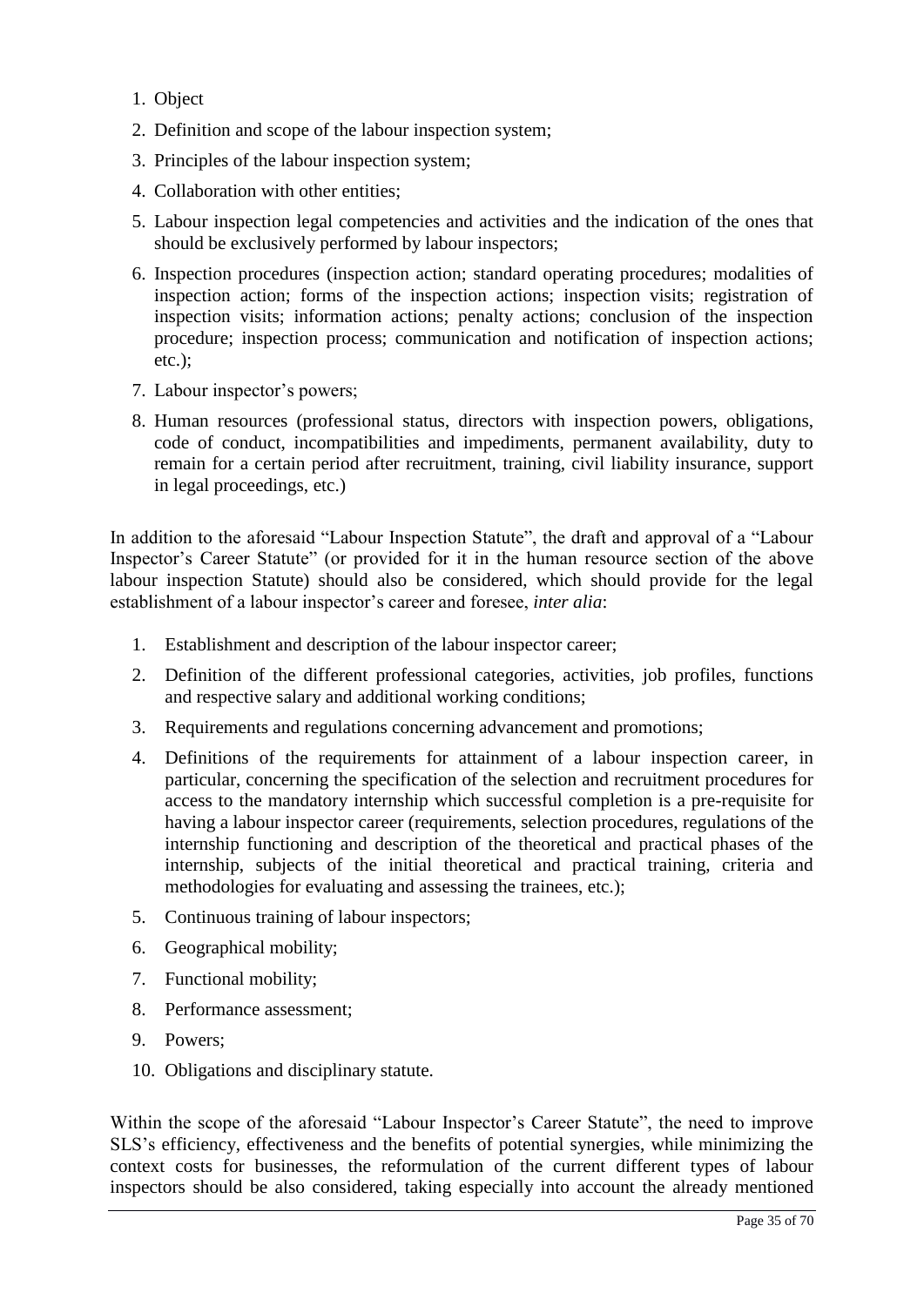1. Object
2. Definition and scope of the labour inspection system;
3. Principles of the labour inspection system;
4. Collaboration with other entities;
5. Labour inspection legal competencies and activities and the indication of the ones that should be exclusively performed by labour inspectors;
6. Inspection procedures (inspection action; standard operating procedures; modalities of inspection action; forms of the inspection actions; inspection visits; registration of inspection visits; information actions; penalty actions; conclusion of the inspection procedure; inspection process; communication and notification of inspection actions; etc.);
7. Labour inspector's powers;
8. Human resources (professional status, directors with inspection powers, obligations, code of conduct, incompatibilities and impediments, permanent availability, duty to remain for a certain period after recruitment, training, civil liability insurance, support in legal proceedings, etc.)

In addition to the aforesaid "Labour Inspection Statute", the draft and approval of a "Labour Inspector's Career Statute" (or provided for it in the human resource section of the above labour inspection Statute) should also be considered, which should provide for the legal establishment of a labour inspector's career and foresee, *inter alia*:

1. Establishment and description of the labour inspector career;
2. Definition of the different professional categories, activities, job profiles, functions and respective salary and additional working conditions;
3. Requirements and regulations concerning advancement and promotions;
4. Definitions of the requirements for attainment of a labour inspection career, in particular, concerning the specification of the selection and recruitment procedures for access to the mandatory internship which successful completion is a pre-requisite for having a labour inspector career (requirements, selection procedures, regulations of the internship functioning and description of the theoretical and practical phases of the internship, subjects of the initial theoretical and practical training, criteria and methodologies for evaluating and assessing the trainees, etc.);
5. Continuous training of labour inspectors;
6. Geographical mobility;
7. Functional mobility;
8. Performance assessment;
9. Powers;
10. Obligations and disciplinary statute.

Within the scope of the aforesaid "Labour Inspector's Career Statute", the need to improve SLS's efficiency, effectiveness and the benefits of potential synergies, while minimizing the context costs for businesses, the reformulation of the current different types of labour inspectors should be also considered, taking especially into account the already mentioned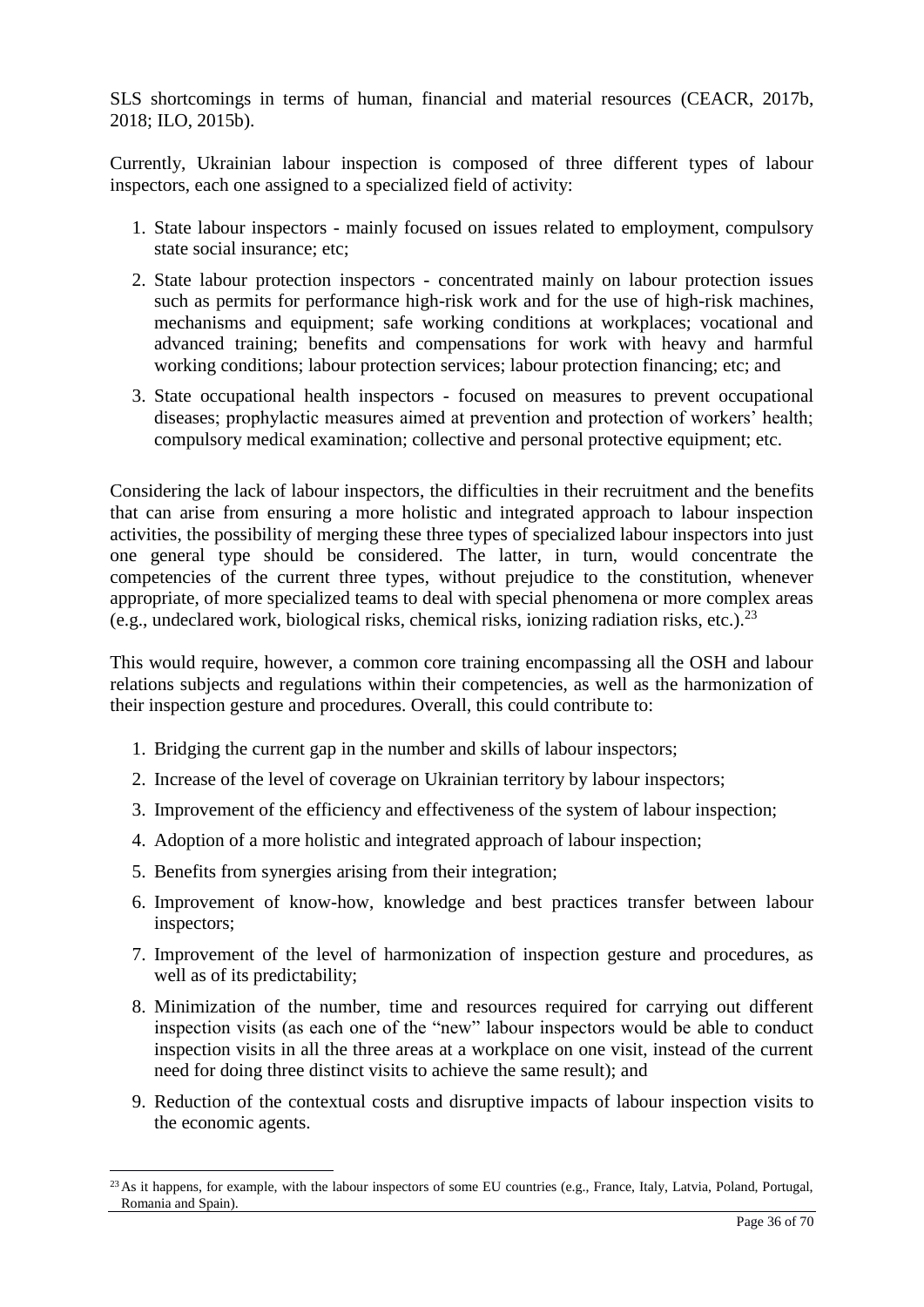SLS shortcomings in terms of human, financial and material resources (CEACR, 2017b, 2018; ILO, 2015b).

Currently, Ukrainian labour inspection is composed of three different types of labour inspectors, each one assigned to a specialized field of activity:

1. State labour inspectors - mainly focused on issues related to employment, compulsory state social insurance; etc;
2. State labour protection inspectors - concentrated mainly on labour protection issues such as permits for performance high-risk work and for the use of high-risk machines, mechanisms and equipment; safe working conditions at workplaces; vocational and advanced training; benefits and compensations for work with heavy and harmful working conditions; labour protection services; labour protection financing; etc; and
3. State occupational health inspectors - focused on measures to prevent occupational diseases; prophylactic measures aimed at prevention and protection of workers' health; compulsory medical examination; collective and personal protective equipment; etc.

Considering the lack of labour inspectors, the difficulties in their recruitment and the benefits that can arise from ensuring a more holistic and integrated approach to labour inspection activities, the possibility of merging these three types of specialized labour inspectors into just one general type should be considered. The latter, in turn, would concentrate the competencies of the current three types, without prejudice to the constitution, whenever appropriate, of more specialized teams to deal with special phenomena or more complex areas (e.g., undeclared work, biological risks, chemical risks, ionizing radiation risks, etc.).[23]

This would require, however, a common core training encompassing all the OSH and labour relations subjects and regulations within their competencies, as well as the harmonization of their inspection gesture and procedures. Overall, this could contribute to:

1. Bridging the current gap in the number and skills of labour inspectors;
2. Increase of the level of coverage on Ukrainian territory by labour inspectors;
3. Improvement of the efficiency and effectiveness of the system of labour inspection;
4. Adoption of a more holistic and integrated approach of labour inspection;
5. Benefits from synergies arising from their integration;
6. Improvement of know-how, knowledge and best practices transfer between labour inspectors;
7. Improvement of the level of harmonization of inspection gesture and procedures, as well as of its predictability;
8. Minimization of the number, time and resources required for carrying out different inspection visits (as each one of the "new" labour inspectors would be able to conduct inspection visits in all the three areas at a workplace on one visit, instead of the current need for doing three distinct visits to achieve the same result); and
9. Reduction of the contextual costs and disruptive impacts of labour inspection visits to the economic agents.

[23] As it happens, for example, with the labour inspectors of some EU countries (e.g., France, Italy, Latvia, Poland, Portugal, Romania and Spain).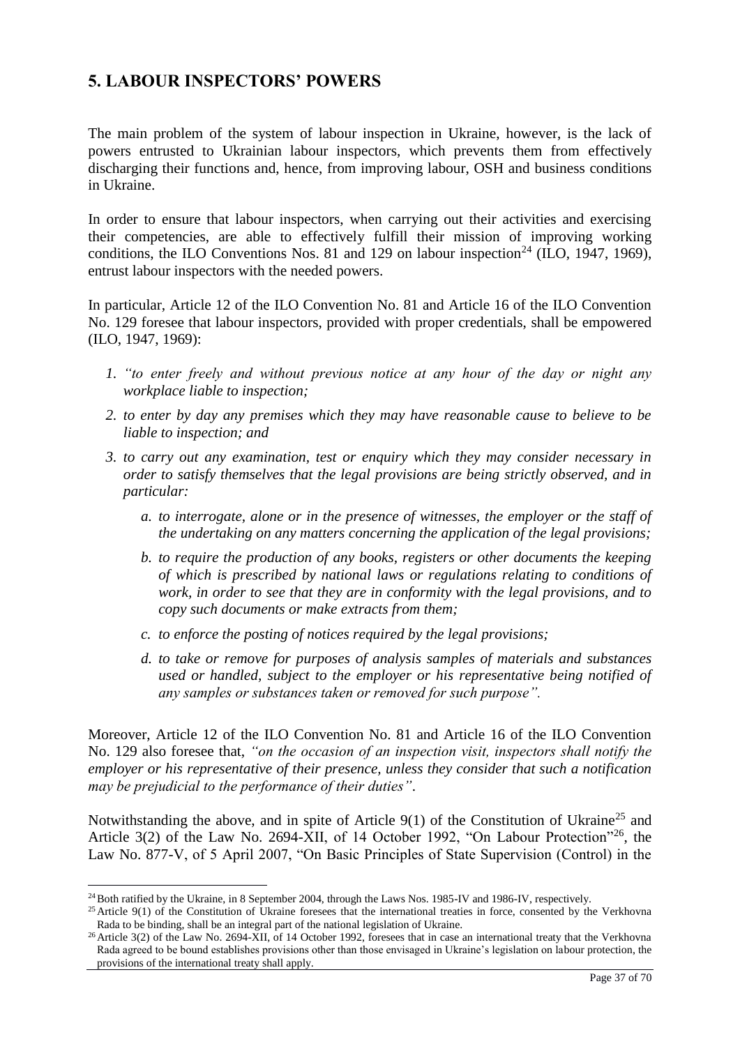## 5. LABOUR INSPECTORS' POWERS

The main problem of the system of labour inspection in Ukraine, however, is the lack of powers entrusted to Ukrainian labour inspectors, which prevents them from effectively discharging their functions and, hence, from improving labour, OSH and business conditions in Ukraine.

In order to ensure that labour inspectors, when carrying out their activities and exercising their competencies, are able to effectively fulfill their mission of improving working conditions, the ILO Conventions Nos. 81 and 129 on labour inspection[24] (ILO, 1947, 1969), entrust labour inspectors with the needed powers.

In particular, Article 12 of the ILO Convention No. 81 and Article 16 of the ILO Convention No. 129 foresee that labour inspectors, provided with proper credentials, shall be empowered (ILO, 1947, 1969):

1. *"to enter freely and without previous notice at any hour of the day or night any workplace liable to inspection;*
2. *to enter by day any premises which they may have reasonable cause to believe to be liable to inspection; and*
3. *to carry out any examination, test or enquiry which they may consider necessary in order to satisfy themselves that the legal provisions are being strictly observed, and in particular:*
    a. *to interrogate, alone or in the presence of witnesses, the employer or the staff of the undertaking on any matters concerning the application of the legal provisions;*
    b. *to require the production of any books, registers or other documents the keeping of which is prescribed by national laws or regulations relating to conditions of work, in order to see that they are in conformity with the legal provisions, and to copy such documents or make extracts from them;*
    c. *to enforce the posting of notices required by the legal provisions;*
    d. *to take or remove for purposes of analysis samples of materials and substances used or handled, subject to the employer or his representative being notified of any samples or substances taken or removed for such purpose".*

Moreover, Article 12 of the ILO Convention No. 81 and Article 16 of the ILO Convention No. 129 also foresee that, *"on the occasion of an inspection visit, inspectors shall notify the employer or his representative of their presence, unless they consider that such a notification may be prejudicial to the performance of their duties"*.

Notwithstanding the above, and in spite of Article 9(1) of the Constitution of Ukraine[25] and Article 3(2) of the Law No. 2694-XII, of 14 October 1992, "On Labour Protection"[26], the Law No. 877-V, of 5 April 2007, "On Basic Principles of State Supervision (Control) in the

---

[24] Both ratified by the Ukraine, in 8 September 2004, through the Laws Nos. 1985-IV and 1986-IV, respectively.

[25] Article 9(1) of the Constitution of Ukraine foresees that the international treaties in force, consented by the Verkhovna Rada to be binding, shall be an integral part of the national legislation of Ukraine.

[26] Article 3(2) of the Law No. 2694-XII, of 14 October 1992, foresees that in case an international treaty that the Verkhovna Rada agreed to be bound establishes provisions other than those envisaged in Ukraine's legislation on labour protection, the provisions of the international treaty shall apply.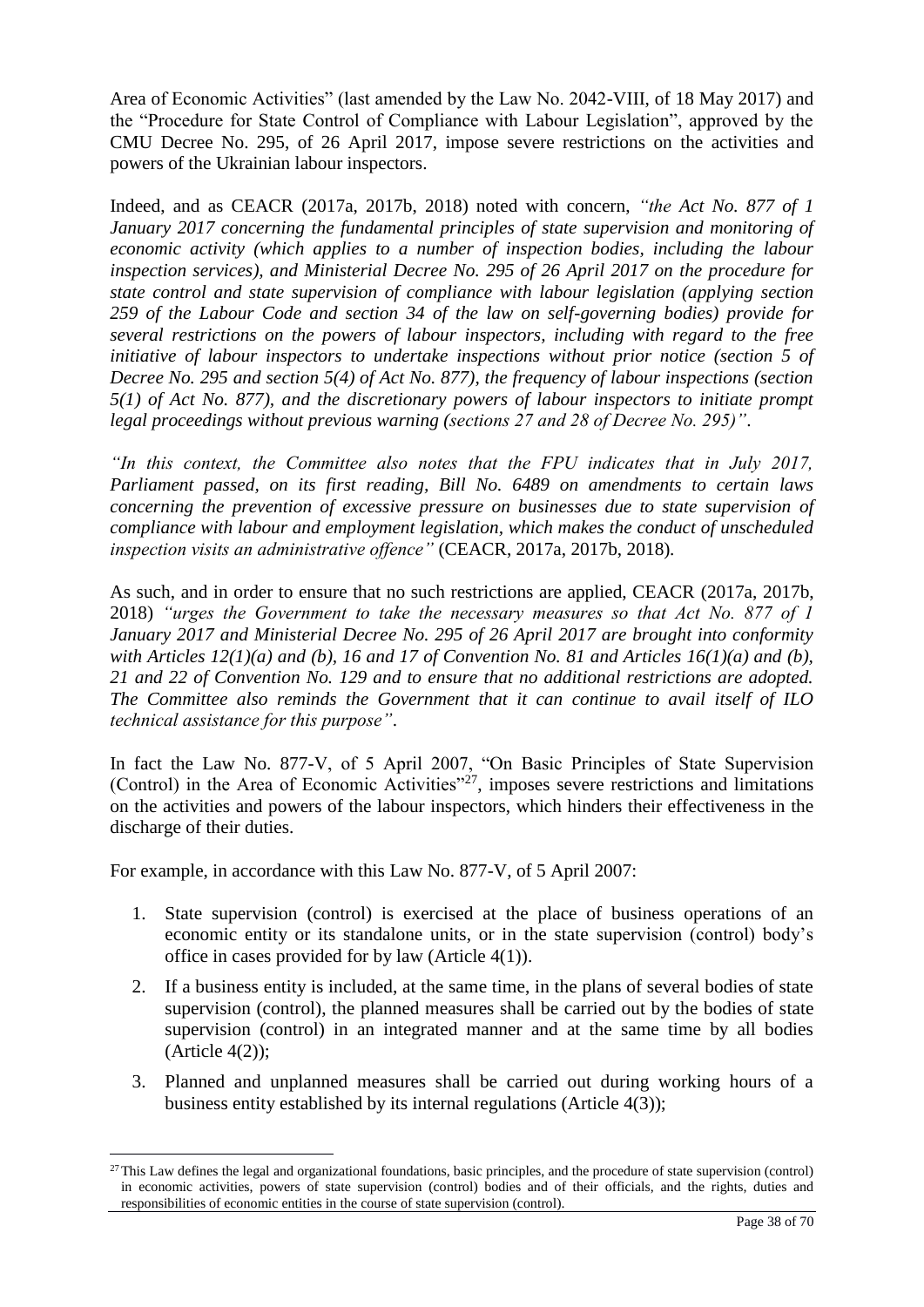Area of Economic Activities" (last amended by the Law No. 2042-VIII, of 18 May 2017) and the "Procedure for State Control of Compliance with Labour Legislation", approved by the CMU Decree No. 295, of 26 April 2017, impose severe restrictions on the activities and powers of the Ukrainian labour inspectors.

Indeed, and as CEACR (2017a, 2017b, 2018) noted with concern, *"the Act No. 877 of 1 January 2017 concerning the fundamental principles of state supervision and monitoring of economic activity (which applies to a number of inspection bodies, including the labour inspection services), and Ministerial Decree No. 295 of 26 April 2017 on the procedure for state control and state supervision of compliance with labour legislation (applying section 259 of the Labour Code and section 34 of the law on self-governing bodies) provide for several restrictions on the powers of labour inspectors, including with regard to the free initiative of labour inspectors to undertake inspections without prior notice (section 5 of Decree No. 295 and section 5(4) of Act No. 877), the frequency of labour inspections (section 5(1) of Act No. 877), and the discretionary powers of labour inspectors to initiate prompt legal proceedings without previous warning (sections 27 and 28 of Decree No. 295)"*.

*"In this context, the Committee also notes that the FPU indicates that in July 2017, Parliament passed, on its first reading, Bill No. 6489 on amendments to certain laws concerning the prevention of excessive pressure on businesses due to state supervision of compliance with labour and employment legislation, which makes the conduct of unscheduled inspection visits an administrative offence"* (CEACR, 2017a, 2017b, 2018).

As such, and in order to ensure that no such restrictions are applied, CEACR (2017a, 2017b, 2018) *"urges the Government to take the necessary measures so that Act No. 877 of 1 January 2017 and Ministerial Decree No. 295 of 26 April 2017 are brought into conformity with Articles 12(1)(a) and (b), 16 and 17 of Convention No. 81 and Articles 16(1)(a) and (b), 21 and 22 of Convention No. 129 and to ensure that no additional restrictions are adopted. The Committee also reminds the Government that it can continue to avail itself of ILO technical assistance for this purpose"*.

In fact the Law No. 877-V, of 5 April 2007, "On Basic Principles of State Supervision (Control) in the Area of Economic Activities"[27], imposes severe restrictions and limitations on the activities and powers of the labour inspectors, which hinders their effectiveness in the discharge of their duties.

For example, in accordance with this Law No. 877-V, of 5 April 2007:

1. State supervision (control) is exercised at the place of business operations of an economic entity or its standalone units, or in the state supervision (control) body's office in cases provided for by law (Article 4(1)).
2. If a business entity is included, at the same time, in the plans of several bodies of state supervision (control), the planned measures shall be carried out by the bodies of state supervision (control) in an integrated manner and at the same time by all bodies (Article 4(2));
3. Planned and unplanned measures shall be carried out during working hours of a business entity established by its internal regulations (Article 4(3));

[27] This Law defines the legal and organizational foundations, basic principles, and the procedure of state supervision (control) in economic activities, powers of state supervision (control) bodies and of their officials, and the rights, duties and responsibilities of economic entities in the course of state supervision (control).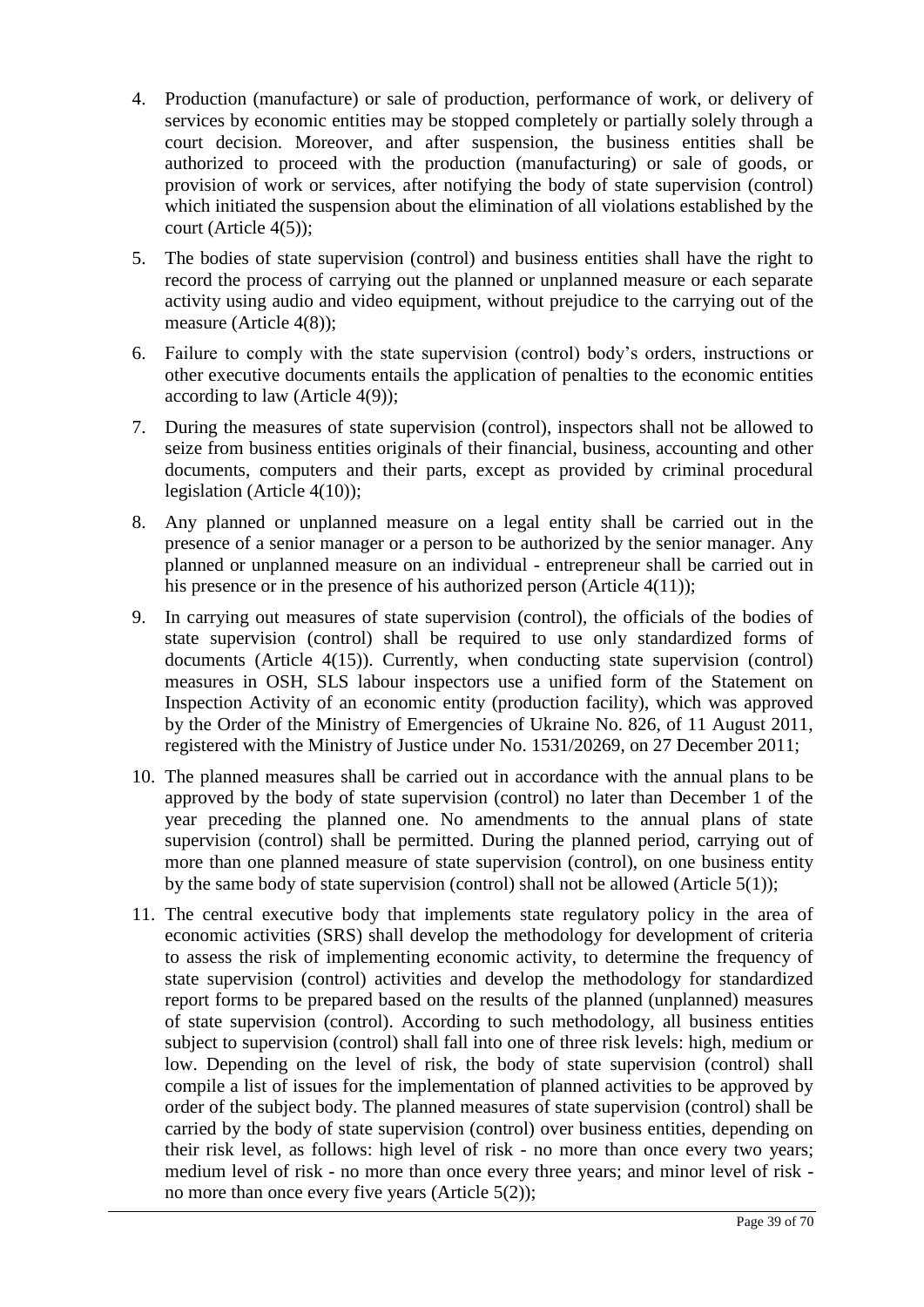4. Production (manufacture) or sale of production, performance of work, or delivery of services by economic entities may be stopped completely or partially solely through a court decision. Moreover, and after suspension, the business entities shall be authorized to proceed with the production (manufacturing) or sale of goods, or provision of work or services, after notifying the body of state supervision (control) which initiated the suspension about the elimination of all violations established by the court (Article 4(5));

5. The bodies of state supervision (control) and business entities shall have the right to record the process of carrying out the planned or unplanned measure or each separate activity using audio and video equipment, without prejudice to the carrying out of the measure (Article 4(8));

6. Failure to comply with the state supervision (control) body's orders, instructions or other executive documents entails the application of penalties to the economic entities according to law (Article 4(9));

7. During the measures of state supervision (control), inspectors shall not be allowed to seize from business entities originals of their financial, business, accounting and other documents, computers and their parts, except as provided by criminal procedural legislation (Article 4(10));

8. Any planned or unplanned measure on a legal entity shall be carried out in the presence of a senior manager or a person to be authorized by the senior manager. Any planned or unplanned measure on an individual - entrepreneur shall be carried out in his presence or in the presence of his authorized person (Article 4(11));

9. In carrying out measures of state supervision (control), the officials of the bodies of state supervision (control) shall be required to use only standardized forms of documents (Article 4(15)). Currently, when conducting state supervision (control) measures in OSH, SLS labour inspectors use a unified form of the Statement on Inspection Activity of an economic entity (production facility), which was approved by the Order of the Ministry of Emergencies of Ukraine No. 826, of 11 August 2011, registered with the Ministry of Justice under No. 1531/20269, on 27 December 2011;

10. The planned measures shall be carried out in accordance with the annual plans to be approved by the body of state supervision (control) no later than December 1 of the year preceding the planned one. No amendments to the annual plans of state supervision (control) shall be permitted. During the planned period, carrying out of more than one planned measure of state supervision (control), on one business entity by the same body of state supervision (control) shall not be allowed (Article 5(1));

11. The central executive body that implements state regulatory policy in the area of economic activities (SRS) shall develop the methodology for development of criteria to assess the risk of implementing economic activity, to determine the frequency of state supervision (control) activities and develop the methodology for standardized report forms to be prepared based on the results of the planned (unplanned) measures of state supervision (control). According to such methodology, all business entities subject to supervision (control) shall fall into one of three risk levels: high, medium or low. Depending on the level of risk, the body of state supervision (control) shall compile a list of issues for the implementation of planned activities to be approved by order of the subject body. The planned measures of state supervision (control) shall be carried by the body of state supervision (control) over business entities, depending on their risk level, as follows: high level of risk - no more than once every two years; medium level of risk - no more than once every three years; and minor level of risk - no more than once every five years (Article 5(2));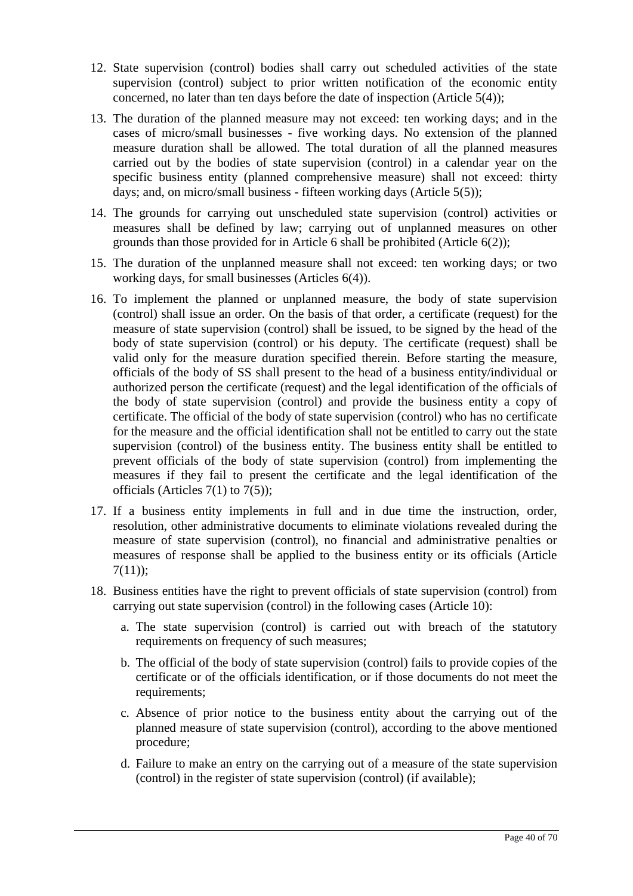12. State supervision (control) bodies shall carry out scheduled activities of the state supervision (control) subject to prior written notification of the economic entity concerned, no later than ten days before the date of inspection (Article 5(4));
13. The duration of the planned measure may not exceed: ten working days; and in the cases of micro/small businesses - five working days. No extension of the planned measure duration shall be allowed. The total duration of all the planned measures carried out by the bodies of state supervision (control) in a calendar year on the specific business entity (planned comprehensive measure) shall not exceed: thirty days; and, on micro/small business - fifteen working days (Article 5(5));
14. The grounds for carrying out unscheduled state supervision (control) activities or measures shall be defined by law; carrying out of unplanned measures on other grounds than those provided for in Article 6 shall be prohibited (Article 6(2));
15. The duration of the unplanned measure shall not exceed: ten working days; or two working days, for small businesses (Articles 6(4)).
16. To implement the planned or unplanned measure, the body of state supervision (control) shall issue an order. On the basis of that order, a certificate (request) for the measure of state supervision (control) shall be issued, to be signed by the head of the body of state supervision (control) or his deputy. The certificate (request) shall be valid only for the measure duration specified therein. Before starting the measure, officials of the body of SS shall present to the head of a business entity/individual or authorized person the certificate (request) and the legal identification of the officials of the body of state supervision (control) and provide the business entity a copy of certificate. The official of the body of state supervision (control) who has no certificate for the measure and the official identification shall not be entitled to carry out the state supervision (control) of the business entity. The business entity shall be entitled to prevent officials of the body of state supervision (control) from implementing the measures if they fail to present the certificate and the legal identification of the officials (Articles 7(1) to 7(5));
17. If a business entity implements in full and in due time the instruction, order, resolution, other administrative documents to eliminate violations revealed during the measure of state supervision (control), no financial and administrative penalties or measures of response shall be applied to the business entity or its officials (Article 7(11));
18. Business entities have the right to prevent officials of state supervision (control) from carrying out state supervision (control) in the following cases (Article 10):
    a. The state supervision (control) is carried out with breach of the statutory requirements on frequency of such measures;
    b. The official of the body of state supervision (control) fails to provide copies of the certificate or of the officials identification, or if those documents do not meet the requirements;
    c. Absence of prior notice to the business entity about the carrying out of the planned measure of state supervision (control), according to the above mentioned procedure;
    d. Failure to make an entry on the carrying out of a measure of the state supervision (control) in the register of state supervision (control) (if available);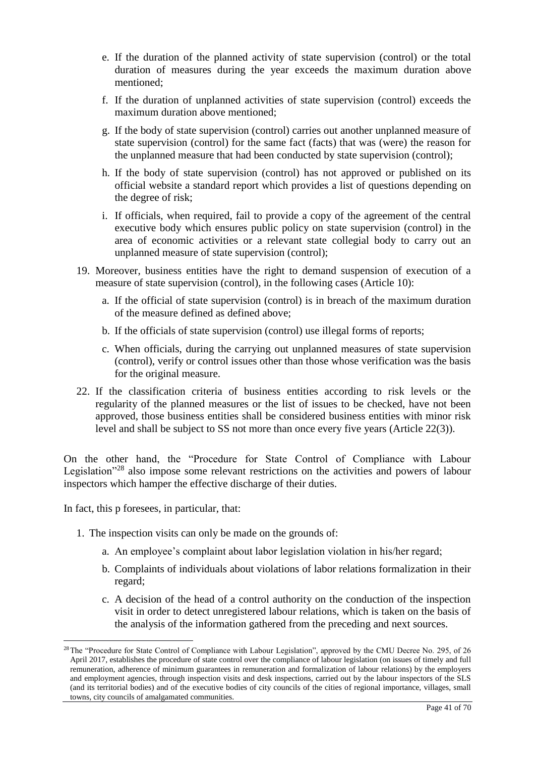e. If the duration of the planned activity of state supervision (control) or the total duration of measures during the year exceeds the maximum duration above mentioned;

f. If the duration of unplanned activities of state supervision (control) exceeds the maximum duration above mentioned;

g. If the body of state supervision (control) carries out another unplanned measure of state supervision (control) for the same fact (facts) that was (were) the reason for the unplanned measure that had been conducted by state supervision (control);

h. If the body of state supervision (control) has not approved or published on its official website a standard report which provides a list of questions depending on the degree of risk;

i. If officials, when required, fail to provide a copy of the agreement of the central executive body which ensures public policy on state supervision (control) in the area of economic activities or a relevant state collegial body to carry out an unplanned measure of state supervision (control);

19. Moreover, business entities have the right to demand suspension of execution of a measure of state supervision (control), in the following cases (Article 10):

    a. If the official of state supervision (control) is in breach of the maximum duration of the measure defined as defined above;

    b. If the officials of state supervision (control) use illegal forms of reports;

    c. When officials, during the carrying out unplanned measures of state supervision (control), verify or control issues other than those whose verification was the basis for the original measure.

22. If the classification criteria of business entities according to risk levels or the regularity of the planned measures or the list of issues to be checked, have not been approved, those business entities shall be considered business entities with minor risk level and shall be subject to SS not more than once every five years (Article 22(3)).

On the other hand, the "Procedure for State Control of Compliance with Labour Legislation"[28] also impose some relevant restrictions on the activities and powers of labour inspectors which hamper the effective discharge of their duties.

In fact, this p foresees, in particular, that:

1. The inspection visits can only be made on the grounds of:

    a. An employee's complaint about labor legislation violation in his/her regard;

    b. Complaints of individuals about violations of labor relations formalization in their regard;

    c. A decision of the head of a control authority on the conduction of the inspection visit in order to detect unregistered labour relations, which is taken on the basis of the analysis of the information gathered from the preceding and next sources.

[28] The "Procedure for State Control of Compliance with Labour Legislation", approved by the CMU Decree No. 295, of 26 April 2017, establishes the procedure of state control over the compliance of labour legislation (on issues of timely and full remuneration, adherence of minimum guarantees in remuneration and formalization of labour relations) by the employers and employment agencies, through inspection visits and desk inspections, carried out by the labour inspectors of the SLS (and its territorial bodies) and of the executive bodies of city councils of the cities of regional importance, villages, small towns, city councils of amalgamated communities.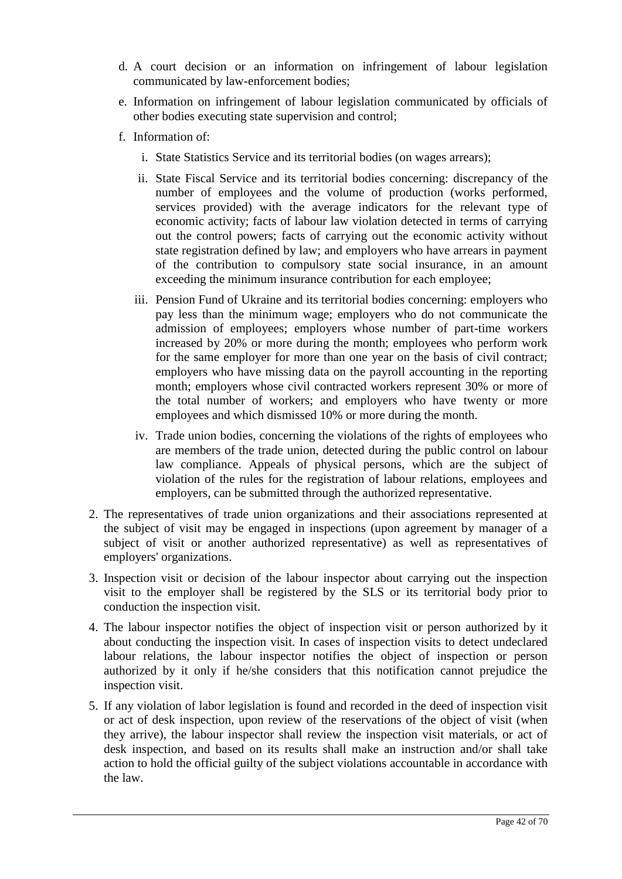d. A court decision or an information on infringement of labour legislation communicated by law-enforcement bodies;

e. Information on infringement of labour legislation communicated by officials of other bodies executing state supervision and control;

f. Information of:

   i. State Statistics Service and its territorial bodies (on wages arrears);

   ii. State Fiscal Service and its territorial bodies concerning: discrepancy of the number of employees and the volume of production (works performed, services provided) with the average indicators for the relevant type of economic activity; facts of labour law violation detected in terms of carrying out the control powers; facts of carrying out the economic activity without state registration defined by law; and employers who have arrears in payment of the contribution to compulsory state social insurance, in an amount exceeding the minimum insurance contribution for each employee;

   iii. Pension Fund of Ukraine and its territorial bodies concerning: employers who pay less than the minimum wage; employers who do not communicate the admission of employees; employers whose number of part-time workers increased by 20% or more during the month; employees who perform work for the same employer for more than one year on the basis of civil contract; employers who have missing data on the payroll accounting in the reporting month; employers whose civil contracted workers represent 30% or more of the total number of workers; and employers who have twenty or more employees and which dismissed 10% or more during the month.

   iv. Trade union bodies, concerning the violations of the rights of employees who are members of the trade union, detected during the public control on labour law compliance. Appeals of physical persons, which are the subject of violation of the rules for the registration of labour relations, employees and employers, can be submitted through the authorized representative.

2. The representatives of trade union organizations and their associations represented at the subject of visit may be engaged in inspections (upon agreement by manager of a subject of visit or another authorized representative) as well as representatives of employers' organizations.

3. Inspection visit or decision of the labour inspector about carrying out the inspection visit to the employer shall be registered by the SLS or its territorial body prior to conduction the inspection visit.

4. The labour inspector notifies the object of inspection visit or person authorized by it about conducting the inspection visit. In cases of inspection visits to detect undeclared labour relations, the labour inspector notifies the object of inspection or person authorized by it only if he/she considers that this notification cannot prejudice the inspection visit.

5. If any violation of labor legislation is found and recorded in the deed of inspection visit or act of desk inspection, upon review of the reservations of the object of visit (when they arrive), the labour inspector shall review the inspection visit materials, or act of desk inspection, and based on its results shall make an instruction and/or shall take action to hold the official guilty of the subject violations accountable in accordance with the law.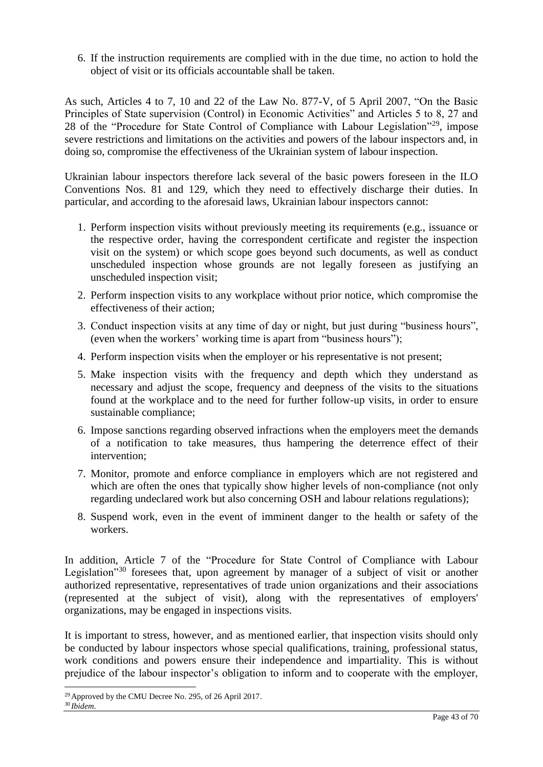6. If the instruction requirements are complied with in the due time, no action to hold the object of visit or its officials accountable shall be taken.

As such, Articles 4 to 7, 10 and 22 of the Law No. 877-V, of 5 April 2007, "On the Basic Principles of State supervision (Control) in Economic Activities" and Articles 5 to 8, 27 and 28 of the "Procedure for State Control of Compliance with Labour Legislation"[29], impose severe restrictions and limitations on the activities and powers of the labour inspectors and, in doing so, compromise the effectiveness of the Ukrainian system of labour inspection.

Ukrainian labour inspectors therefore lack several of the basic powers foreseen in the ILO Conventions Nos. 81 and 129, which they need to effectively discharge their duties. In particular, and according to the aforesaid laws, Ukrainian labour inspectors cannot:

1. Perform inspection visits without previously meeting its requirements (e.g., issuance or the respective order, having the correspondent certificate and register the inspection visit on the system) or which scope goes beyond such documents, as well as conduct unscheduled inspection whose grounds are not legally foreseen as justifying an unscheduled inspection visit;
2. Perform inspection visits to any workplace without prior notice, which compromise the effectiveness of their action;
3. Conduct inspection visits at any time of day or night, but just during "business hours", (even when the workers' working time is apart from "business hours");
4. Perform inspection visits when the employer or his representative is not present;
5. Make inspection visits with the frequency and depth which they understand as necessary and adjust the scope, frequency and deepness of the visits to the situations found at the workplace and to the need for further follow-up visits, in order to ensure sustainable compliance;
6. Impose sanctions regarding observed infractions when the employers meet the demands of a notification to take measures, thus hampering the deterrence effect of their intervention;
7. Monitor, promote and enforce compliance in employers which are not registered and which are often the ones that typically show higher levels of non-compliance (not only regarding undeclared work but also concerning OSH and labour relations regulations);
8. Suspend work, even in the event of imminent danger to the health or safety of the workers.

In addition, Article 7 of the "Procedure for State Control of Compliance with Labour Legislation"[30] foresees that, upon agreement by manager of a subject of visit or another authorized representative, representatives of trade union organizations and their associations (represented at the subject of visit), along with the representatives of employers' organizations, may be engaged in inspections visits.

It is important to stress, however, and as mentioned earlier, that inspection visits should only be conducted by labour inspectors whose special qualifications, training, professional status, work conditions and powers ensure their independence and impartiality. This is without prejudice of the labour inspector's obligation to inform and to cooperate with the employer,

[29] Approved by the CMU Decree No. 295, of 26 April 2017.

[30] *Ibidem.*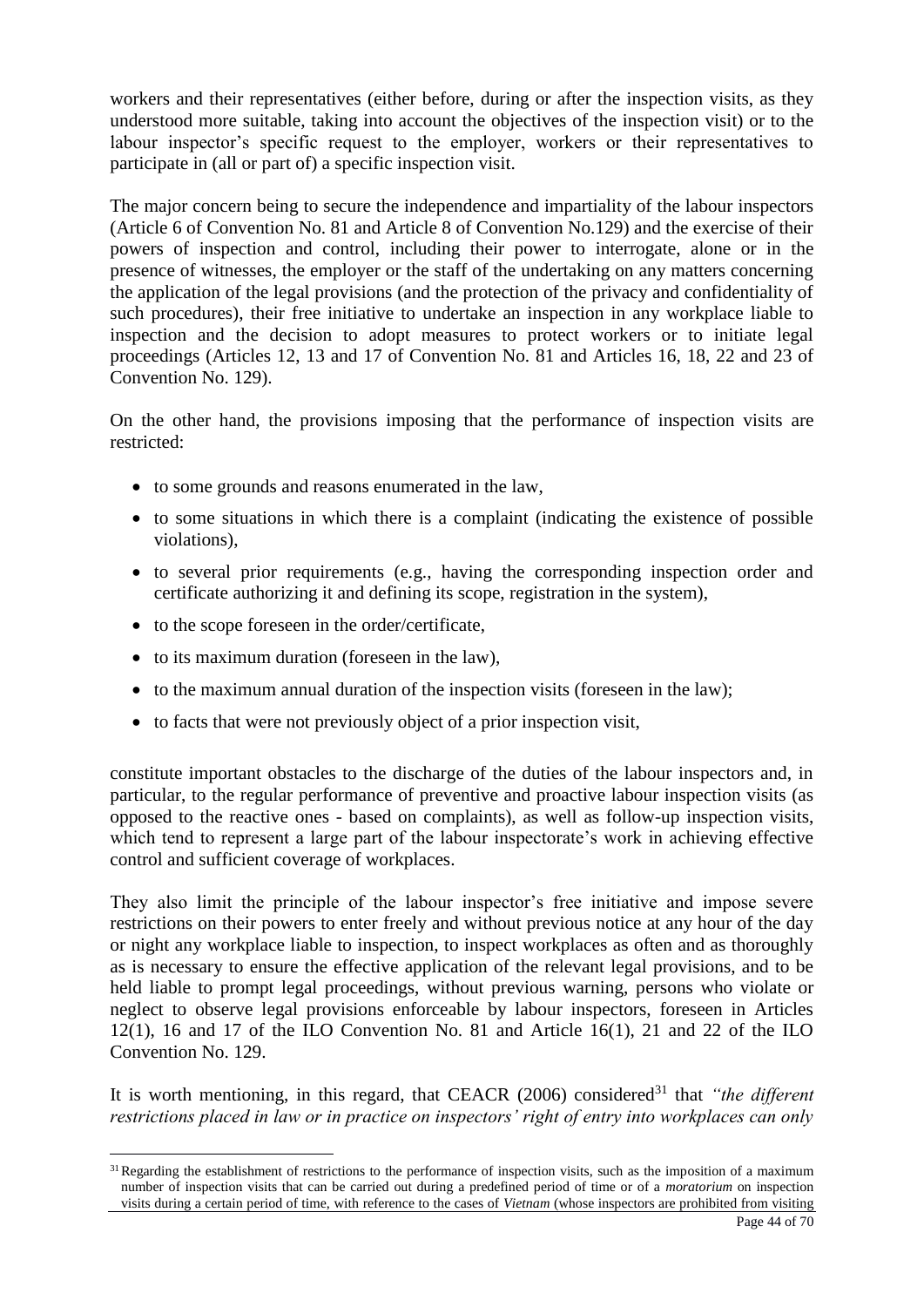workers and their representatives (either before, during or after the inspection visits, as they understood more suitable, taking into account the objectives of the inspection visit) or to the labour inspector's specific request to the employer, workers or their representatives to participate in (all or part of) a specific inspection visit.

The major concern being to secure the independence and impartiality of the labour inspectors (Article 6 of Convention No. 81 and Article 8 of Convention No.129) and the exercise of their powers of inspection and control, including their power to interrogate, alone or in the presence of witnesses, the employer or the staff of the undertaking on any matters concerning the application of the legal provisions (and the protection of the privacy and confidentiality of such procedures), their free initiative to undertake an inspection in any workplace liable to inspection and the decision to adopt measures to protect workers or to initiate legal proceedings (Articles 12, 13 and 17 of Convention No. 81 and Articles 16, 18, 22 and 23 of Convention No. 129).

On the other hand, the provisions imposing that the performance of inspection visits are restricted:

- to some grounds and reasons enumerated in the law,
- to some situations in which there is a complaint (indicating the existence of possible violations),
- to several prior requirements (e.g., having the corresponding inspection order and certificate authorizing it and defining its scope, registration in the system),
- to the scope foreseen in the order/certificate,
- to its maximum duration (foreseen in the law),
- to the maximum annual duration of the inspection visits (foreseen in the law);
- to facts that were not previously object of a prior inspection visit,

constitute important obstacles to the discharge of the duties of the labour inspectors and, in particular, to the regular performance of preventive and proactive labour inspection visits (as opposed to the reactive ones - based on complaints), as well as follow-up inspection visits, which tend to represent a large part of the labour inspectorate's work in achieving effective control and sufficient coverage of workplaces.

They also limit the principle of the labour inspector's free initiative and impose severe restrictions on their powers to enter freely and without previous notice at any hour of the day or night any workplace liable to inspection, to inspect workplaces as often and as thoroughly as is necessary to ensure the effective application of the relevant legal provisions, and to be held liable to prompt legal proceedings, without previous warning, persons who violate or neglect to observe legal provisions enforceable by labour inspectors, foreseen in Articles 12(1), 16 and 17 of the ILO Convention No. 81 and Article 16(1), 21 and 22 of the ILO Convention No. 129.

It is worth mentioning, in this regard, that CEACR (2006) considered[31] that *"the different restrictions placed in law or in practice on inspectors' right of entry into workplaces can only*

[31] Regarding the establishment of restrictions to the performance of inspection visits, such as the imposition of a maximum number of inspection visits that can be carried out during a predefined period of time or of a *moratorium* on inspection visits during a certain period of time, with reference to the cases of *Vietnam* (whose inspectors are prohibited from visiting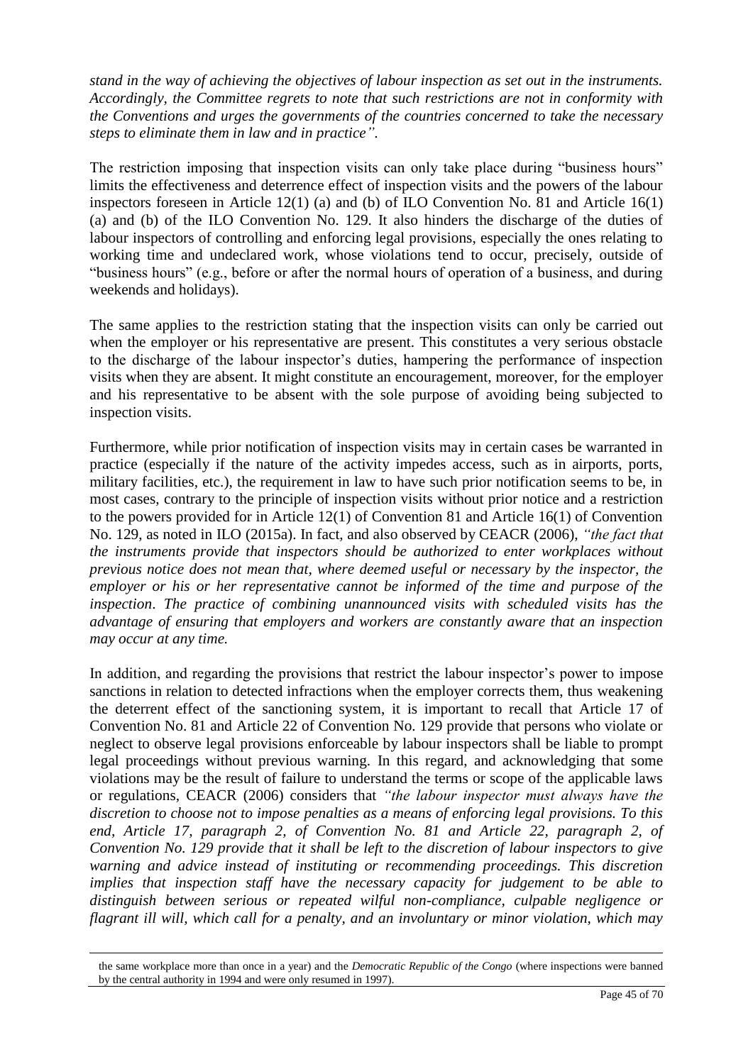*stand in the way of achieving the objectives of labour inspection as set out in the instruments. Accordingly, the Committee regrets to note that such restrictions are not in conformity with the Conventions and urges the governments of the countries concerned to take the necessary steps to eliminate them in law and in practice".*

The restriction imposing that inspection visits can only take place during "business hours" limits the effectiveness and deterrence effect of inspection visits and the powers of the labour inspectors foreseen in Article 12(1) (a) and (b) of ILO Convention No. 81 and Article 16(1) (a) and (b) of the ILO Convention No. 129. It also hinders the discharge of the duties of labour inspectors of controlling and enforcing legal provisions, especially the ones relating to working time and undeclared work, whose violations tend to occur, precisely, outside of "business hours" (e.g., before or after the normal hours of operation of a business, and during weekends and holidays).

The same applies to the restriction stating that the inspection visits can only be carried out when the employer or his representative are present. This constitutes a very serious obstacle to the discharge of the labour inspector's duties, hampering the performance of inspection visits when they are absent. It might constitute an encouragement, moreover, for the employer and his representative to be absent with the sole purpose of avoiding being subjected to inspection visits.

Furthermore, while prior notification of inspection visits may in certain cases be warranted in practice (especially if the nature of the activity impedes access, such as in airports, ports, military facilities, etc.), the requirement in law to have such prior notification seems to be, in most cases, contrary to the principle of inspection visits without prior notice and a restriction to the powers provided for in Article 12(1) of Convention 81 and Article 16(1) of Convention No. 129, as noted in ILO (2015a). In fact, and also observed by CEACR (2006), *"the fact that the instruments provide that inspectors should be authorized to enter workplaces without previous notice does not mean that, where deemed useful or necessary by the inspector, the employer or his or her representative cannot be informed of the time and purpose of the inspection. The practice of combining unannounced visits with scheduled visits has the advantage of ensuring that employers and workers are constantly aware that an inspection may occur at any time.*

In addition, and regarding the provisions that restrict the labour inspector's power to impose sanctions in relation to detected infractions when the employer corrects them, thus weakening the deterrent effect of the sanctioning system, it is important to recall that Article 17 of Convention No. 81 and Article 22 of Convention No. 129 provide that persons who violate or neglect to observe legal provisions enforceable by labour inspectors shall be liable to prompt legal proceedings without previous warning. In this regard, and acknowledging that some violations may be the result of failure to understand the terms or scope of the applicable laws or regulations, CEACR (2006) considers that *"the labour inspector must always have the discretion to choose not to impose penalties as a means of enforcing legal provisions. To this end, Article 17, paragraph 2, of Convention No. 81 and Article 22, paragraph 2, of Convention No. 129 provide that it shall be left to the discretion of labour inspectors to give warning and advice instead of instituting or recommending proceedings. This discretion implies that inspection staff have the necessary capacity for judgement to be able to distinguish between serious or repeated wilful non-compliance, culpable negligence or flagrant ill will, which call for a penalty, and an involuntary or minor violation, which may*

---

the same workplace more than once in a year) and the *Democratic Republic of the Congo* (where inspections were banned by the central authority in 1994 and were only resumed in 1997).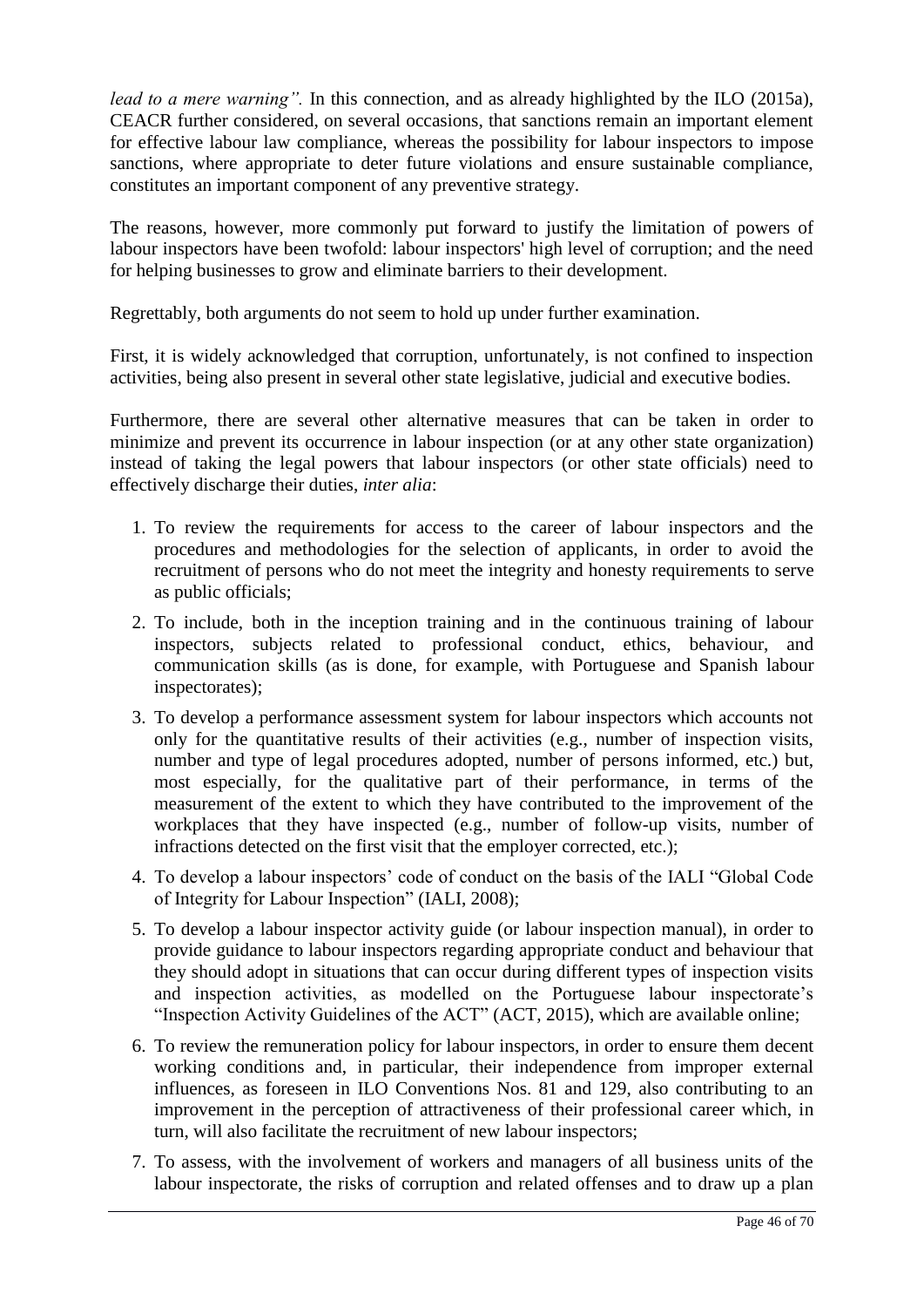*lead to a mere warning".* In this connection, and as already highlighted by the ILO (2015a), CEACR further considered, on several occasions, that sanctions remain an important element for effective labour law compliance, whereas the possibility for labour inspectors to impose sanctions, where appropriate to deter future violations and ensure sustainable compliance, constitutes an important component of any preventive strategy.

The reasons, however, more commonly put forward to justify the limitation of powers of labour inspectors have been twofold: labour inspectors' high level of corruption; and the need for helping businesses to grow and eliminate barriers to their development.

Regrettably, both arguments do not seem to hold up under further examination.

First, it is widely acknowledged that corruption, unfortunately, is not confined to inspection activities, being also present in several other state legislative, judicial and executive bodies.

Furthermore, there are several other alternative measures that can be taken in order to minimize and prevent its occurrence in labour inspection (or at any other state organization) instead of taking the legal powers that labour inspectors (or other state officials) need to effectively discharge their duties, *inter alia*:

1. To review the requirements for access to the career of labour inspectors and the procedures and methodologies for the selection of applicants, in order to avoid the recruitment of persons who do not meet the integrity and honesty requirements to serve as public officials;
2. To include, both in the inception training and in the continuous training of labour inspectors, subjects related to professional conduct, ethics, behaviour, and communication skills (as is done, for example, with Portuguese and Spanish labour inspectorates);
3. To develop a performance assessment system for labour inspectors which accounts not only for the quantitative results of their activities (e.g., number of inspection visits, number and type of legal procedures adopted, number of persons informed, etc.) but, most especially, for the qualitative part of their performance, in terms of the measurement of the extent to which they have contributed to the improvement of the workplaces that they have inspected (e.g., number of follow-up visits, number of infractions detected on the first visit that the employer corrected, etc.);
4. To develop a labour inspectors' code of conduct on the basis of the IALI "Global Code of Integrity for Labour Inspection" (IALI, 2008);
5. To develop a labour inspector activity guide (or labour inspection manual), in order to provide guidance to labour inspectors regarding appropriate conduct and behaviour that they should adopt in situations that can occur during different types of inspection visits and inspection activities, as modelled on the Portuguese labour inspectorate's "Inspection Activity Guidelines of the ACT" (ACT, 2015), which are available online;
6. To review the remuneration policy for labour inspectors, in order to ensure them decent working conditions and, in particular, their independence from improper external influences, as foreseen in ILO Conventions Nos. 81 and 129, also contributing to an improvement in the perception of attractiveness of their professional career which, in turn, will also facilitate the recruitment of new labour inspectors;
7. To assess, with the involvement of workers and managers of all business units of the labour inspectorate, the risks of corruption and related offenses and to draw up a plan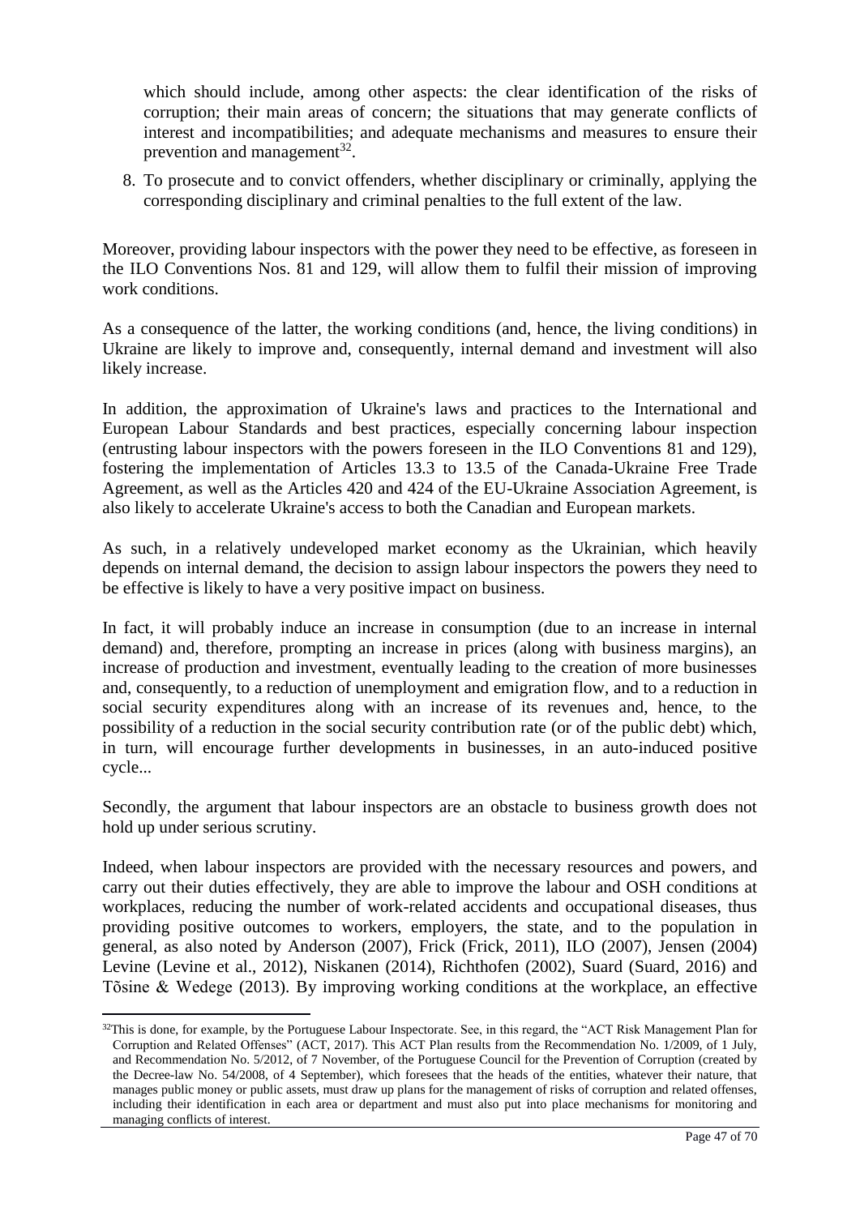which should include, among other aspects: the clear identification of the risks of corruption; their main areas of concern; the situations that may generate conflicts of interest and incompatibilities; and adequate mechanisms and measures to ensure their prevention and management[32].

8. To prosecute and to convict offenders, whether disciplinary or criminally, applying the corresponding disciplinary and criminal penalties to the full extent of the law.

Moreover, providing labour inspectors with the power they need to be effective, as foreseen in the ILO Conventions Nos. 81 and 129, will allow them to fulfil their mission of improving work conditions.

As a consequence of the latter, the working conditions (and, hence, the living conditions) in Ukraine are likely to improve and, consequently, internal demand and investment will also likely increase.

In addition, the approximation of Ukraine's laws and practices to the International and European Labour Standards and best practices, especially concerning labour inspection (entrusting labour inspectors with the powers foreseen in the ILO Conventions 81 and 129), fostering the implementation of Articles 13.3 to 13.5 of the Canada-Ukraine Free Trade Agreement, as well as the Articles 420 and 424 of the EU-Ukraine Association Agreement, is also likely to accelerate Ukraine's access to both the Canadian and European markets.

As such, in a relatively undeveloped market economy as the Ukrainian, which heavily depends on internal demand, the decision to assign labour inspectors the powers they need to be effective is likely to have a very positive impact on business.

In fact, it will probably induce an increase in consumption (due to an increase in internal demand) and, therefore, prompting an increase in prices (along with business margins), an increase of production and investment, eventually leading to the creation of more businesses and, consequently, to a reduction of unemployment and emigration flow, and to a reduction in social security expenditures along with an increase of its revenues and, hence, to the possibility of a reduction in the social security contribution rate (or of the public debt) which, in turn, will encourage further developments in businesses, in an auto-induced positive cycle...

Secondly, the argument that labour inspectors are an obstacle to business growth does not hold up under serious scrutiny.

Indeed, when labour inspectors are provided with the necessary resources and powers, and carry out their duties effectively, they are able to improve the labour and OSH conditions at workplaces, reducing the number of work-related accidents and occupational diseases, thus providing positive outcomes to workers, employers, the state, and to the population in general, as also noted by Anderson (2007), Frick (Frick, 2011), ILO (2007), Jensen (2004) Levine (Levine et al., 2012), Niskanen (2014), Richthofen (2002), Suard (Suard, 2016) and Tõsine & Wedege (2013). By improving working conditions at the workplace, an effective

---

[32] This is done, for example, by the Portuguese Labour Inspectorate. See, in this regard, the "ACT Risk Management Plan for Corruption and Related Offenses" (ACT, 2017). This ACT Plan results from the Recommendation No. 1/2009, of 1 July, and Recommendation No. 5/2012, of 7 November, of the Portuguese Council for the Prevention of Corruption (created by the Decree-law No. 54/2008, of 4 September), which foresees that the heads of the entities, whatever their nature, that manages public money or public assets, must draw up plans for the management of risks of corruption and related offenses, including their identification in each area or department and must also put into place mechanisms for monitoring and managing conflicts of interest.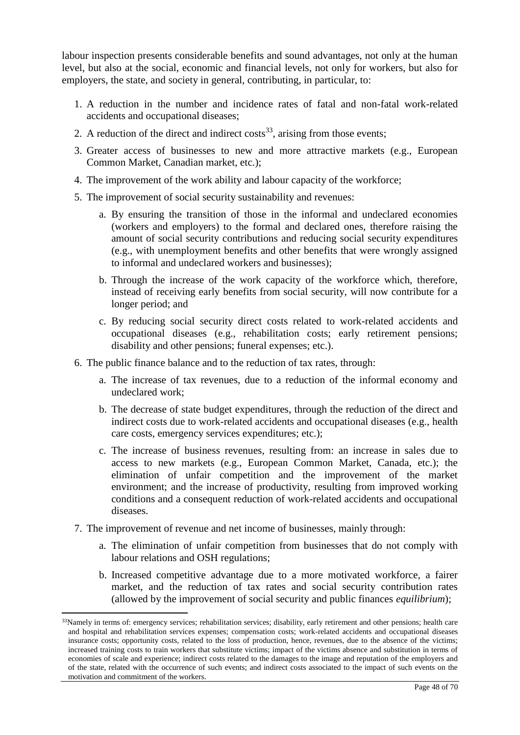labour inspection presents considerable benefits and sound advantages, not only at the human level, but also at the social, economic and financial levels, not only for workers, but also for employers, the state, and society in general, contributing, in particular, to:

1. A reduction in the number and incidence rates of fatal and non-fatal work-related accidents and occupational diseases;
2. A reduction of the direct and indirect costs[33], arising from those events;
3. Greater access of businesses to new and more attractive markets (e.g., European Common Market, Canadian market, etc.);
4. The improvement of the work ability and labour capacity of the workforce;
5. The improvement of social security sustainability and revenues:
    a. By ensuring the transition of those in the informal and undeclared economies (workers and employers) to the formal and declared ones, therefore raising the amount of social security contributions and reducing social security expenditures (e.g., with unemployment benefits and other benefits that were wrongly assigned to informal and undeclared workers and businesses);
    b. Through the increase of the work capacity of the workforce which, therefore, instead of receiving early benefits from social security, will now contribute for a longer period; and
    c. By reducing social security direct costs related to work-related accidents and occupational diseases (e.g., rehabilitation costs; early retirement pensions; disability and other pensions; funeral expenses; etc.).
6. The public finance balance and to the reduction of tax rates, through:
    a. The increase of tax revenues, due to a reduction of the informal economy and undeclared work;
    b. The decrease of state budget expenditures, through the reduction of the direct and indirect costs due to work-related accidents and occupational diseases (e.g., health care costs, emergency services expenditures; etc.);
    c. The increase of business revenues, resulting from: an increase in sales due to access to new markets (e.g., European Common Market, Canada, etc.); the elimination of unfair competition and the improvement of the market environment; and the increase of productivity, resulting from improved working conditions and a consequent reduction of work-related accidents and occupational diseases.
7. The improvement of revenue and net income of businesses, mainly through:
    a. The elimination of unfair competition from businesses that do not comply with labour relations and OSH regulations;
    b. Increased competitive advantage due to a more motivated workforce, a fairer market, and the reduction of tax rates and social security contribution rates (allowed by the improvement of social security and public finances *equilibrium*);

---

[33] Namely in terms of: emergency services; rehabilitation services; disability, early retirement and other pensions; health care and hospital and rehabilitation services expenses; compensation costs; work-related accidents and occupational diseases insurance costs; opportunity costs, related to the loss of production, hence, revenues, due to the absence of the victims; increased training costs to train workers that substitute victims; impact of the victims absence and substitution in terms of economies of scale and experience; indirect costs related to the damages to the image and reputation of the employers and of the state, related with the occurrence of such events; and indirect costs associated to the impact of such events on the motivation and commitment of the workers.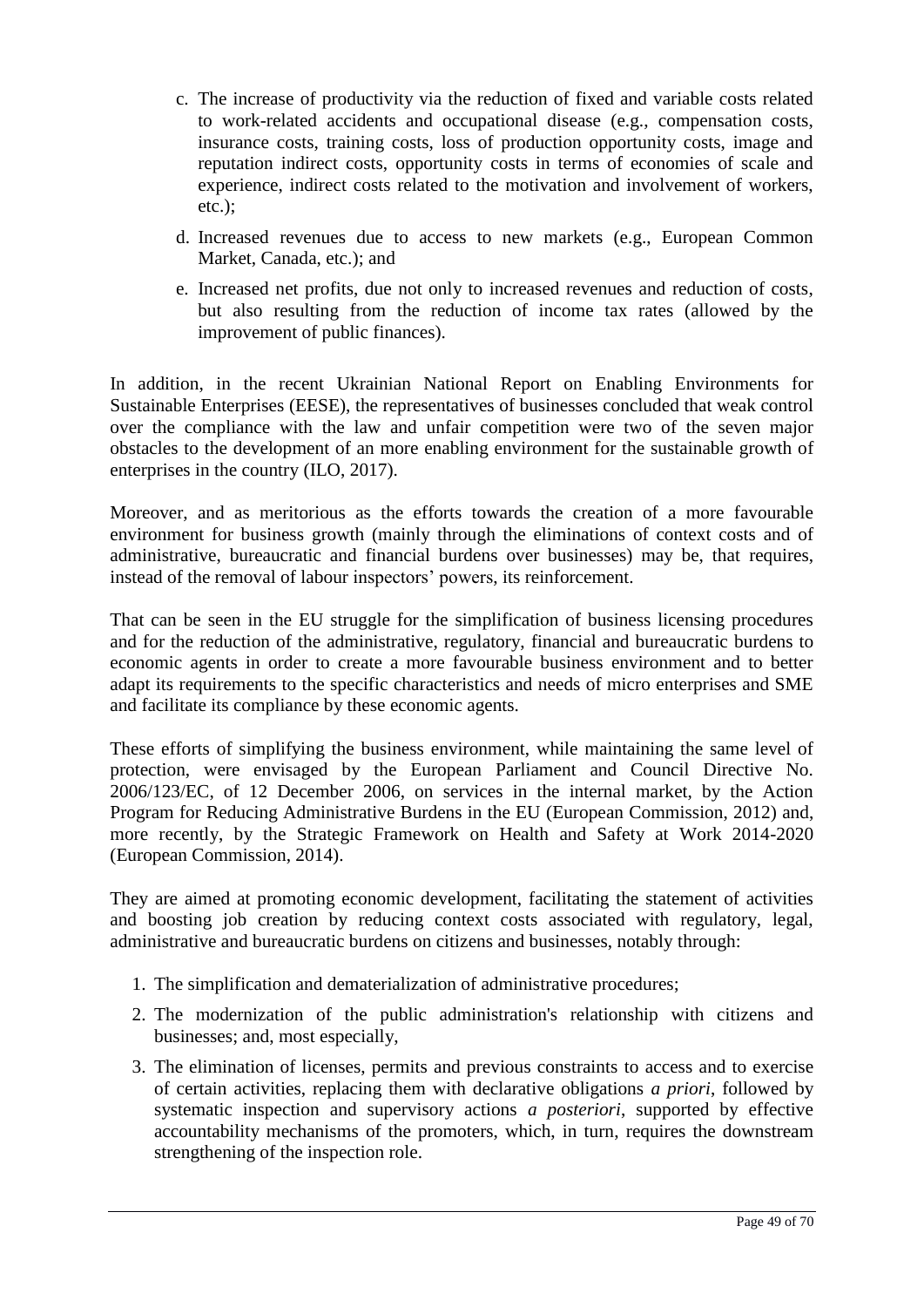c. The increase of productivity via the reduction of fixed and variable costs related to work-related accidents and occupational disease (e.g., compensation costs, insurance costs, training costs, loss of production opportunity costs, image and reputation indirect costs, opportunity costs in terms of economies of scale and experience, indirect costs related to the motivation and involvement of workers, etc.);

d. Increased revenues due to access to new markets (e.g., European Common Market, Canada, etc.); and

e. Increased net profits, due not only to increased revenues and reduction of costs, but also resulting from the reduction of income tax rates (allowed by the improvement of public finances).

In addition, in the recent Ukrainian National Report on Enabling Environments for Sustainable Enterprises (EESE), the representatives of businesses concluded that weak control over the compliance with the law and unfair competition were two of the seven major obstacles to the development of an more enabling environment for the sustainable growth of enterprises in the country (ILO, 2017).

Moreover, and as meritorious as the efforts towards the creation of a more favourable environment for business growth (mainly through the eliminations of context costs and of administrative, bureaucratic and financial burdens over businesses) may be, that requires, instead of the removal of labour inspectors' powers, its reinforcement.

That can be seen in the EU struggle for the simplification of business licensing procedures and for the reduction of the administrative, regulatory, financial and bureaucratic burdens to economic agents in order to create a more favourable business environment and to better adapt its requirements to the specific characteristics and needs of micro enterprises and SME and facilitate its compliance by these economic agents.

These efforts of simplifying the business environment, while maintaining the same level of protection, were envisaged by the European Parliament and Council Directive No. 2006/123/EC, of 12 December 2006, on services in the internal market, by the Action Program for Reducing Administrative Burdens in the EU (European Commission, 2012) and, more recently, by the Strategic Framework on Health and Safety at Work 2014-2020 (European Commission, 2014).

They are aimed at promoting economic development, facilitating the statement of activities and boosting job creation by reducing context costs associated with regulatory, legal, administrative and bureaucratic burdens on citizens and businesses, notably through:

1. The simplification and dematerialization of administrative procedures;
2. The modernization of the public administration's relationship with citizens and businesses; and, most especially,
3. The elimination of licenses, permits and previous constraints to access and to exercise of certain activities, replacing them with declarative obligations *a priori*, followed by systematic inspection and supervisory actions *a posteriori*, supported by effective accountability mechanisms of the promoters, which, in turn, requires the downstream strengthening of the inspection role.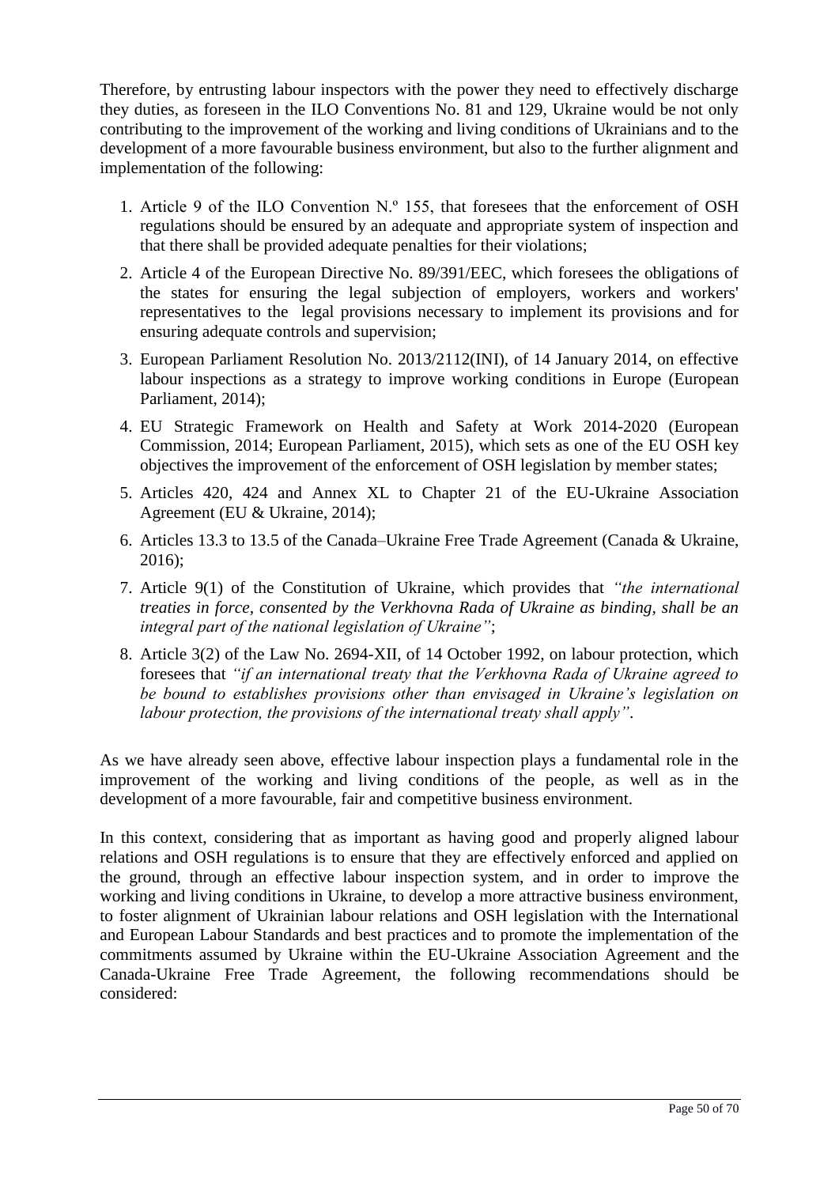Therefore, by entrusting labour inspectors with the power they need to effectively discharge they duties, as foreseen in the ILO Conventions No. 81 and 129, Ukraine would be not only contributing to the improvement of the working and living conditions of Ukrainians and to the development of a more favourable business environment, but also to the further alignment and implementation of the following:

1. Article 9 of the ILO Convention N.º 155, that foresees that the enforcement of OSH regulations should be ensured by an adequate and appropriate system of inspection and that there shall be provided adequate penalties for their violations;
2. Article 4 of the European Directive No. 89/391/EEC, which foresees the obligations of the states for ensuring the legal subjection of employers, workers and workers' representatives to the legal provisions necessary to implement its provisions and for ensuring adequate controls and supervision;
3. European Parliament Resolution No. 2013/2112(INI), of 14 January 2014, on effective labour inspections as a strategy to improve working conditions in Europe (European Parliament, 2014);
4. EU Strategic Framework on Health and Safety at Work 2014-2020 (European Commission, 2014; European Parliament, 2015), which sets as one of the EU OSH key objectives the improvement of the enforcement of OSH legislation by member states;
5. Articles 420, 424 and Annex XL to Chapter 21 of the EU-Ukraine Association Agreement (EU & Ukraine, 2014);
6. Articles 13.3 to 13.5 of the Canada–Ukraine Free Trade Agreement (Canada & Ukraine, 2016);
7. Article 9(1) of the Constitution of Ukraine, which provides that *"the international treaties in force, consented by the Verkhovna Rada of Ukraine as binding, shall be an integral part of the national legislation of Ukraine"*;
8. Article 3(2) of the Law No. 2694-XII, of 14 October 1992, on labour protection, which foresees that *"if an international treaty that the Verkhovna Rada of Ukraine agreed to be bound to establishes provisions other than envisaged in Ukraine's legislation on labour protection, the provisions of the international treaty shall apply"*.

As we have already seen above, effective labour inspection plays a fundamental role in the improvement of the working and living conditions of the people, as well as in the development of a more favourable, fair and competitive business environment.

In this context, considering that as important as having good and properly aligned labour relations and OSH regulations is to ensure that they are effectively enforced and applied on the ground, through an effective labour inspection system, and in order to improve the working and living conditions in Ukraine, to develop a more attractive business environment, to foster alignment of Ukrainian labour relations and OSH legislation with the International and European Labour Standards and best practices and to promote the implementation of the commitments assumed by Ukraine within the EU-Ukraine Association Agreement and the Canada-Ukraine Free Trade Agreement, the following recommendations should be considered: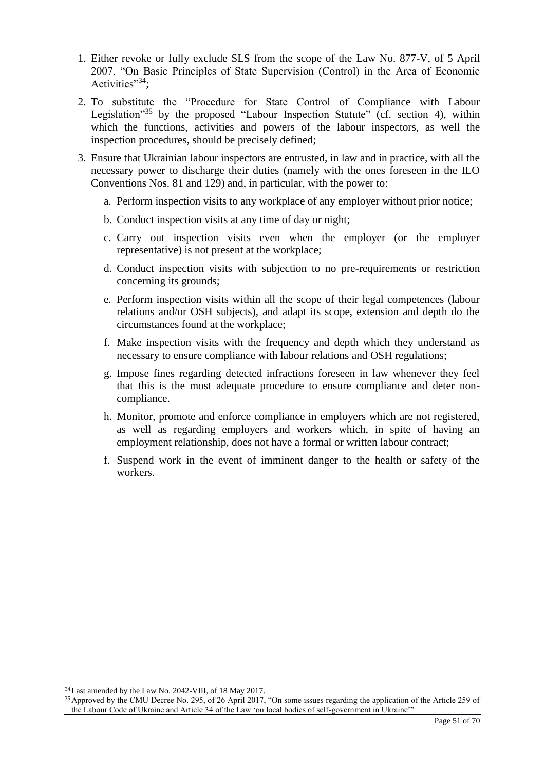1. Either revoke or fully exclude SLS from the scope of the Law No. 877-V, of 5 April 2007, "On Basic Principles of State Supervision (Control) in the Area of Economic Activities"[34];

2. To substitute the "Procedure for State Control of Compliance with Labour Legislation"[35] by the proposed "Labour Inspection Statute" (cf. section 4), within which the functions, activities and powers of the labour inspectors, as well the inspection procedures, should be precisely defined;

3. Ensure that Ukrainian labour inspectors are entrusted, in law and in practice, with all the necessary power to discharge their duties (namely with the ones foreseen in the ILO Conventions Nos. 81 and 129) and, in particular, with the power to:

   a. Perform inspection visits to any workplace of any employer without prior notice;

   b. Conduct inspection visits at any time of day or night;

   c. Carry out inspection visits even when the employer (or the employer representative) is not present at the workplace;

   d. Conduct inspection visits with subjection to no pre-requirements or restriction concerning its grounds;

   e. Perform inspection visits within all the scope of their legal competences (labour relations and/or OSH subjects), and adapt its scope, extension and depth do the circumstances found at the workplace;

   f. Make inspection visits with the frequency and depth which they understand as necessary to ensure compliance with labour relations and OSH regulations;

   g. Impose fines regarding detected infractions foreseen in law whenever they feel that this is the most adequate procedure to ensure compliance and deter non-compliance.

   h. Monitor, promote and enforce compliance in employers which are not registered, as well as regarding employers and workers which, in spite of having an employment relationship, does not have a formal or written labour contract;

   f. Suspend work in the event of imminent danger to the health or safety of the workers.

---

[34] Last amended by the Law No. 2042-VIII, of 18 May 2017.

[35] Approved by the CMU Decree No. 295, of 26 April 2017, "On some issues regarding the application of the Article 259 of the Labour Code of Ukraine and Article 34 of the Law 'on local bodies of self-government in Ukraine'"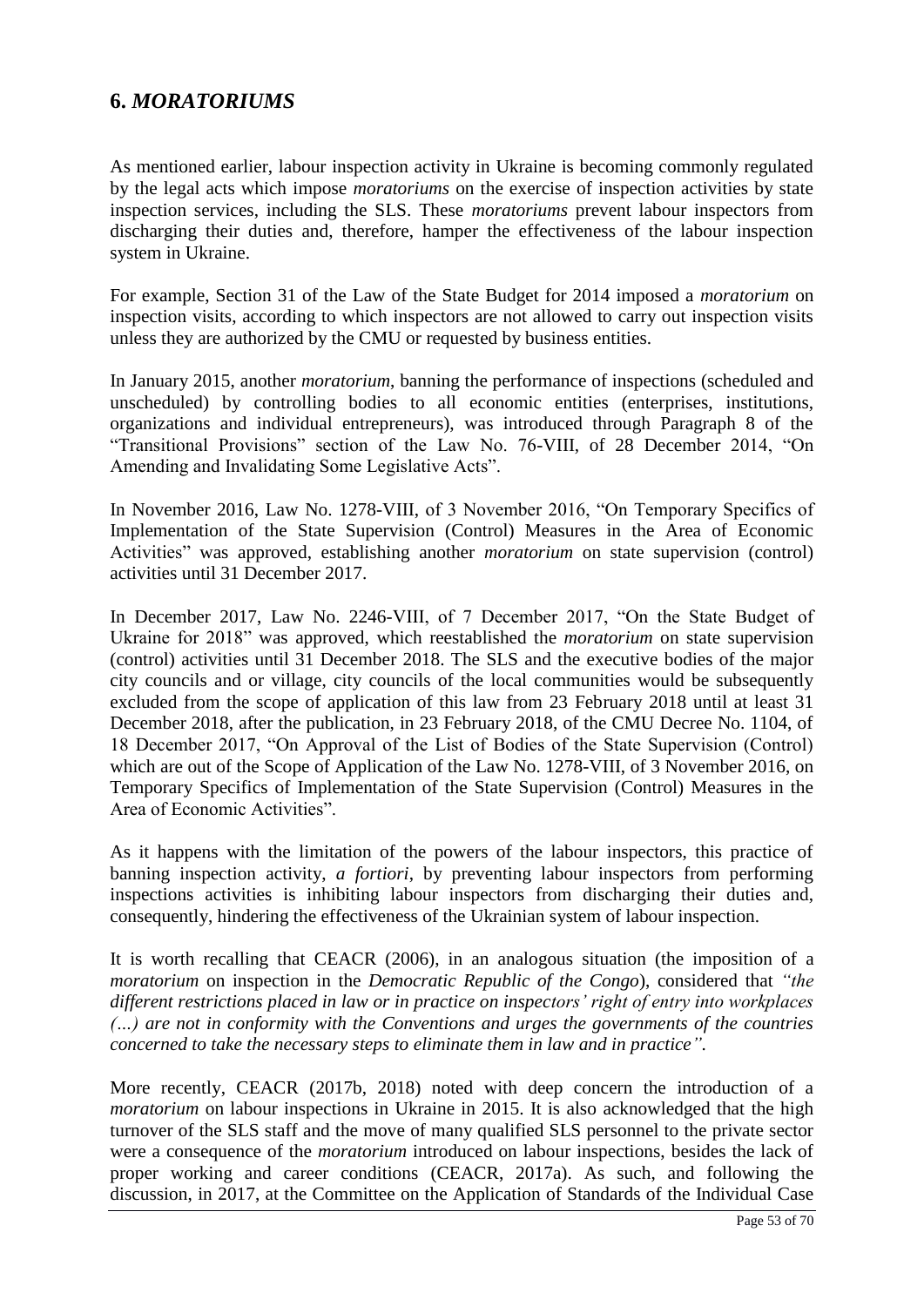## 6. *MORATORIUMS*

As mentioned earlier, labour inspection activity in Ukraine is becoming commonly regulated by the legal acts which impose *moratoriums* on the exercise of inspection activities by state inspection services, including the SLS. These *moratoriums* prevent labour inspectors from discharging their duties and, therefore, hamper the effectiveness of the labour inspection system in Ukraine.

For example, Section 31 of the Law of the State Budget for 2014 imposed a *moratorium* on inspection visits, according to which inspectors are not allowed to carry out inspection visits unless they are authorized by the CMU or requested by business entities.

In January 2015, another *moratorium*, banning the performance of inspections (scheduled and unscheduled) by controlling bodies to all economic entities (enterprises, institutions, organizations and individual entrepreneurs), was introduced through Paragraph 8 of the "Transitional Provisions" section of the Law No. 76-VIII, of 28 December 2014, "On Amending and Invalidating Some Legislative Acts".

In November 2016, Law No. 1278-VIII, of 3 November 2016, "On Temporary Specifics of Implementation of the State Supervision (Control) Measures in the Area of Economic Activities" was approved, establishing another *moratorium* on state supervision (control) activities until 31 December 2017.

In December 2017, Law No. 2246-VIII, of 7 December 2017, "On the State Budget of Ukraine for 2018" was approved, which reestablished the *moratorium* on state supervision (control) activities until 31 December 2018. The SLS and the executive bodies of the major city councils and or village, city councils of the local communities would be subsequently excluded from the scope of application of this law from 23 February 2018 until at least 31 December 2018, after the publication, in 23 February 2018, of the CMU Decree No. 1104, of 18 December 2017, "On Approval of the List of Bodies of the State Supervision (Control) which are out of the Scope of Application of the Law No. 1278-VIII, of 3 November 2016, on Temporary Specifics of Implementation of the State Supervision (Control) Measures in the Area of Economic Activities".

As it happens with the limitation of the powers of the labour inspectors, this practice of banning inspection activity, *a fortiori*, by preventing labour inspectors from performing inspections activities is inhibiting labour inspectors from discharging their duties and, consequently, hindering the effectiveness of the Ukrainian system of labour inspection.

It is worth recalling that CEACR (2006), in an analogous situation (the imposition of a *moratorium* on inspection in the *Democratic Republic of the Congo*), considered that *"the different restrictions placed in law or in practice on inspectors' right of entry into workplaces (…) are not in conformity with the Conventions and urges the governments of the countries concerned to take the necessary steps to eliminate them in law and in practice"*.

More recently, CEACR (2017b, 2018) noted with deep concern the introduction of a *moratorium* on labour inspections in Ukraine in 2015. It is also acknowledged that the high turnover of the SLS staff and the move of many qualified SLS personnel to the private sector were a consequence of the *moratorium* introduced on labour inspections, besides the lack of proper working and career conditions (CEACR, 2017a). As such, and following the discussion, in 2017, at the Committee on the Application of Standards of the Individual Case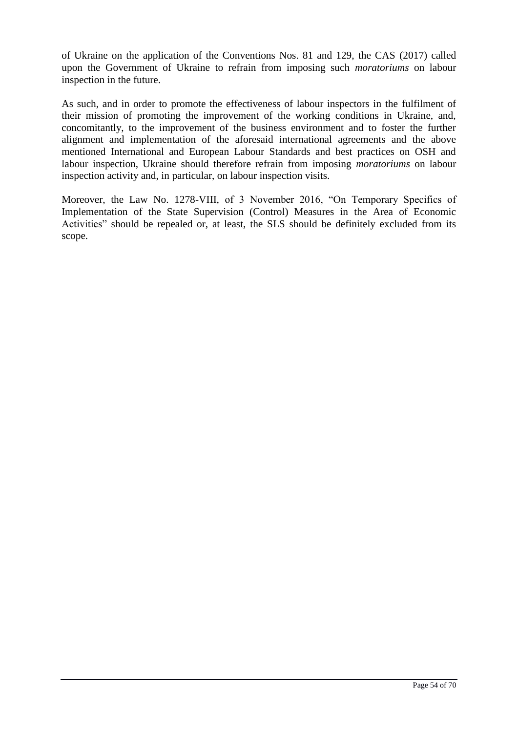of Ukraine on the application of the Conventions Nos. 81 and 129, the CAS (2017) called upon the Government of Ukraine to refrain from imposing such *moratoriums* on labour inspection in the future.

As such, and in order to promote the effectiveness of labour inspectors in the fulfilment of their mission of promoting the improvement of the working conditions in Ukraine, and, concomitantly, to the improvement of the business environment and to foster the further alignment and implementation of the aforesaid international agreements and the above mentioned International and European Labour Standards and best practices on OSH and labour inspection, Ukraine should therefore refrain from imposing *moratoriums* on labour inspection activity and, in particular, on labour inspection visits.

Moreover, the Law No. 1278-VIII, of 3 November 2016, "On Temporary Specifics of Implementation of the State Supervision (Control) Measures in the Area of Economic Activities" should be repealed or, at least, the SLS should be definitely excluded from its scope.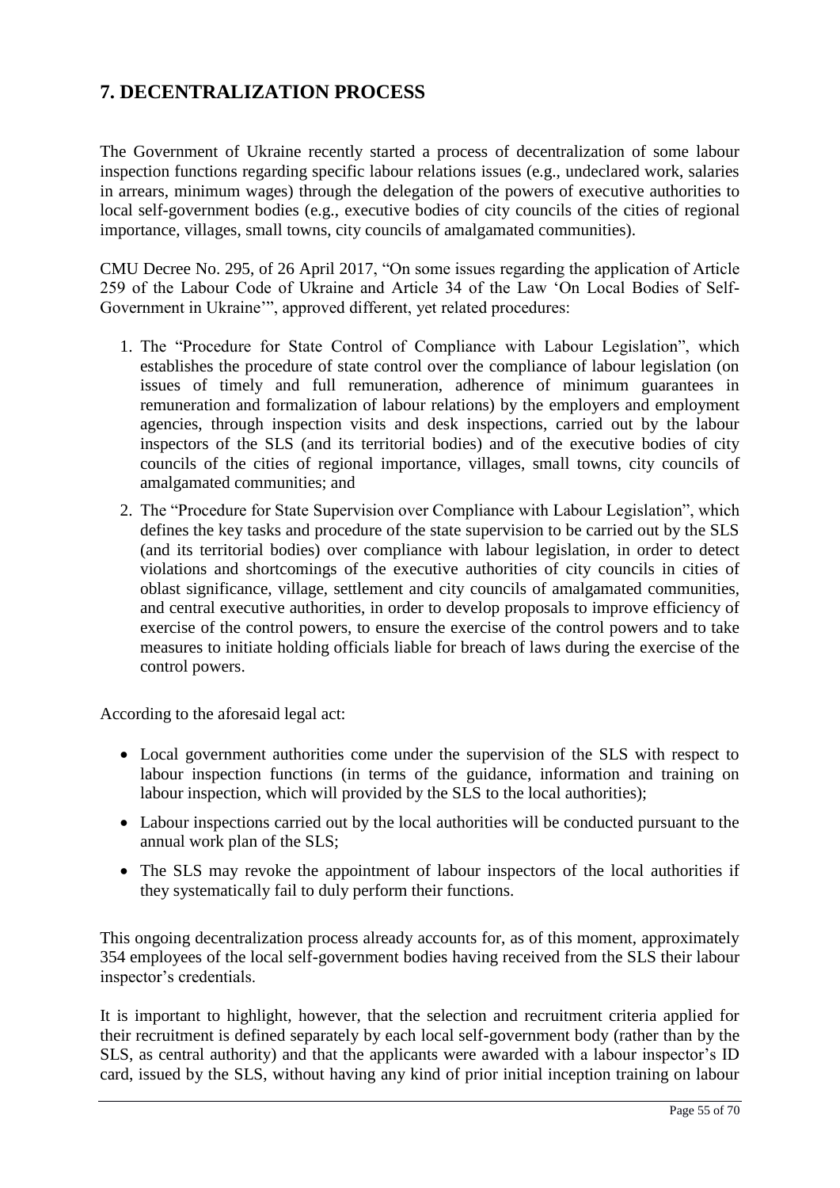## 7. DECENTRALIZATION PROCESS

The Government of Ukraine recently started a process of decentralization of some labour inspection functions regarding specific labour relations issues (e.g., undeclared work, salaries in arrears, minimum wages) through the delegation of the powers of executive authorities to local self-government bodies (e.g., executive bodies of city councils of the cities of regional importance, villages, small towns, city councils of amalgamated communities).

CMU Decree No. 295, of 26 April 2017, "On some issues regarding the application of Article 259 of the Labour Code of Ukraine and Article 34 of the Law 'On Local Bodies of Self-Government in Ukraine'", approved different, yet related procedures:

1. The "Procedure for State Control of Compliance with Labour Legislation", which establishes the procedure of state control over the compliance of labour legislation (on issues of timely and full remuneration, adherence of minimum guarantees in remuneration and formalization of labour relations) by the employers and employment agencies, through inspection visits and desk inspections, carried out by the labour inspectors of the SLS (and its territorial bodies) and of the executive bodies of city councils of the cities of regional importance, villages, small towns, city councils of amalgamated communities; and
2. The "Procedure for State Supervision over Compliance with Labour Legislation", which defines the key tasks and procedure of the state supervision to be carried out by the SLS (and its territorial bodies) over compliance with labour legislation, in order to detect violations and shortcomings of the executive authorities of city councils in cities of oblast significance, village, settlement and city councils of amalgamated communities, and central executive authorities, in order to develop proposals to improve efficiency of exercise of the control powers, to ensure the exercise of the control powers and to take measures to initiate holding officials liable for breach of laws during the exercise of the control powers.

According to the aforesaid legal act:

- Local government authorities come under the supervision of the SLS with respect to labour inspection functions (in terms of the guidance, information and training on labour inspection, which will provided by the SLS to the local authorities);
- Labour inspections carried out by the local authorities will be conducted pursuant to the annual work plan of the SLS;
- The SLS may revoke the appointment of labour inspectors of the local authorities if they systematically fail to duly perform their functions.

This ongoing decentralization process already accounts for, as of this moment, approximately 354 employees of the local self-government bodies having received from the SLS their labour inspector's credentials.

It is important to highlight, however, that the selection and recruitment criteria applied for their recruitment is defined separately by each local self-government body (rather than by the SLS, as central authority) and that the applicants were awarded with a labour inspector's ID card, issued by the SLS, without having any kind of prior initial inception training on labour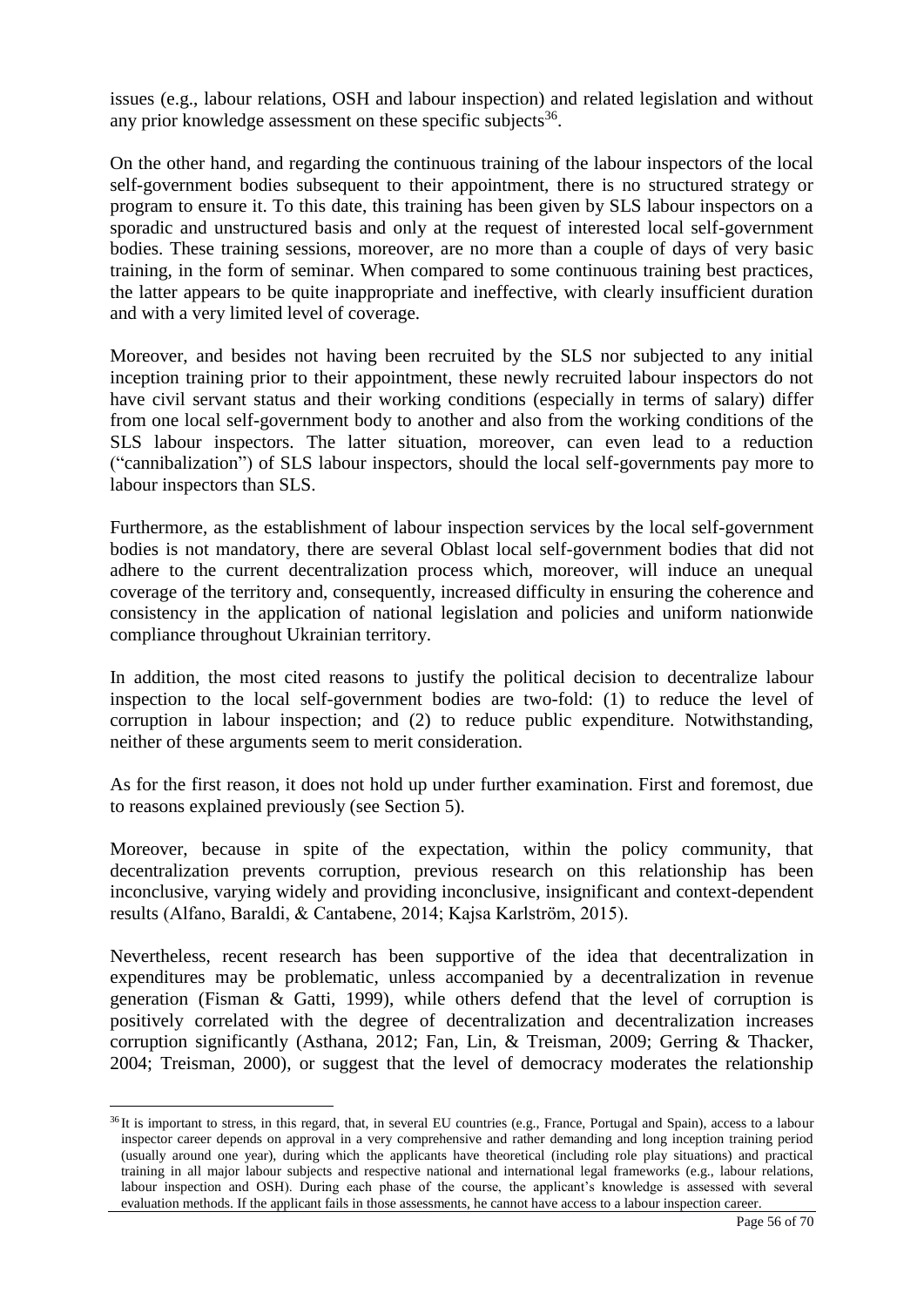issues (e.g., labour relations, OSH and labour inspection) and related legislation and without any prior knowledge assessment on these specific subjects[36].

On the other hand, and regarding the continuous training of the labour inspectors of the local self-government bodies subsequent to their appointment, there is no structured strategy or program to ensure it. To this date, this training has been given by SLS labour inspectors on a sporadic and unstructured basis and only at the request of interested local self-government bodies. These training sessions, moreover, are no more than a couple of days of very basic training, in the form of seminar. When compared to some continuous training best practices, the latter appears to be quite inappropriate and ineffective, with clearly insufficient duration and with a very limited level of coverage.

Moreover, and besides not having been recruited by the SLS nor subjected to any initial inception training prior to their appointment, these newly recruited labour inspectors do not have civil servant status and their working conditions (especially in terms of salary) differ from one local self-government body to another and also from the working conditions of the SLS labour inspectors. The latter situation, moreover, can even lead to a reduction ("cannibalization") of SLS labour inspectors, should the local self-governments pay more to labour inspectors than SLS.

Furthermore, as the establishment of labour inspection services by the local self-government bodies is not mandatory, there are several Oblast local self-government bodies that did not adhere to the current decentralization process which, moreover, will induce an unequal coverage of the territory and, consequently, increased difficulty in ensuring the coherence and consistency in the application of national legislation and policies and uniform nationwide compliance throughout Ukrainian territory.

In addition, the most cited reasons to justify the political decision to decentralize labour inspection to the local self-government bodies are two-fold: (1) to reduce the level of corruption in labour inspection; and (2) to reduce public expenditure. Notwithstanding, neither of these arguments seem to merit consideration.

As for the first reason, it does not hold up under further examination. First and foremost, due to reasons explained previously (see Section 5).

Moreover, because in spite of the expectation, within the policy community, that decentralization prevents corruption, previous research on this relationship has been inconclusive, varying widely and providing inconclusive, insignificant and context-dependent results (Alfano, Baraldi, & Cantabene, 2014; Kajsa Karlström, 2015).

Nevertheless, recent research has been supportive of the idea that decentralization in expenditures may be problematic, unless accompanied by a decentralization in revenue generation (Fisman & Gatti, 1999), while others defend that the level of corruption is positively correlated with the degree of decentralization and decentralization increases corruption significantly (Asthana, 2012; Fan, Lin, & Treisman, 2009; Gerring & Thacker, 2004; Treisman, 2000), or suggest that the level of democracy moderates the relationship

[36] It is important to stress, in this regard, that, in several EU countries (e.g., France, Portugal and Spain), access to a labour inspector career depends on approval in a very comprehensive and rather demanding and long inception training period (usually around one year), during which the applicants have theoretical (including role play situations) and practical training in all major labour subjects and respective national and international legal frameworks (e.g., labour relations, labour inspection and OSH). During each phase of the course, the applicant's knowledge is assessed with several evaluation methods. If the applicant fails in those assessments, he cannot have access to a labour inspection career.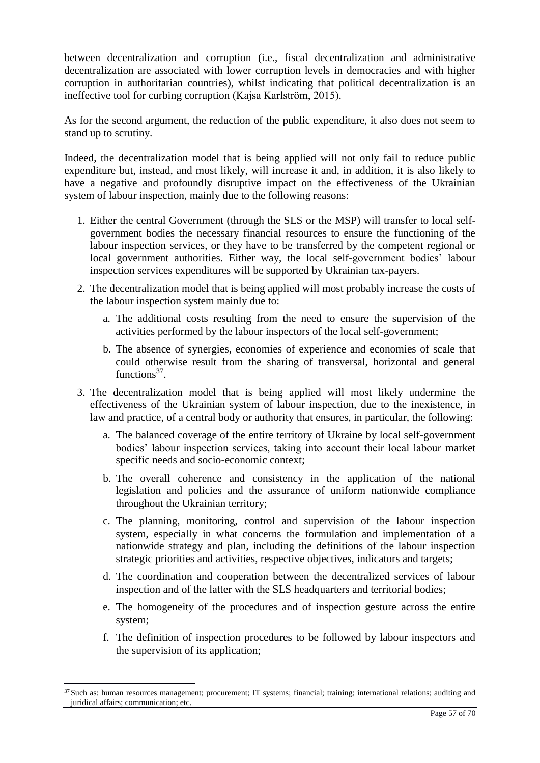between decentralization and corruption (i.e., fiscal decentralization and administrative decentralization are associated with lower corruption levels in democracies and with higher corruption in authoritarian countries), whilst indicating that political decentralization is an ineffective tool for curbing corruption (Kajsa Karlström, 2015).

As for the second argument, the reduction of the public expenditure, it also does not seem to stand up to scrutiny.

Indeed, the decentralization model that is being applied will not only fail to reduce public expenditure but, instead, and most likely, will increase it and, in addition, it is also likely to have a negative and profoundly disruptive impact on the effectiveness of the Ukrainian system of labour inspection, mainly due to the following reasons:

1. Either the central Government (through the SLS or the MSP) will transfer to local self-government bodies the necessary financial resources to ensure the functioning of the labour inspection services, or they have to be transferred by the competent regional or local government authorities. Either way, the local self-government bodies' labour inspection services expenditures will be supported by Ukrainian tax-payers.
2. The decentralization model that is being applied will most probably increase the costs of the labour inspection system mainly due to:
   a. The additional costs resulting from the need to ensure the supervision of the activities performed by the labour inspectors of the local self-government;
   b. The absence of synergies, economies of experience and economies of scale that could otherwise result from the sharing of transversal, horizontal and general functions[37].
3. The decentralization model that is being applied will most likely undermine the effectiveness of the Ukrainian system of labour inspection, due to the inexistence, in law and practice, of a central body or authority that ensures, in particular, the following:
   a. The balanced coverage of the entire territory of Ukraine by local self-government bodies' labour inspection services, taking into account their local labour market specific needs and socio-economic context;
   b. The overall coherence and consistency in the application of the national legislation and policies and the assurance of uniform nationwide compliance throughout the Ukrainian territory;
   c. The planning, monitoring, control and supervision of the labour inspection system, especially in what concerns the formulation and implementation of a nationwide strategy and plan, including the definitions of the labour inspection strategic priorities and activities, respective objectives, indicators and targets;
   d. The coordination and cooperation between the decentralized services of labour inspection and of the latter with the SLS headquarters and territorial bodies;
   e. The homogeneity of the procedures and of inspection gesture across the entire system;
   f. The definition of inspection procedures to be followed by labour inspectors and the supervision of its application;

[37] Such as: human resources management; procurement; IT systems; financial; training; international relations; auditing and juridical affairs; communication; etc.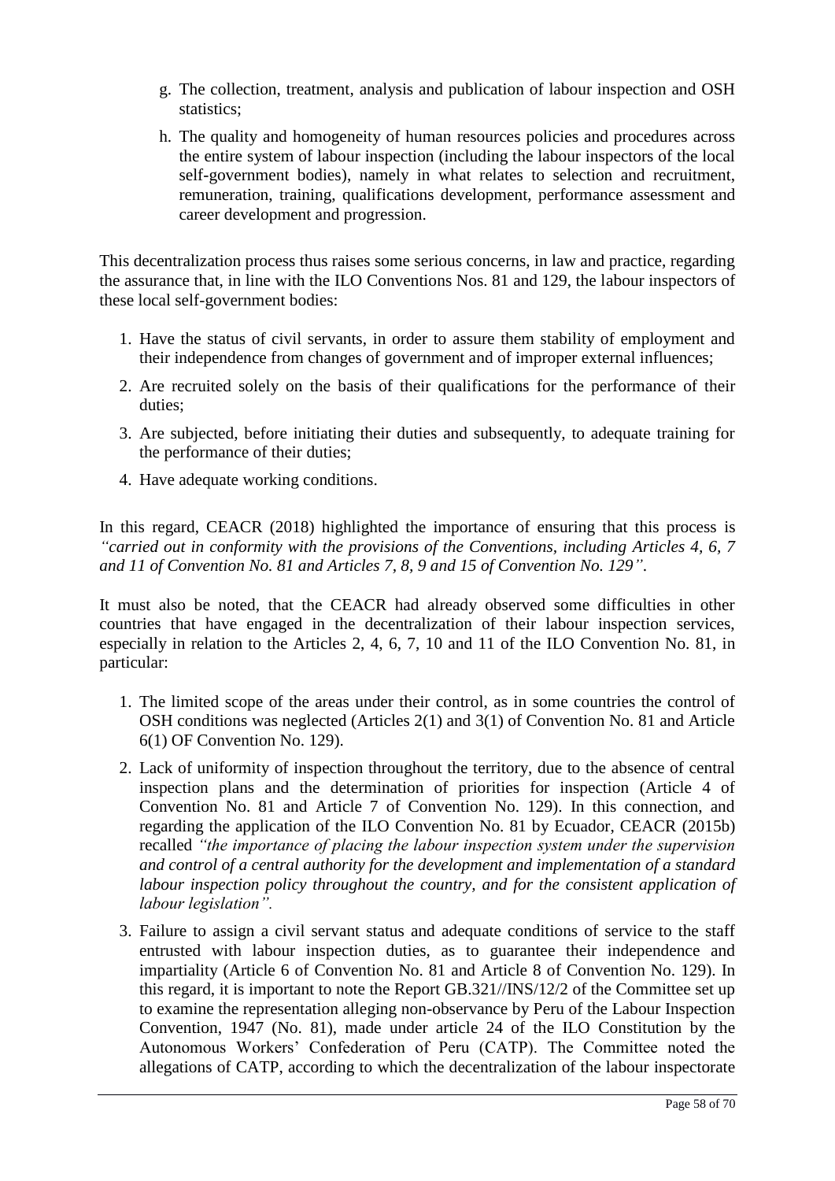g. The collection, treatment, analysis and publication of labour inspection and OSH statistics;

h. The quality and homogeneity of human resources policies and procedures across the entire system of labour inspection (including the labour inspectors of the local self-government bodies), namely in what relates to selection and recruitment, remuneration, training, qualifications development, performance assessment and career development and progression.

This decentralization process thus raises some serious concerns, in law and practice, regarding the assurance that, in line with the ILO Conventions Nos. 81 and 129, the labour inspectors of these local self-government bodies:

1. Have the status of civil servants, in order to assure them stability of employment and their independence from changes of government and of improper external influences;
2. Are recruited solely on the basis of their qualifications for the performance of their duties;
3. Are subjected, before initiating their duties and subsequently, to adequate training for the performance of their duties;
4. Have adequate working conditions.

In this regard, CEACR (2018) highlighted the importance of ensuring that this process is *"carried out in conformity with the provisions of the Conventions, including Articles 4, 6, 7 and 11 of Convention No. 81 and Articles 7, 8, 9 and 15 of Convention No. 129"*.

It must also be noted, that the CEACR had already observed some difficulties in other countries that have engaged in the decentralization of their labour inspection services, especially in relation to the Articles 2, 4, 6, 7, 10 and 11 of the ILO Convention No. 81, in particular:

1. The limited scope of the areas under their control, as in some countries the control of OSH conditions was neglected (Articles 2(1) and 3(1) of Convention No. 81 and Article 6(1) OF Convention No. 129).
2. Lack of uniformity of inspection throughout the territory, due to the absence of central inspection plans and the determination of priorities for inspection (Article 4 of Convention No. 81 and Article 7 of Convention No. 129). In this connection, and regarding the application of the ILO Convention No. 81 by Ecuador, CEACR (2015b) recalled *"the importance of placing the labour inspection system under the supervision and control of a central authority for the development and implementation of a standard labour inspection policy throughout the country, and for the consistent application of labour legislation"*.
3. Failure to assign a civil servant status and adequate conditions of service to the staff entrusted with labour inspection duties, as to guarantee their independence and impartiality (Article 6 of Convention No. 81 and Article 8 of Convention No. 129). In this regard, it is important to note the Report GB.321//INS/12/2 of the Committee set up to examine the representation alleging non-observance by Peru of the Labour Inspection Convention, 1947 (No. 81), made under article 24 of the ILO Constitution by the Autonomous Workers' Confederation of Peru (CATP). The Committee noted the allegations of CATP, according to which the decentralization of the labour inspectorate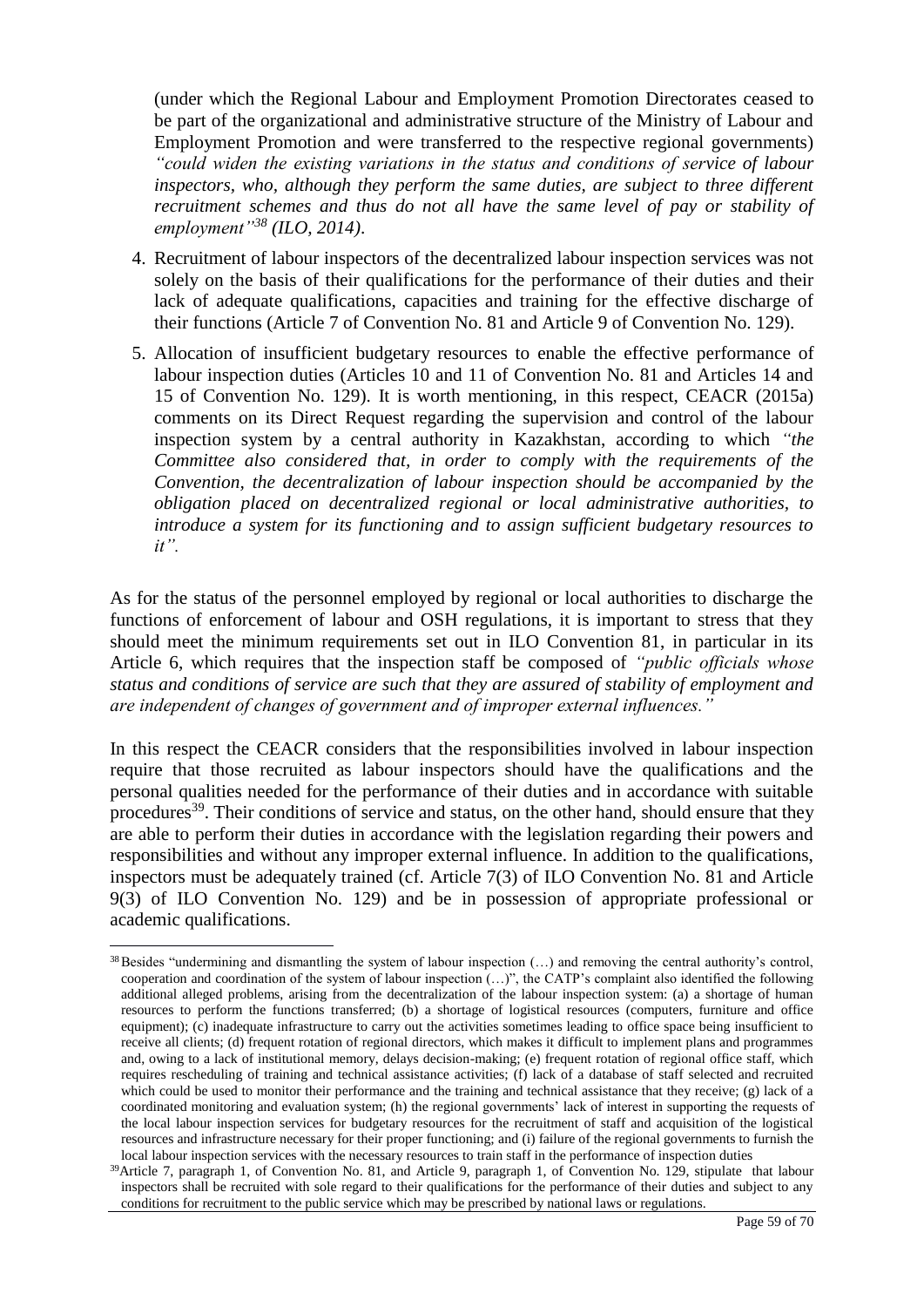(under which the Regional Labour and Employment Promotion Directorates ceased to be part of the organizational and administrative structure of the Ministry of Labour and Employment Promotion and were transferred to the respective regional governments) *"could widen the existing variations in the status and conditions of service of labour inspectors, who, although they perform the same duties, are subject to three different recruitment schemes and thus do not all have the same level of pay or stability of employment"*[38] *(ILO, 2014)*.

4. Recruitment of labour inspectors of the decentralized labour inspection services was not solely on the basis of their qualifications for the performance of their duties and their lack of adequate qualifications, capacities and training for the effective discharge of their functions (Article 7 of Convention No. 81 and Article 9 of Convention No. 129).
5. Allocation of insufficient budgetary resources to enable the effective performance of labour inspection duties (Articles 10 and 11 of Convention No. 81 and Articles 14 and 15 of Convention No. 129). It is worth mentioning, in this respect, CEACR (2015a) comments on its Direct Request regarding the supervision and control of the labour inspection system by a central authority in Kazakhstan, according to which *"the Committee also considered that, in order to comply with the requirements of the Convention, the decentralization of labour inspection should be accompanied by the obligation placed on decentralized regional or local administrative authorities, to introduce a system for its functioning and to assign sufficient budgetary resources to it"*.

As for the status of the personnel employed by regional or local authorities to discharge the functions of enforcement of labour and OSH regulations, it is important to stress that they should meet the minimum requirements set out in ILO Convention 81, in particular in its Article 6, which requires that the inspection staff be composed of *"public officials whose status and conditions of service are such that they are assured of stability of employment and are independent of changes of government and of improper external influences."*

In this respect the CEACR considers that the responsibilities involved in labour inspection require that those recruited as labour inspectors should have the qualifications and the personal qualities needed for the performance of their duties and in accordance with suitable procedures[39]. Their conditions of service and status, on the other hand, should ensure that they are able to perform their duties in accordance with the legislation regarding their powers and responsibilities and without any improper external influence. In addition to the qualifications, inspectors must be adequately trained (cf. Article 7(3) of ILO Convention No. 81 and Article 9(3) of ILO Convention No. 129) and be in possession of appropriate professional or academic qualifications.

[38] Besides "undermining and dismantling the system of labour inspection (…) and removing the central authority's control, cooperation and coordination of the system of labour inspection (…)", the CATP's complaint also identified the following additional alleged problems, arising from the decentralization of the labour inspection system: (a) a shortage of human resources to perform the functions transferred; (b) a shortage of logistical resources (computers, furniture and office equipment); (c) inadequate infrastructure to carry out the activities sometimes leading to office space being insufficient to receive all clients; (d) frequent rotation of regional directors, which makes it difficult to implement plans and programmes and, owing to a lack of institutional memory, delays decision-making; (e) frequent rotation of regional office staff, which requires rescheduling of training and technical assistance activities; (f) lack of a database of staff selected and recruited which could be used to monitor their performance and the training and technical assistance that they receive; (g) lack of a coordinated monitoring and evaluation system; (h) the regional governments' lack of interest in supporting the requests of the local labour inspection services for budgetary resources for the recruitment of staff and acquisition of the logistical resources and infrastructure necessary for their proper functioning; and (i) failure of the regional governments to furnish the local labour inspection services with the necessary resources to train staff in the performance of inspection duties

[39] Article 7, paragraph 1, of Convention No. 81, and Article 9, paragraph 1, of Convention No. 129, stipulate that labour inspectors shall be recruited with sole regard to their qualifications for the performance of their duties and subject to any conditions for recruitment to the public service which may be prescribed by national laws or regulations.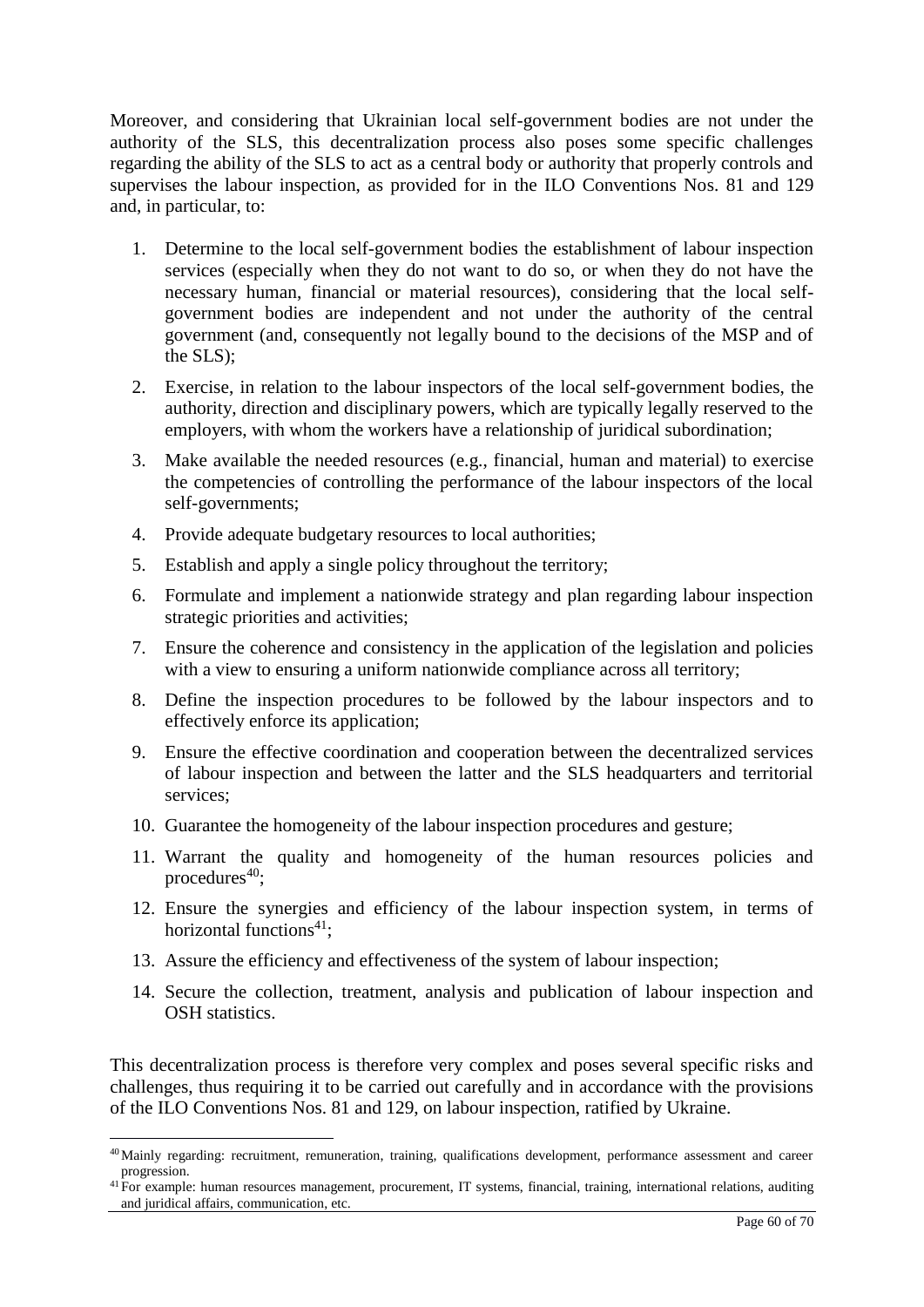Moreover, and considering that Ukrainian local self-government bodies are not under the authority of the SLS, this decentralization process also poses some specific challenges regarding the ability of the SLS to act as a central body or authority that properly controls and supervises the labour inspection, as provided for in the ILO Conventions Nos. 81 and 129 and, in particular, to:

1. Determine to the local self-government bodies the establishment of labour inspection services (especially when they do not want to do so, or when they do not have the necessary human, financial or material resources), considering that the local self-government bodies are independent and not under the authority of the central government (and, consequently not legally bound to the decisions of the MSP and of the SLS);
2. Exercise, in relation to the labour inspectors of the local self-government bodies, the authority, direction and disciplinary powers, which are typically legally reserved to the employers, with whom the workers have a relationship of juridical subordination;
3. Make available the needed resources (e.g., financial, human and material) to exercise the competencies of controlling the performance of the labour inspectors of the local self-governments;
4. Provide adequate budgetary resources to local authorities;
5. Establish and apply a single policy throughout the territory;
6. Formulate and implement a nationwide strategy and plan regarding labour inspection strategic priorities and activities;
7. Ensure the coherence and consistency in the application of the legislation and policies with a view to ensuring a uniform nationwide compliance across all territory;
8. Define the inspection procedures to be followed by the labour inspectors and to effectively enforce its application;
9. Ensure the effective coordination and cooperation between the decentralized services of labour inspection and between the latter and the SLS headquarters and territorial services;
10. Guarantee the homogeneity of the labour inspection procedures and gesture;
11. Warrant the quality and homogeneity of the human resources policies and procedures[40];
12. Ensure the synergies and efficiency of the labour inspection system, in terms of horizontal functions[41];
13. Assure the efficiency and effectiveness of the system of labour inspection;
14. Secure the collection, treatment, analysis and publication of labour inspection and OSH statistics.

This decentralization process is therefore very complex and poses several specific risks and challenges, thus requiring it to be carried out carefully and in accordance with the provisions of the ILO Conventions Nos. 81 and 129, on labour inspection, ratified by Ukraine.

[40] Mainly regarding: recruitment, remuneration, training, qualifications development, performance assessment and career progression.

[41] For example: human resources management, procurement, IT systems, financial, training, international relations, auditing and juridical affairs, communication, etc.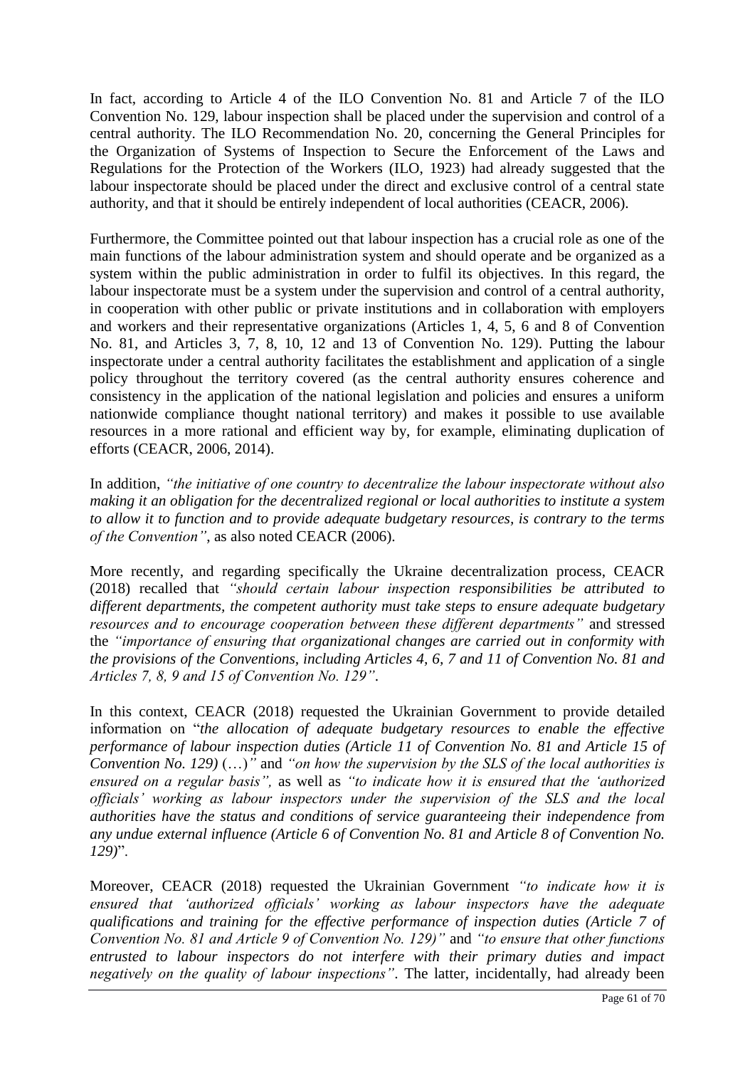In fact, according to Article 4 of the ILO Convention No. 81 and Article 7 of the ILO Convention No. 129, labour inspection shall be placed under the supervision and control of a central authority. The ILO Recommendation No. 20, concerning the General Principles for the Organization of Systems of Inspection to Secure the Enforcement of the Laws and Regulations for the Protection of the Workers (ILO, 1923) had already suggested that the labour inspectorate should be placed under the direct and exclusive control of a central state authority, and that it should be entirely independent of local authorities (CEACR, 2006).

Furthermore, the Committee pointed out that labour inspection has a crucial role as one of the main functions of the labour administration system and should operate and be organized as a system within the public administration in order to fulfil its objectives. In this regard, the labour inspectorate must be a system under the supervision and control of a central authority, in cooperation with other public or private institutions and in collaboration with employers and workers and their representative organizations (Articles 1, 4, 5, 6 and 8 of Convention No. 81, and Articles 3, 7, 8, 10, 12 and 13 of Convention No. 129). Putting the labour inspectorate under a central authority facilitates the establishment and application of a single policy throughout the territory covered (as the central authority ensures coherence and consistency in the application of the national legislation and policies and ensures a uniform nationwide compliance thought national territory) and makes it possible to use available resources in a more rational and efficient way by, for example, eliminating duplication of efforts (CEACR, 2006, 2014).

In addition, *"the initiative of one country to decentralize the labour inspectorate without also making it an obligation for the decentralized regional or local authorities to institute a system to allow it to function and to provide adequate budgetary resources, is contrary to the terms of the Convention"*, as also noted CEACR (2006).

More recently, and regarding specifically the Ukraine decentralization process, CEACR (2018) recalled that *"should certain labour inspection responsibilities be attributed to different departments, the competent authority must take steps to ensure adequate budgetary resources and to encourage cooperation between these different departments"* and stressed the *"importance of ensuring that organizational changes are carried out in conformity with the provisions of the Conventions, including Articles 4, 6, 7 and 11 of Convention No. 81 and Articles 7, 8, 9 and 15 of Convention No. 129"*.

In this context, CEACR (2018) requested the Ukrainian Government to provide detailed information on "*the allocation of adequate budgetary resources to enable the effective performance of labour inspection duties (Article 11 of Convention No. 81 and Article 15 of Convention No. 129)* (…)*"* and *"on how the supervision by the SLS of the local authorities is ensured on a regular basis",* as well as *"to indicate how it is ensured that the 'authorized officials' working as labour inspectors under the supervision of the SLS and the local authorities have the status and conditions of service guaranteeing their independence from any undue external influence (Article 6 of Convention No. 81 and Article 8 of Convention No. 129)*".

Moreover, CEACR (2018) requested the Ukrainian Government *"to indicate how it is ensured that 'authorized officials' working as labour inspectors have the adequate qualifications and training for the effective performance of inspection duties (Article 7 of Convention No. 81 and Article 9 of Convention No. 129)"* and *"to ensure that other functions entrusted to labour inspectors do not interfere with their primary duties and impact negatively on the quality of labour inspections"*. The latter, incidentally, had already been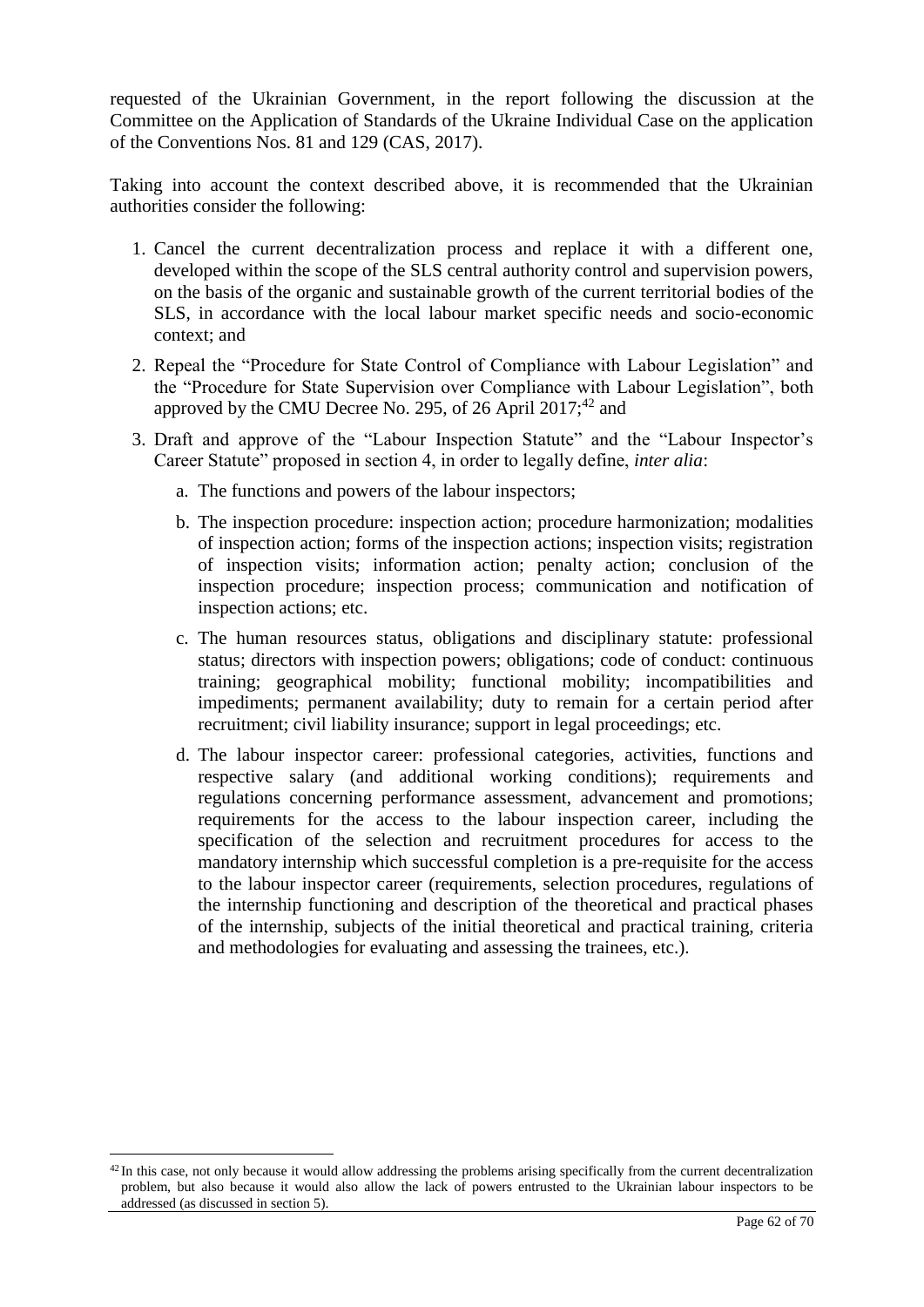requested of the Ukrainian Government, in the report following the discussion at the Committee on the Application of Standards of the Ukraine Individual Case on the application of the Conventions Nos. 81 and 129 (CAS, 2017).

Taking into account the context described above, it is recommended that the Ukrainian authorities consider the following:

1. Cancel the current decentralization process and replace it with a different one, developed within the scope of the SLS central authority control and supervision powers, on the basis of the organic and sustainable growth of the current territorial bodies of the SLS, in accordance with the local labour market specific needs and socio-economic context; and
2. Repeal the "Procedure for State Control of Compliance with Labour Legislation" and the "Procedure for State Supervision over Compliance with Labour Legislation", both approved by the CMU Decree No. 295, of 26 April 2017;[42] and
3. Draft and approve of the "Labour Inspection Statute" and the "Labour Inspector's Career Statute" proposed in section 4, in order to legally define, *inter alia*:
   a. The functions and powers of the labour inspectors;
   b. The inspection procedure: inspection action; procedure harmonization; modalities of inspection action; forms of the inspection actions; inspection visits; registration of inspection visits; information action; penalty action; conclusion of the inspection procedure; inspection process; communication and notification of inspection actions; etc.
   c. The human resources status, obligations and disciplinary statute: professional status; directors with inspection powers; obligations; code of conduct: continuous training; geographical mobility; functional mobility; incompatibilities and impediments; permanent availability; duty to remain for a certain period after recruitment; civil liability insurance; support in legal proceedings; etc.
   d. The labour inspector career: professional categories, activities, functions and respective salary (and additional working conditions); requirements and regulations concerning performance assessment, advancement and promotions; requirements for the access to the labour inspection career, including the specification of the selection and recruitment procedures for access to the mandatory internship which successful completion is a pre-requisite for the access to the labour inspector career (requirements, selection procedures, regulations of the internship functioning and description of the theoretical and practical phases of the internship, subjects of the initial theoretical and practical training, criteria and methodologies for evaluating and assessing the trainees, etc.).

[42] In this case, not only because it would allow addressing the problems arising specifically from the current decentralization problem, but also because it would also allow the lack of powers entrusted to the Ukrainian labour inspectors to be addressed (as discussed in section 5).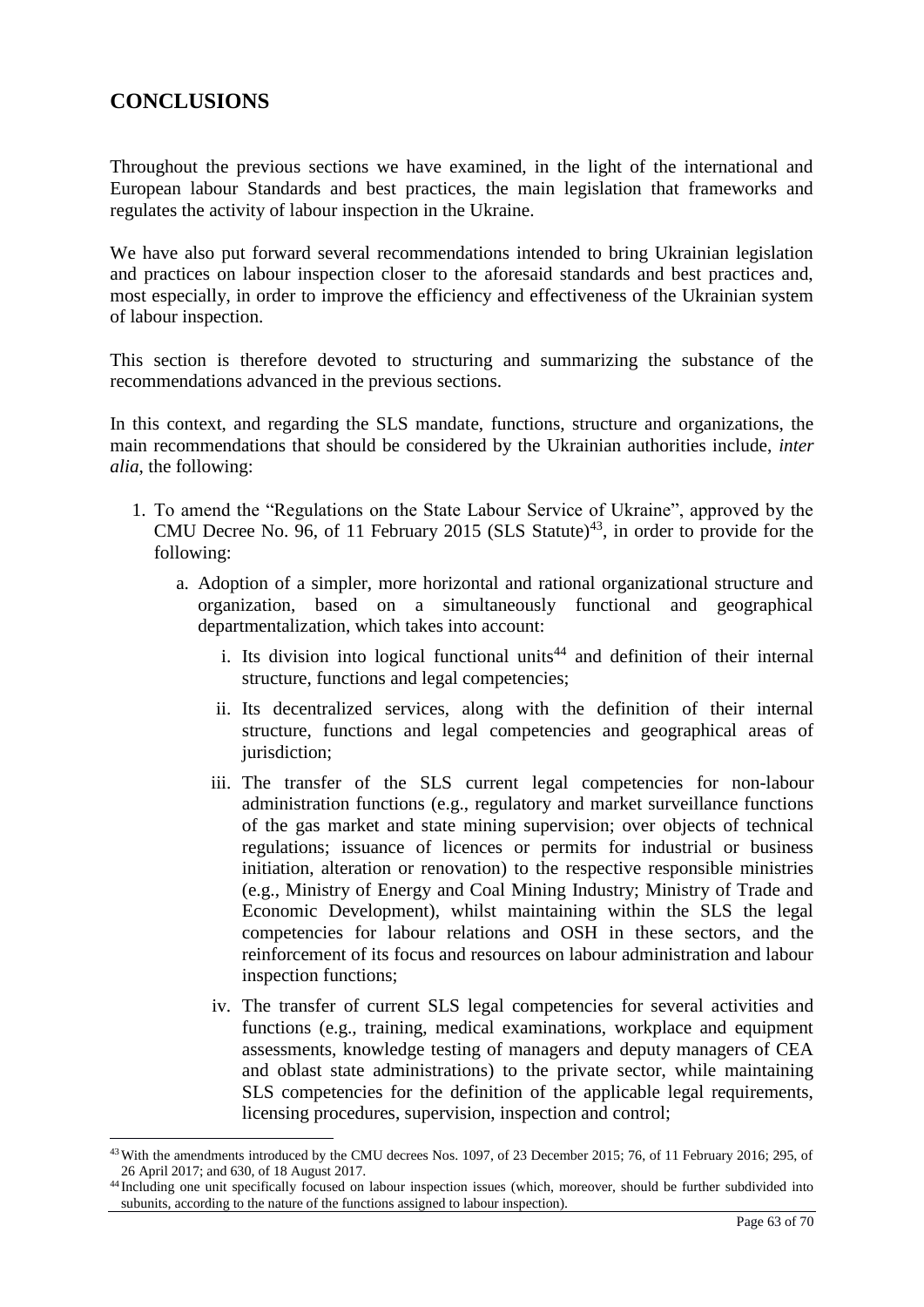# CONCLUSIONS

Throughout the previous sections we have examined, in the light of the international and European labour Standards and best practices, the main legislation that frameworks and regulates the activity of labour inspection in the Ukraine.

We have also put forward several recommendations intended to bring Ukrainian legislation and practices on labour inspection closer to the aforesaid standards and best practices and, most especially, in order to improve the efficiency and effectiveness of the Ukrainian system of labour inspection.

This section is therefore devoted to structuring and summarizing the substance of the recommendations advanced in the previous sections.

In this context, and regarding the SLS mandate, functions, structure and organizations, the main recommendations that should be considered by the Ukrainian authorities include, *inter alia*, the following:

1. To amend the "Regulations on the State Labour Service of Ukraine", approved by the CMU Decree No. 96, of 11 February 2015 (SLS Statute)[43], in order to provide for the following:
    a. Adoption of a simpler, more horizontal and rational organizational structure and organization, based on a simultaneously functional and geographical departmentalization, which takes into account:
        i. Its division into logical functional units[44] and definition of their internal structure, functions and legal competencies;
        ii. Its decentralized services, along with the definition of their internal structure, functions and legal competencies and geographical areas of jurisdiction;
        iii. The transfer of the SLS current legal competencies for non-labour administration functions (e.g., regulatory and market surveillance functions of the gas market and state mining supervision; over objects of technical regulations; issuance of licences or permits for industrial or business initiation, alteration or renovation) to the respective responsible ministries (e.g., Ministry of Energy and Coal Mining Industry; Ministry of Trade and Economic Development), whilst maintaining within the SLS the legal competencies for labour relations and OSH in these sectors, and the reinforcement of its focus and resources on labour administration and labour inspection functions;
        iv. The transfer of current SLS legal competencies for several activities and functions (e.g., training, medical examinations, workplace and equipment assessments, knowledge testing of managers and deputy managers of CEA and oblast state administrations) to the private sector, while maintaining SLS competencies for the definition of the applicable legal requirements, licensing procedures, supervision, inspection and control;

[43] With the amendments introduced by the CMU decrees Nos. 1097, of 23 December 2015; 76, of 11 February 2016; 295, of 26 April 2017; and 630, of 18 August 2017.

[44] Including one unit specifically focused on labour inspection issues (which, moreover, should be further subdivided into subunits, according to the nature of the functions assigned to labour inspection).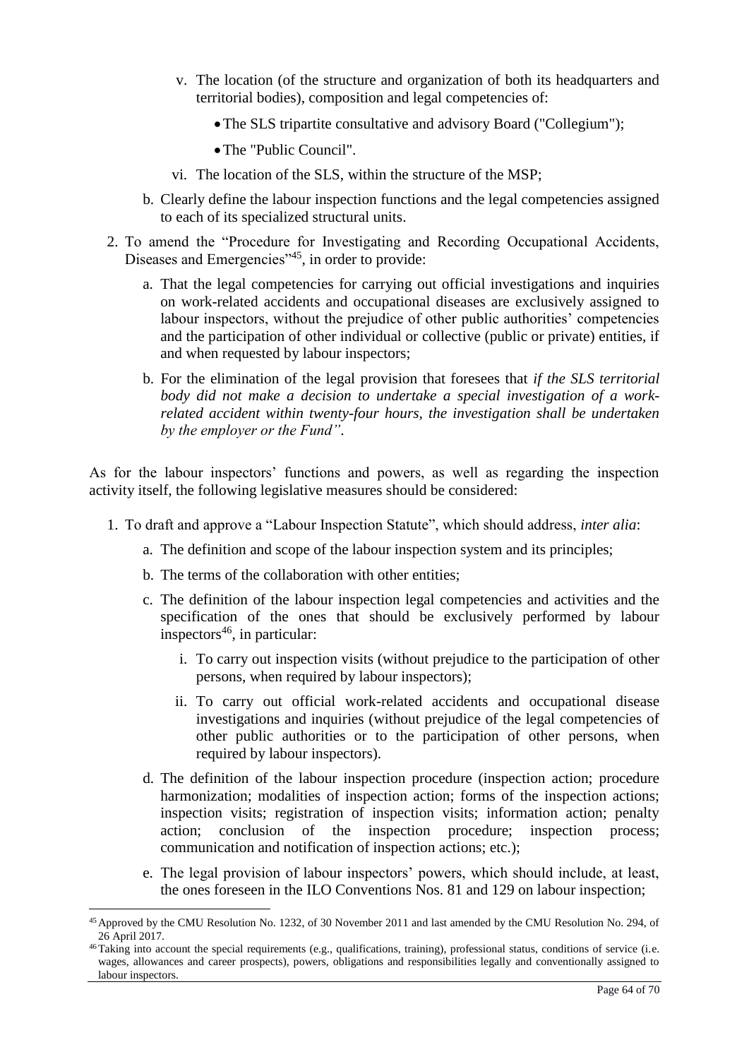v. The location (of the structure and organization of both its headquarters and territorial bodies), composition and legal competencies of:

- The SLS tripartite consultative and advisory Board ("Collegium");
- The "Public Council".

vi. The location of the SLS, within the structure of the MSP;

b. Clearly define the labour inspection functions and the legal competencies assigned to each of its specialized structural units.

2. To amend the "Procedure for Investigating and Recording Occupational Accidents, Diseases and Emergencies"[45], in order to provide:

   a. That the legal competencies for carrying out official investigations and inquiries on work-related accidents and occupational diseases are exclusively assigned to labour inspectors, without the prejudice of other public authorities' competencies and the participation of other individual or collective (public or private) entities, if and when requested by labour inspectors;

   b. For the elimination of the legal provision that foresees that *if the SLS territorial body did not make a decision to undertake a special investigation of a work-related accident within twenty-four hours, the investigation shall be undertaken by the employer or the Fund"*.

As for the labour inspectors' functions and powers, as well as regarding the inspection activity itself, the following legislative measures should be considered:

1. To draft and approve a "Labour Inspection Statute", which should address, *inter alia*:

   a. The definition and scope of the labour inspection system and its principles;

   b. The terms of the collaboration with other entities;

   c. The definition of the labour inspection legal competencies and activities and the specification of the ones that should be exclusively performed by labour inspectors[46], in particular:

      i. To carry out inspection visits (without prejudice to the participation of other persons, when required by labour inspectors);

      ii. To carry out official work-related accidents and occupational disease investigations and inquiries (without prejudice of the legal competencies of other public authorities or to the participation of other persons, when required by labour inspectors).

   d. The definition of the labour inspection procedure (inspection action; procedure harmonization; modalities of inspection action; forms of the inspection actions; inspection visits; registration of inspection visits; information action; penalty action; conclusion of the inspection procedure; inspection process; communication and notification of inspection actions; etc.);

   e. The legal provision of labour inspectors' powers, which should include, at least, the ones foreseen in the ILO Conventions Nos. 81 and 129 on labour inspection;

---

[45] Approved by the CMU Resolution No. 1232, of 30 November 2011 and last amended by the CMU Resolution No. 294, of 26 April 2017.

[46] Taking into account the special requirements (e.g., qualifications, training), professional status, conditions of service (i.e. wages, allowances and career prospects), powers, obligations and responsibilities legally and conventionally assigned to labour inspectors.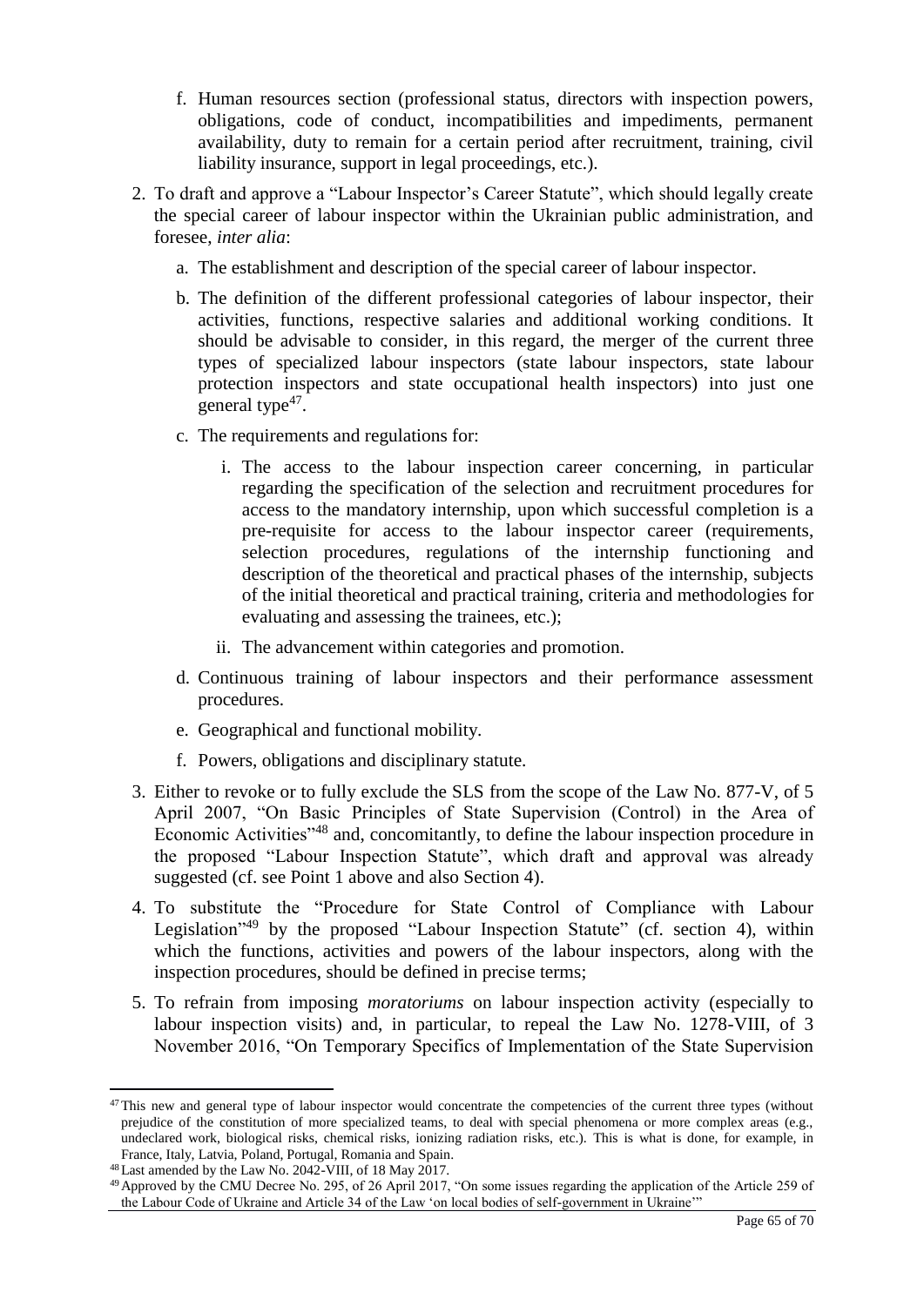f. Human resources section (professional status, directors with inspection powers, obligations, code of conduct, incompatibilities and impediments, permanent availability, duty to remain for a certain period after recruitment, training, civil liability insurance, support in legal proceedings, etc.).

2. To draft and approve a "Labour Inspector's Career Statute", which should legally create the special career of labour inspector within the Ukrainian public administration, and foresee, *inter alia*:

   a. The establishment and description of the special career of labour inspector.

   b. The definition of the different professional categories of labour inspector, their activities, functions, respective salaries and additional working conditions. It should be advisable to consider, in this regard, the merger of the current three types of specialized labour inspectors (state labour inspectors, state labour protection inspectors and state occupational health inspectors) into just one general type[47].

   c. The requirements and regulations for:

      i. The access to the labour inspection career concerning, in particular regarding the specification of the selection and recruitment procedures for access to the mandatory internship, upon which successful completion is a pre-requisite for access to the labour inspector career (requirements, selection procedures, regulations of the internship functioning and description of the theoretical and practical phases of the internship, subjects of the initial theoretical and practical training, criteria and methodologies for evaluating and assessing the trainees, etc.);

      ii. The advancement within categories and promotion.

   d. Continuous training of labour inspectors and their performance assessment procedures.

   e. Geographical and functional mobility.

   f. Powers, obligations and disciplinary statute.

3. Either to revoke or to fully exclude the SLS from the scope of the Law No. 877-V, of 5 April 2007, "On Basic Principles of State Supervision (Control) in the Area of Economic Activities"[48] and, concomitantly, to define the labour inspection procedure in the proposed "Labour Inspection Statute", which draft and approval was already suggested (cf. see Point 1 above and also Section 4).

4. To substitute the "Procedure for State Control of Compliance with Labour Legislation"[49] by the proposed "Labour Inspection Statute" (cf. section 4), within which the functions, activities and powers of the labour inspectors, along with the inspection procedures, should be defined in precise terms;

5. To refrain from imposing *moratoriums* on labour inspection activity (especially to labour inspection visits) and, in particular, to repeal the Law No. 1278-VIII, of 3 November 2016, "On Temporary Specifics of Implementation of the State Supervision

---

[47] This new and general type of labour inspector would concentrate the competencies of the current three types (without prejudice of the constitution of more specialized teams, to deal with special phenomena or more complex areas (e.g., undeclared work, biological risks, chemical risks, ionizing radiation risks, etc.). This is what is done, for example, in France, Italy, Latvia, Poland, Portugal, Romania and Spain.

[48] Last amended by the Law No. 2042-VIII, of 18 May 2017.

[49] Approved by the CMU Decree No. 295, of 26 April 2017, "On some issues regarding the application of the Article 259 of the Labour Code of Ukraine and Article 34 of the Law 'on local bodies of self-government in Ukraine'"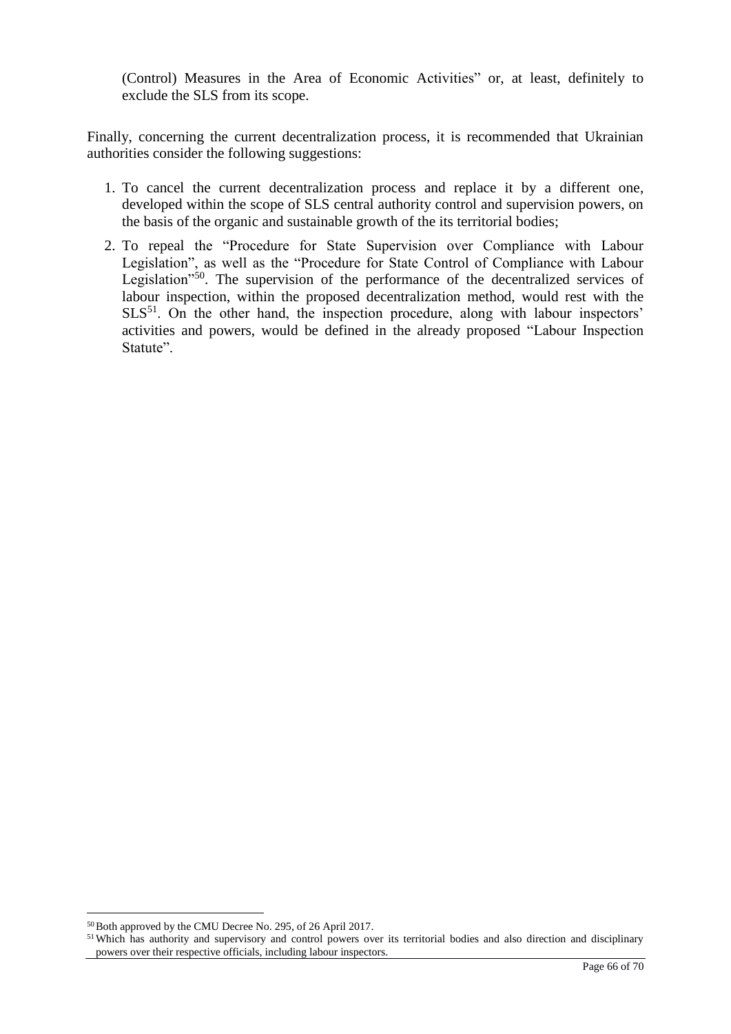(Control) Measures in the Area of Economic Activities" or, at least, definitely to exclude the SLS from its scope.

Finally, concerning the current decentralization process, it is recommended that Ukrainian authorities consider the following suggestions:

1. To cancel the current decentralization process and replace it by a different one, developed within the scope of SLS central authority control and supervision powers, on the basis of the organic and sustainable growth of the its territorial bodies;
2. To repeal the "Procedure for State Supervision over Compliance with Labour Legislation", as well as the "Procedure for State Control of Compliance with Labour Legislation"[50]. The supervision of the performance of the decentralized services of labour inspection, within the proposed decentralization method, would rest with the SLS[51]. On the other hand, the inspection procedure, along with labour inspectors' activities and powers, would be defined in the already proposed "Labour Inspection Statute".

---

[50] Both approved by the CMU Decree No. 295, of 26 April 2017.

[51] Which has authority and supervisory and control powers over its territorial bodies and also direction and disciplinary powers over their respective officials, including labour inspectors.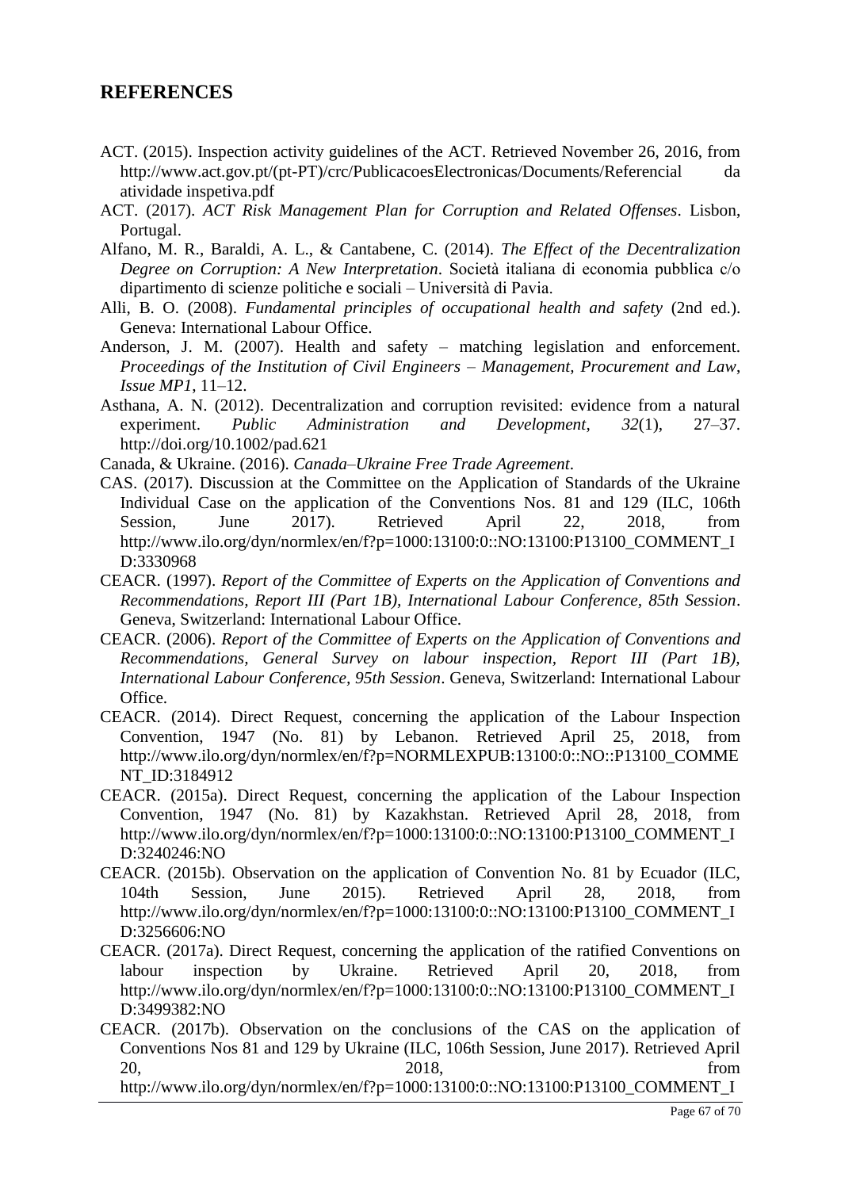## REFERENCES

ACT. (2015). Inspection activity guidelines of the ACT. Retrieved November 26, 2016, from http://www.act.gov.pt/(pt-PT)/crc/PublicacoesElectronicas/Documents/Referencial da atividade inspetiva.pdf

ACT. (2017). *ACT Risk Management Plan for Corruption and Related Offenses*. Lisbon, Portugal.

Alfano, M. R., Baraldi, A. L., & Cantabene, C. (2014). *The Effect of the Decentralization Degree on Corruption: A New Interpretation*. Società italiana di economia pubblica c/o dipartimento di scienze politiche e sociali – Università di Pavia.

Alli, B. O. (2008). *Fundamental principles of occupational health and safety* (2nd ed.). Geneva: International Labour Office.

Anderson, J. M. (2007). Health and safety – matching legislation and enforcement. *Proceedings of the Institution of Civil Engineers – Management, Procurement and Law*, *Issue MP1*, 11–12.

Asthana, A. N. (2012). Decentralization and corruption revisited: evidence from a natural experiment. *Public Administration and Development*, *32*(1), 27–37. http://doi.org/10.1002/pad.621

Canada, & Ukraine. (2016). *Canada–Ukraine Free Trade Agreement*.

CAS. (2017). Discussion at the Committee on the Application of Standards of the Ukraine Individual Case on the application of the Conventions Nos. 81 and 129 (ILC, 106th Session, June 2017). Retrieved April 22, 2018, from http://www.ilo.org/dyn/normlex/en/f?p=1000:13100:0::NO:13100:P13100_COMMENT_ID:3330968

CEACR. (1997). *Report of the Committee of Experts on the Application of Conventions and Recommendations, Report III (Part 1B), International Labour Conference, 85th Session*. Geneva, Switzerland: International Labour Office.

CEACR. (2006). *Report of the Committee of Experts on the Application of Conventions and Recommendations, General Survey on labour inspection, Report III (Part 1B), International Labour Conference, 95th Session*. Geneva, Switzerland: International Labour Office.

CEACR. (2014). Direct Request, concerning the application of the Labour Inspection Convention, 1947 (No. 81) by Lebanon. Retrieved April 25, 2018, from http://www.ilo.org/dyn/normlex/en/f?p=NORMLEXPUB:13100:0::NO::P13100_COMMENT_ID:3184912

CEACR. (2015a). Direct Request, concerning the application of the Labour Inspection Convention, 1947 (No. 81) by Kazakhstan. Retrieved April 28, 2018, from http://www.ilo.org/dyn/normlex/en/f?p=1000:13100:0::NO:13100:P13100_COMMENT_ID:3240246:NO

CEACR. (2015b). Observation on the application of Convention No. 81 by Ecuador (ILC, 104th Session, June 2015). Retrieved April 28, 2018, from http://www.ilo.org/dyn/normlex/en/f?p=1000:13100:0::NO:13100:P13100_COMMENT_ID:3256606:NO

CEACR. (2017a). Direct Request, concerning the application of the ratified Conventions on labour inspection by Ukraine. Retrieved April 20, 2018, from http://www.ilo.org/dyn/normlex/en/f?p=1000:13100:0::NO:13100:P13100_COMMENT_ID:3499382:NO

CEACR. (2017b). Observation on the conclusions of the CAS on the application of Conventions Nos 81 and 129 by Ukraine (ILC, 106th Session, June 2017). Retrieved April 20, 2018, from http://www.ilo.org/dyn/normlex/en/f?p=1000:13100:0::NO:13100:P13100_COMMENT_I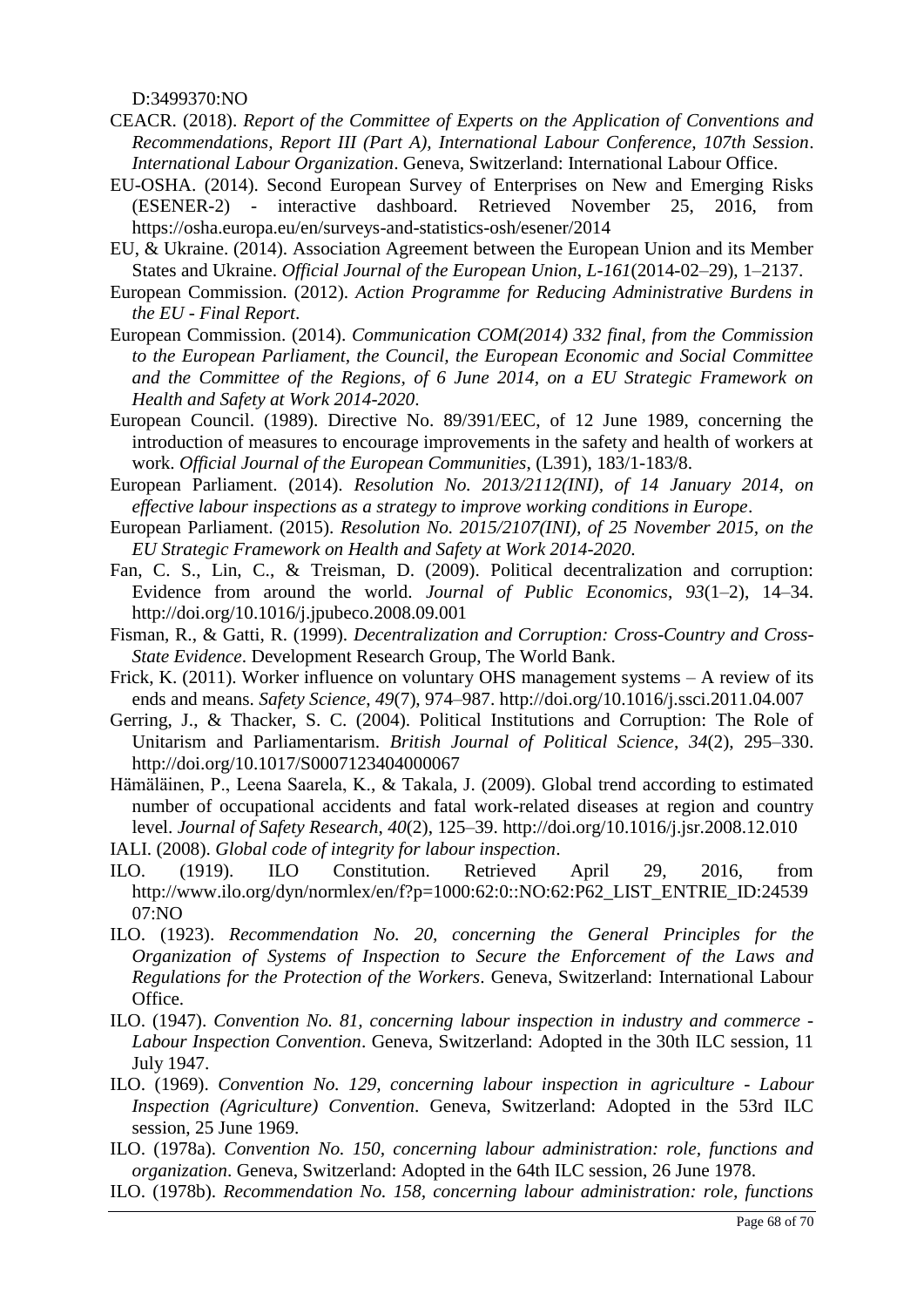D:3499370:NO

CEACR. (2018). *Report of the Committee of Experts on the Application of Conventions and Recommendations, Report III (Part A), International Labour Conference, 107th Session*. *International Labour Organization*. Geneva, Switzerland: International Labour Office.

EU-OSHA. (2014). Second European Survey of Enterprises on New and Emerging Risks (ESENER-2) - interactive dashboard. Retrieved November 25, 2016, from https://osha.europa.eu/en/surveys-and-statistics-osh/esener/2014

EU, & Ukraine. (2014). Association Agreement between the European Union and its Member States and Ukraine. *Official Journal of the European Union*, *L-161*(2014-02–29), 1–2137.

European Commission. (2012). *Action Programme for Reducing Administrative Burdens in the EU - Final Report*.

European Commission. (2014). *Communication COM(2014) 332 final, from the Commission to the European Parliament, the Council, the European Economic and Social Committee and the Committee of the Regions, of 6 June 2014, on a EU Strategic Framework on Health and Safety at Work 2014-2020*.

European Council. (1989). Directive No. 89/391/EEC, of 12 June 1989, concerning the introduction of measures to encourage improvements in the safety and health of workers at work. *Official Journal of the European Communities*, (L391), 183/1-183/8.

European Parliament. (2014). *Resolution No. 2013/2112(INI), of 14 January 2014, on effective labour inspections as a strategy to improve working conditions in Europe*.

European Parliament. (2015). *Resolution No. 2015/2107(INI), of 25 November 2015, on the EU Strategic Framework on Health and Safety at Work 2014-2020.*

Fan, C. S., Lin, C., & Treisman, D. (2009). Political decentralization and corruption: Evidence from around the world. *Journal of Public Economics*, *93*(1–2), 14–34. http://doi.org/10.1016/j.jpubeco.2008.09.001

Fisman, R., & Gatti, R. (1999). *Decentralization and Corruption: Cross-Country and Cross-State Evidence*. Development Research Group, The World Bank.

Frick, K. (2011). Worker influence on voluntary OHS management systems – A review of its ends and means. *Safety Science*, *49*(7), 974–987. http://doi.org/10.1016/j.ssci.2011.04.007

Gerring, J., & Thacker, S. C. (2004). Political Institutions and Corruption: The Role of Unitarism and Parliamentarism. *British Journal of Political Science*, *34*(2), 295–330. http://doi.org/10.1017/S0007123404000067

Hämäläinen, P., Leena Saarela, K., & Takala, J. (2009). Global trend according to estimated number of occupational accidents and fatal work-related diseases at region and country level. *Journal of Safety Research*, *40*(2), 125–39. http://doi.org/10.1016/j.jsr.2008.12.010

IALI. (2008). *Global code of integrity for labour inspection*.

ILO. (1919). ILO Constitution. Retrieved April 29, 2016, from http://www.ilo.org/dyn/normlex/en/f?p=1000:62:0::NO:62:P62_LIST_ENTRIE_ID:2453907:NO

ILO. (1923). *Recommendation No. 20, concerning the General Principles for the Organization of Systems of Inspection to Secure the Enforcement of the Laws and Regulations for the Protection of the Workers*. Geneva, Switzerland: International Labour Office.

ILO. (1947). *Convention No. 81, concerning labour inspection in industry and commerce - Labour Inspection Convention*. Geneva, Switzerland: Adopted in the 30th ILC session, 11 July 1947.

ILO. (1969). *Convention No. 129, concerning labour inspection in agriculture - Labour Inspection (Agriculture) Convention*. Geneva, Switzerland: Adopted in the 53rd ILC session, 25 June 1969.

ILO. (1978a). *Convention No. 150, concerning labour administration: role, functions and organization*. Geneva, Switzerland: Adopted in the 64th ILC session, 26 June 1978.

ILO. (1978b). *Recommendation No. 158, concerning labour administration: role, functions*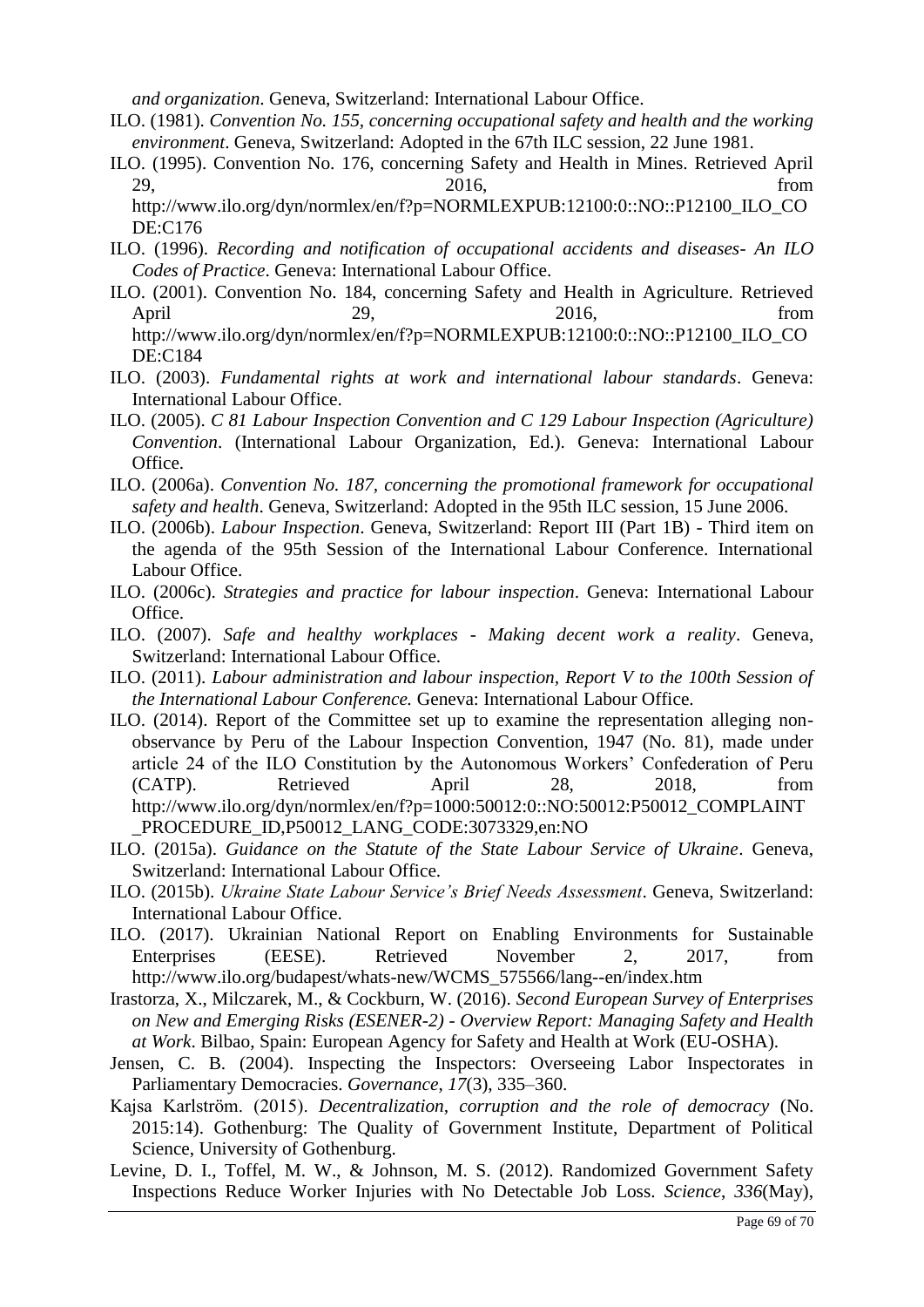*and organization*. Geneva, Switzerland: International Labour Office.

ILO. (1981). *Convention No. 155, concerning occupational safety and health and the working environment*. Geneva, Switzerland: Adopted in the 67th ILC session, 22 June 1981.

ILO. (1995). Convention No. 176, concerning Safety and Health in Mines. Retrieved April 29, 2016, from http://www.ilo.org/dyn/normlex/en/f?p=NORMLEXPUB:12100:0::NO::P12100_ILO_CODE:C176

ILO. (1996). *Recording and notification of occupational accidents and diseases- An ILO Codes of Practice*. Geneva: International Labour Office.

ILO. (2001). Convention No. 184, concerning Safety and Health in Agriculture. Retrieved April 29, 2016, from http://www.ilo.org/dyn/normlex/en/f?p=NORMLEXPUB:12100:0::NO::P12100_ILO_CODE:C184

ILO. (2003). *Fundamental rights at work and international labour standards*. Geneva: International Labour Office.

ILO. (2005). *C 81 Labour Inspection Convention and C 129 Labour Inspection (Agriculture) Convention*. (International Labour Organization, Ed.). Geneva: International Labour Office.

ILO. (2006a). *Convention No. 187, concerning the promotional framework for occupational safety and health*. Geneva, Switzerland: Adopted in the 95th ILC session, 15 June 2006.

ILO. (2006b). *Labour Inspection*. Geneva, Switzerland: Report III (Part 1B) - Third item on the agenda of the 95th Session of the International Labour Conference. International Labour Office.

ILO. (2006c). *Strategies and practice for labour inspection*. Geneva: International Labour Office.

ILO. (2007). *Safe and healthy workplaces - Making decent work a reality*. Geneva, Switzerland: International Labour Office.

ILO. (2011). *Labour administration and labour inspection, Report V to the 100th Session of the International Labour Conference.* Geneva: International Labour Office.

ILO. (2014). Report of the Committee set up to examine the representation alleging non-observance by Peru of the Labour Inspection Convention, 1947 (No. 81), made under article 24 of the ILO Constitution by the Autonomous Workers' Confederation of Peru (CATP). Retrieved April 28, 2018, from http://www.ilo.org/dyn/normlex/en/f?p=1000:50012:0::NO:50012:P50012_COMPLAINT_PROCEDURE_ID,P50012_LANG_CODE:3073329,en:NO

ILO. (2015a). *Guidance on the Statute of the State Labour Service of Ukraine*. Geneva, Switzerland: International Labour Office.

ILO. (2015b). *Ukraine State Labour Service's Brief Needs Assessment*. Geneva, Switzerland: International Labour Office.

ILO. (2017). Ukrainian National Report on Enabling Environments for Sustainable Enterprises (EESE). Retrieved November 2, 2017, from http://www.ilo.org/budapest/whats-new/WCMS_575566/lang--en/index.htm

Irastorza, X., Milczarek, M., & Cockburn, W. (2016). *Second European Survey of Enterprises on New and Emerging Risks (ESENER-2) - Overview Report: Managing Safety and Health at Work*. Bilbao, Spain: European Agency for Safety and Health at Work (EU-OSHA).

Jensen, C. B. (2004). Inspecting the Inspectors: Overseeing Labor Inspectorates in Parliamentary Democracies. *Governance*, *17*(3), 335–360.

Kajsa Karlström. (2015). *Decentralization, corruption and the role of democracy* (No. 2015:14). Gothenburg: The Quality of Government Institute, Department of Political Science, University of Gothenburg.

Levine, D. I., Toffel, M. W., & Johnson, M. S. (2012). Randomized Government Safety Inspections Reduce Worker Injuries with No Detectable Job Loss. *Science*, *336*(May),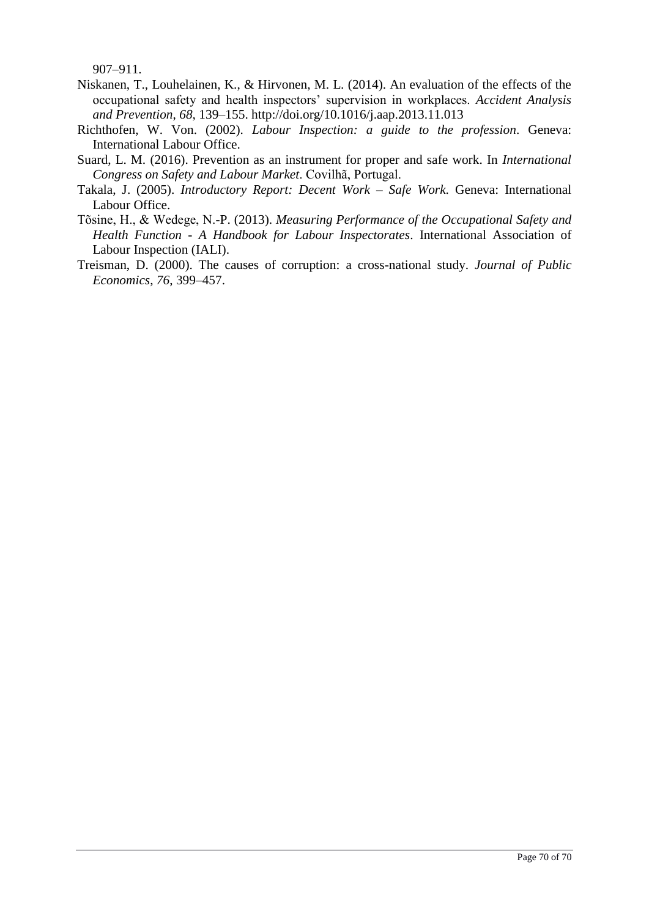907–911.

Niskanen, T., Louhelainen, K., & Hirvonen, M. L. (2014). An evaluation of the effects of the occupational safety and health inspectors' supervision in workplaces. *Accident Analysis and Prevention*, *68*, 139–155. http://doi.org/10.1016/j.aap.2013.11.013

Richthofen, W. Von. (2002). *Labour Inspection: a guide to the profession*. Geneva: International Labour Office.

Suard, L. M. (2016). Prevention as an instrument for proper and safe work. In *International Congress on Safety and Labour Market*. Covilhã, Portugal.

Takala, J. (2005). *Introductory Report: Decent Work – Safe Work.* Geneva: International Labour Office.

Tõsine, H., & Wedege, N.-P. (2013). *Measuring Performance of the Occupational Safety and Health Function - A Handbook for Labour Inspectorates*. International Association of Labour Inspection (IALI).

Treisman, D. (2000). The causes of corruption: a cross-national study. *Journal of Public Economics*, *76*, 399–457.